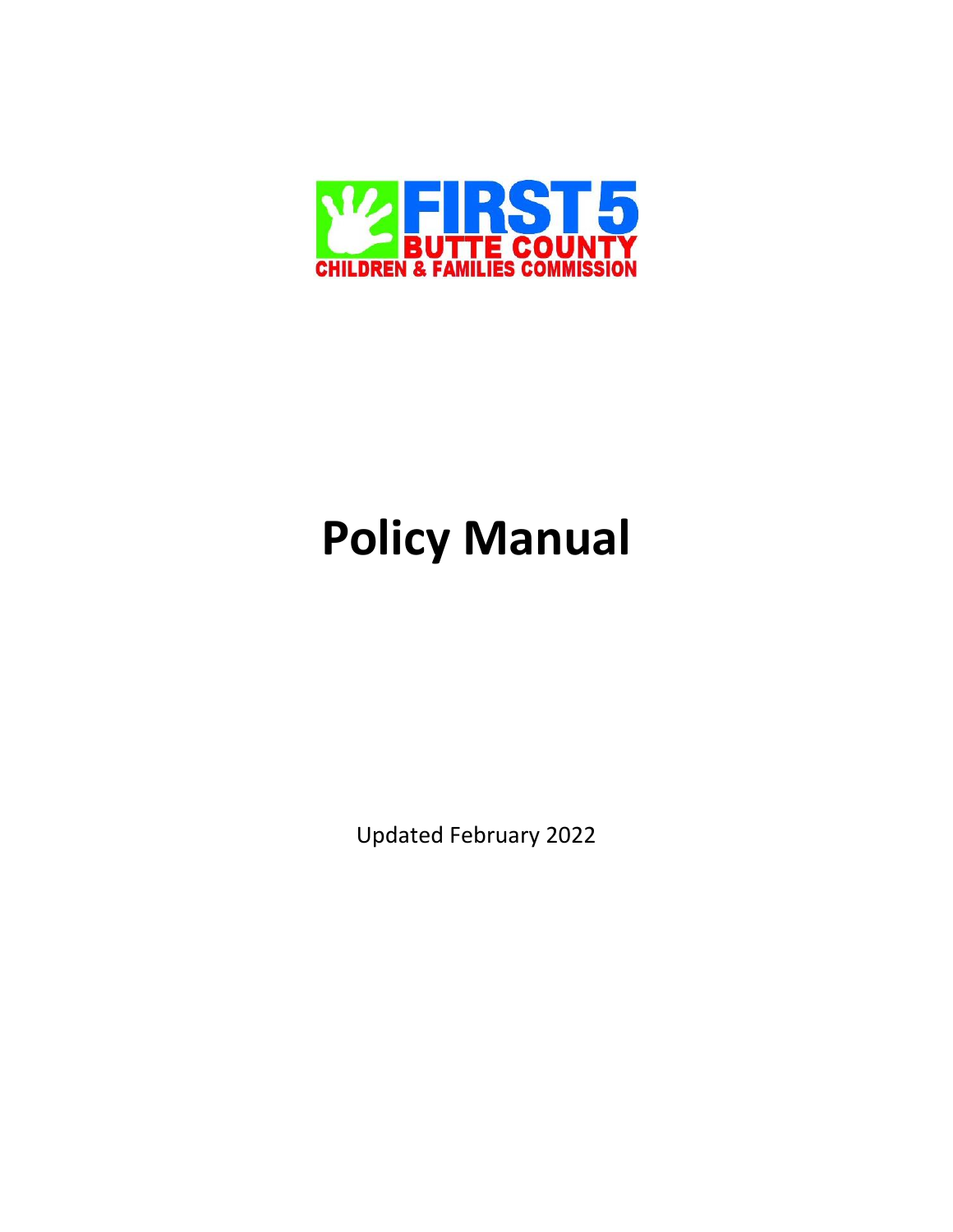FIRST 5 BUTTE COUNTY
CHILDREN & FAMILIES COMMISSION

# Policy Manual

Updated February 2022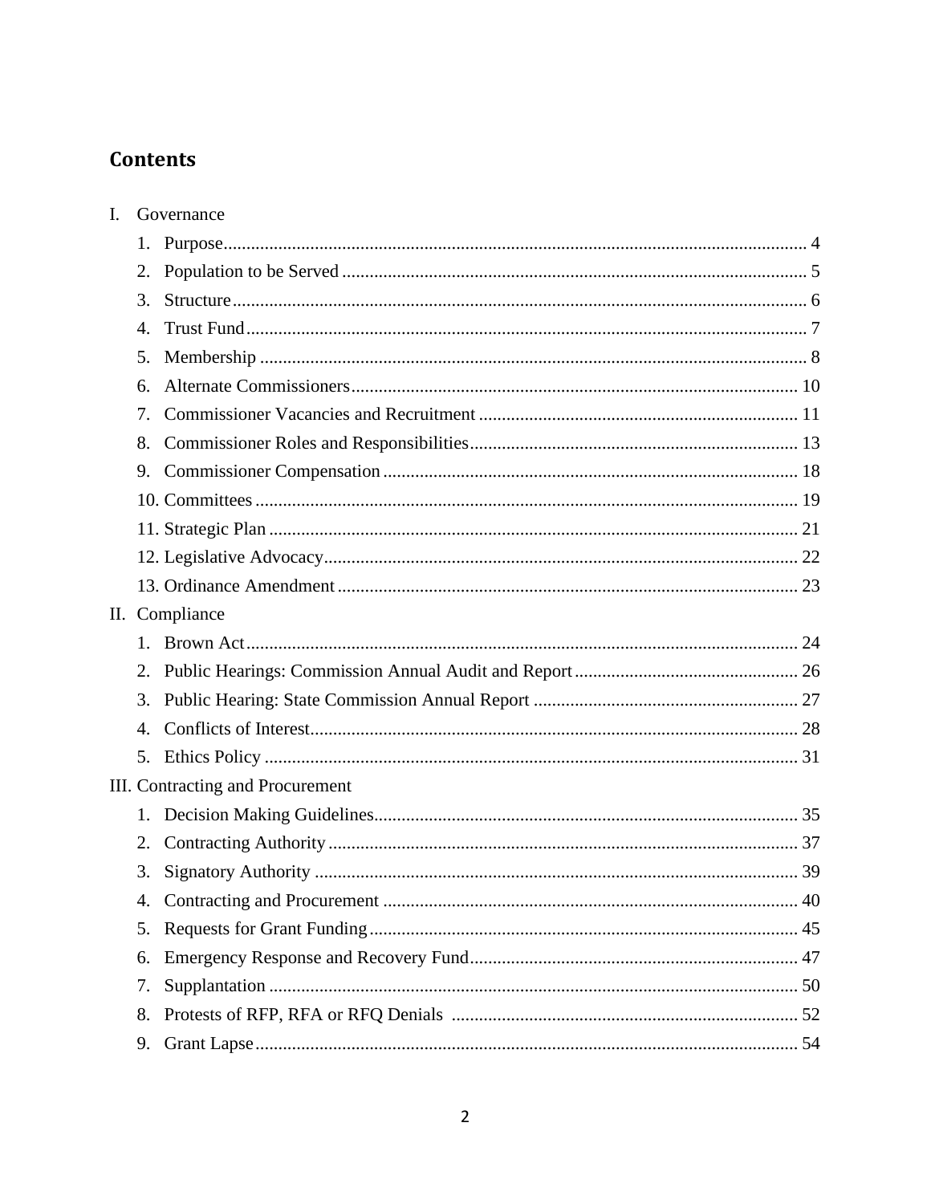## Contents

I. Governance

1. Purpose ........................................................................ 4
2. Population to be Served ........................................................ 5
3. Structure ...................................................................... 6
4. Trust Fund ..................................................................... 7
5. Membership ..................................................................... 8
6. Alternate Commissioners ........................................................ 10
7. Commissioner Vacancies and Recruitment ......................................... 11
8. Commissioner Roles and Responsibilities ........................................ 13
9. Commissioner Compensation ...................................................... 18
10. Committees .................................................................... 19
11. Strategic Plan ................................................................ 21
12. Legislative Advocacy .......................................................... 22
13. Ordinance Amendment ........................................................... 23

II. Compliance

1. Brown Act ...................................................................... 24
2. Public Hearings: Commission Annual Audit and Report ............................. 26
3. Public Hearing: State Commission Annual Report .................................. 27
4. Conflicts of Interest .......................................................... 28
5. Ethics Policy .................................................................. 31

III. Contracting and Procurement

1. Decision Making Guidelines ..................................................... 35
2. Contracting Authority .......................................................... 37
3. Signatory Authority ............................................................ 39
4. Contracting and Procurement .................................................... 40
5. Requests for Grant Funding ..................................................... 45
6. Emergency Response and Recovery Fund ........................................... 47
7. Supplantation .................................................................. 50
8. Protests of RFP, RFA or RFQ Denials ............................................ 52
9. Grant Lapse .................................................................... 54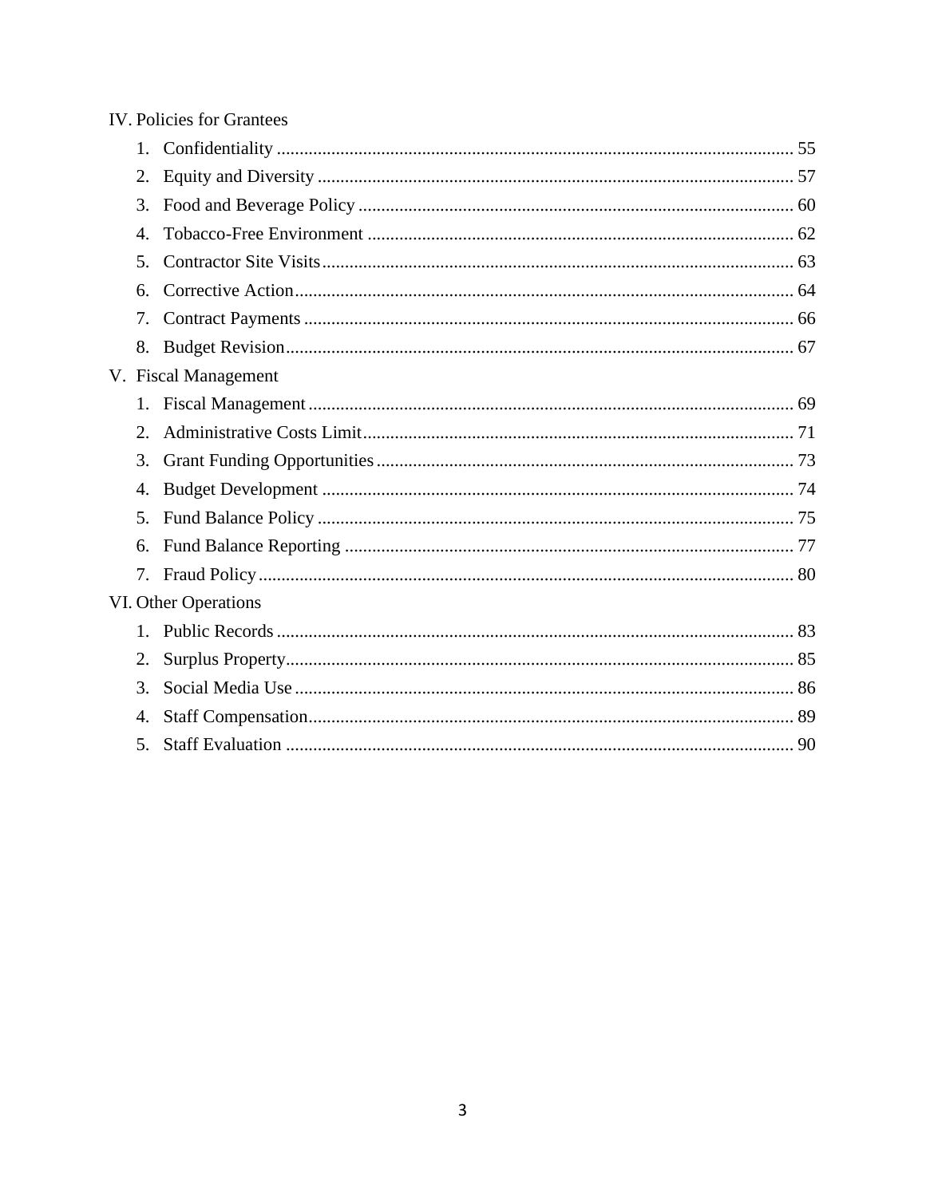IV. Policies for Grantees

1. Confidentiality .......... 55
2. Equity and Diversity .......... 57
3. Food and Beverage Policy .......... 60
4. Tobacco-Free Environment .......... 62
5. Contractor Site Visits .......... 63
6. Corrective Action .......... 64
7. Contract Payments .......... 66
8. Budget Revision .......... 67

V. Fiscal Management

1. Fiscal Management .......... 69
2. Administrative Costs Limit .......... 71
3. Grant Funding Opportunities .......... 73
4. Budget Development .......... 74
5. Fund Balance Policy .......... 75
6. Fund Balance Reporting .......... 77
7. Fraud Policy .......... 80

VI. Other Operations

1. Public Records .......... 83
2. Surplus Property .......... 85
3. Social Media Use .......... 86
4. Staff Compensation .......... 89
5. Staff Evaluation .......... 90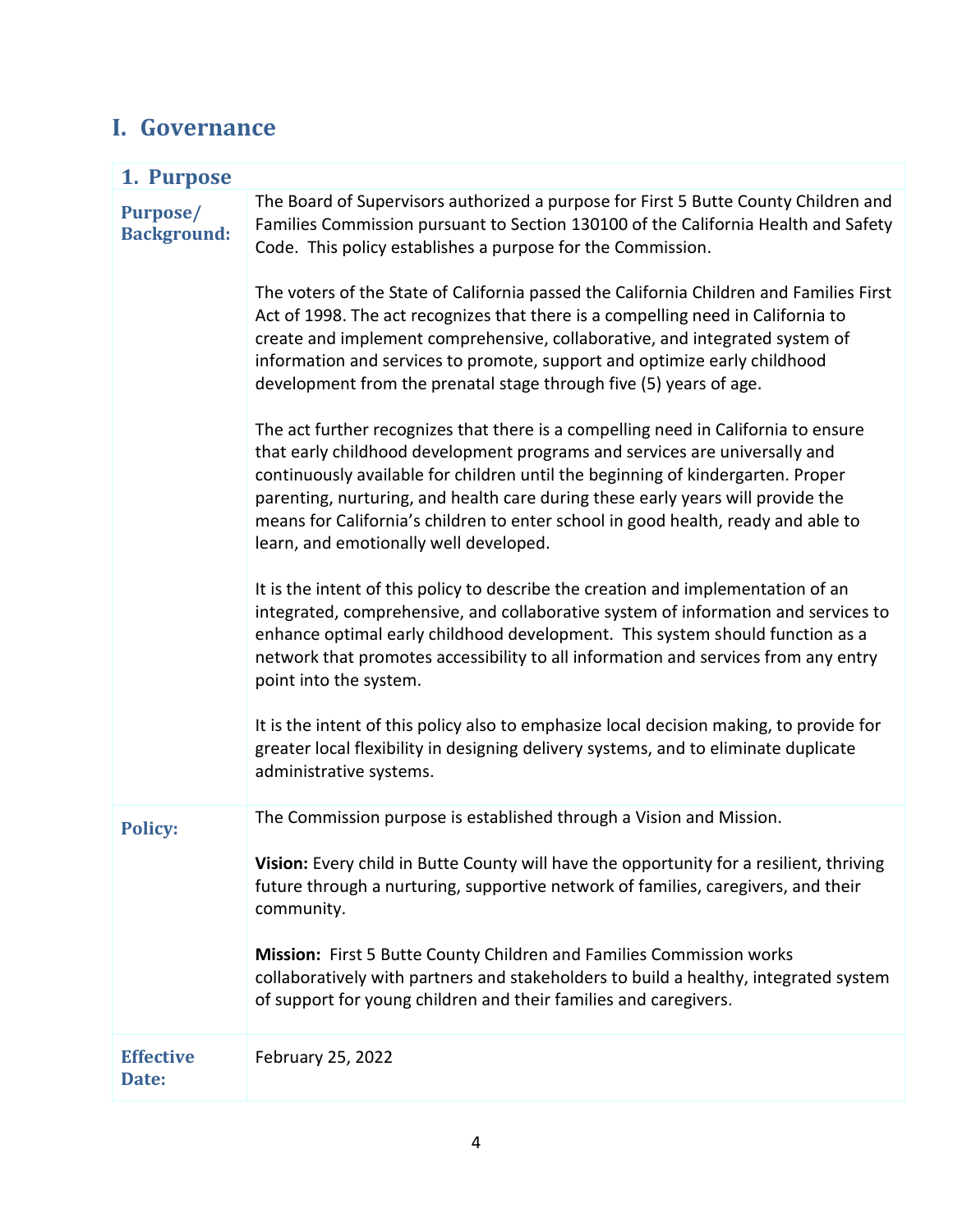# I. Governance

## 1. Purpose

| | |
|---|---|
| **Purpose/ Background:** | The Board of Supervisors authorized a purpose for First 5 Butte County Children and Families Commission pursuant to Section 130100 of the California Health and Safety Code. This policy establishes a purpose for the Commission.<br><br>The voters of the State of California passed the California Children and Families First Act of 1998. The act recognizes that there is a compelling need in California to create and implement comprehensive, collaborative, and integrated system of information and services to promote, support and optimize early childhood development from the prenatal stage through five (5) years of age.<br><br>The act further recognizes that there is a compelling need in California to ensure that early childhood development programs and services are universally and continuously available for children until the beginning of kindergarten. Proper parenting, nurturing, and health care during these early years will provide the means for California's children to enter school in good health, ready and able to learn, and emotionally well developed.<br><br>It is the intent of this policy to describe the creation and implementation of an integrated, comprehensive, and collaborative system of information and services to enhance optimal early childhood development. This system should function as a network that promotes accessibility to all information and services from any entry point into the system.<br><br>It is the intent of this policy also to emphasize local decision making, to provide for greater local flexibility in designing delivery systems, and to eliminate duplicate administrative systems. |
| **Policy:** | The Commission purpose is established through a Vision and Mission.<br><br>**Vision:** Every child in Butte County will have the opportunity for a resilient, thriving future through a nurturing, supportive network of families, caregivers, and their community.<br><br>**Mission:** First 5 Butte County Children and Families Commission works collaboratively with partners and stakeholders to build a healthy, integrated system of support for young children and their families and caregivers. |
| **Effective Date:** | February 25, 2022 |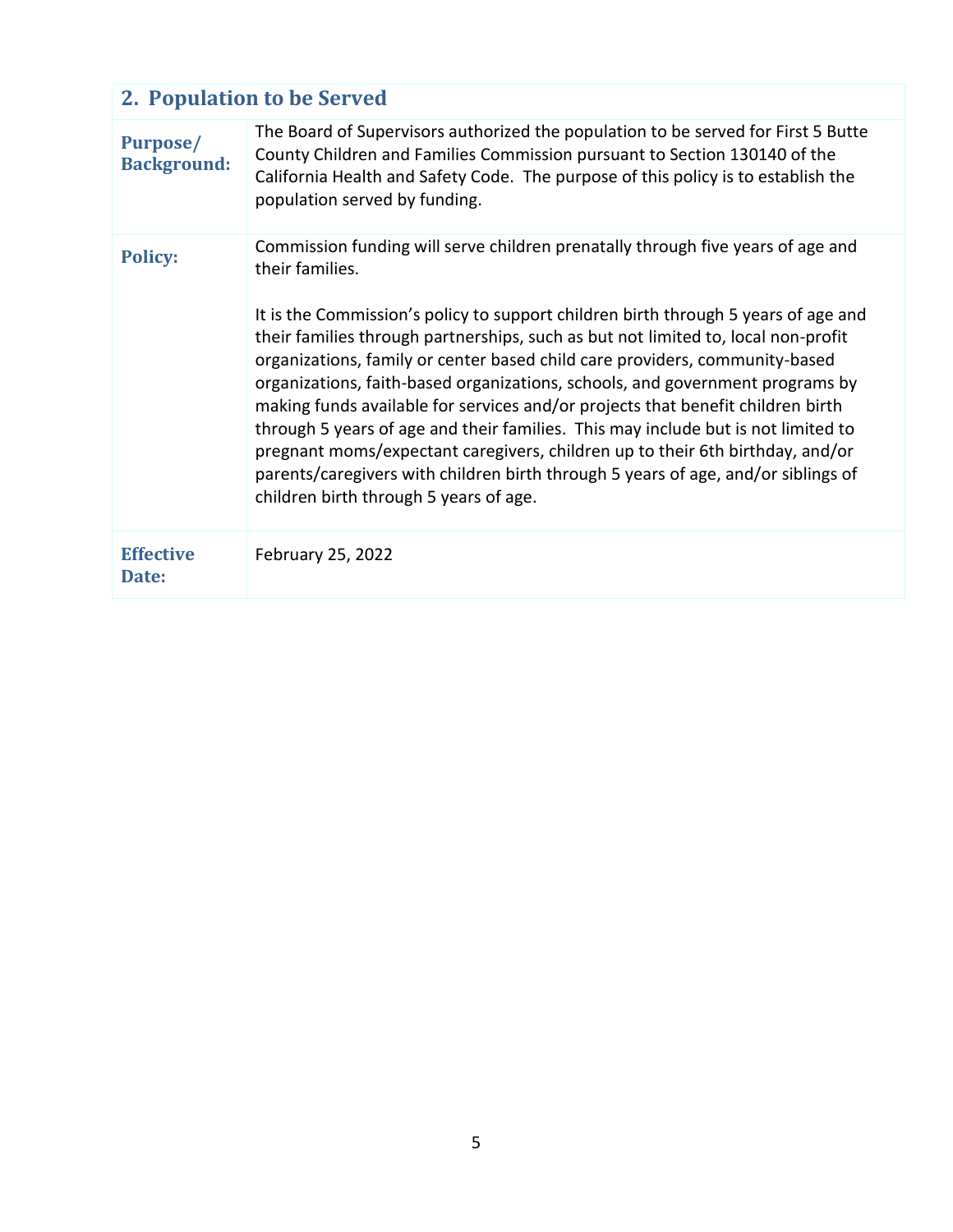## 2. Population to be Served

| | |
|---|---|
| **Purpose/ Background:** | The Board of Supervisors authorized the population to be served for First 5 Butte County Children and Families Commission pursuant to Section 130140 of the California Health and Safety Code. The purpose of this policy is to establish the population served by funding. |
| **Policy:** | Commission funding will serve children prenatally through five years of age and their families.<br><br>It is the Commission's policy to support children birth through 5 years of age and their families through partnerships, such as but not limited to, local non-profit organizations, family or center based child care providers, community-based organizations, faith-based organizations, schools, and government programs by making funds available for services and/or projects that benefit children birth through 5 years of age and their families. This may include but is not limited to pregnant moms/expectant caregivers, children up to their 6th birthday, and/or parents/caregivers with children birth through 5 years of age, and/or siblings of children birth through 5 years of age. |
| **Effective Date:** | February 25, 2022 |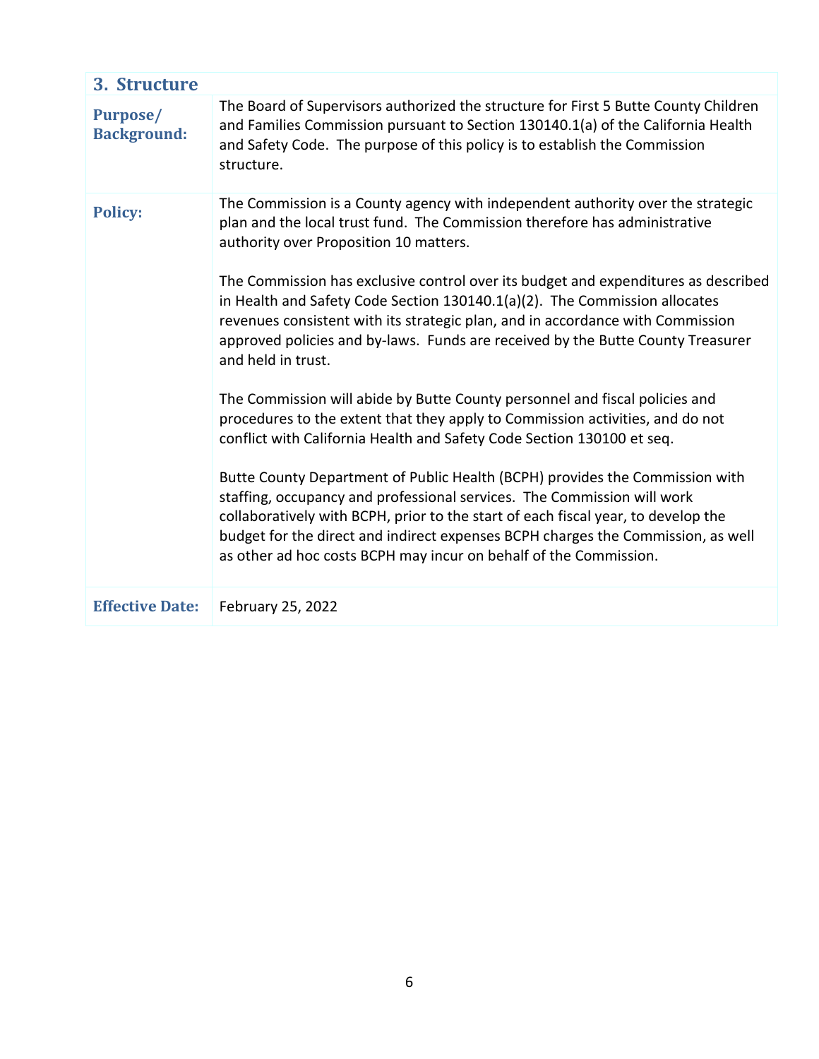## 3. Structure

| | |
|---|---|
| **Purpose/ Background:** | The Board of Supervisors authorized the structure for First 5 Butte County Children and Families Commission pursuant to Section 130140.1(a) of the California Health and Safety Code. The purpose of this policy is to establish the Commission structure. |
| **Policy:** | The Commission is a County agency with independent authority over the strategic plan and the local trust fund. The Commission therefore has administrative authority over Proposition 10 matters.<br><br>The Commission has exclusive control over its budget and expenditures as described in Health and Safety Code Section 130140.1(a)(2). The Commission allocates revenues consistent with its strategic plan, and in accordance with Commission approved policies and by-laws. Funds are received by the Butte County Treasurer and held in trust.<br><br>The Commission will abide by Butte County personnel and fiscal policies and procedures to the extent that they apply to Commission activities, and do not conflict with California Health and Safety Code Section 130100 et seq.<br><br>Butte County Department of Public Health (BCPH) provides the Commission with staffing, occupancy and professional services. The Commission will work collaboratively with BCPH, prior to the start of each fiscal year, to develop the budget for the direct and indirect expenses BCPH charges the Commission, as well as other ad hoc costs BCPH may incur on behalf of the Commission. |
| **Effective Date:** | February 25, 2022 |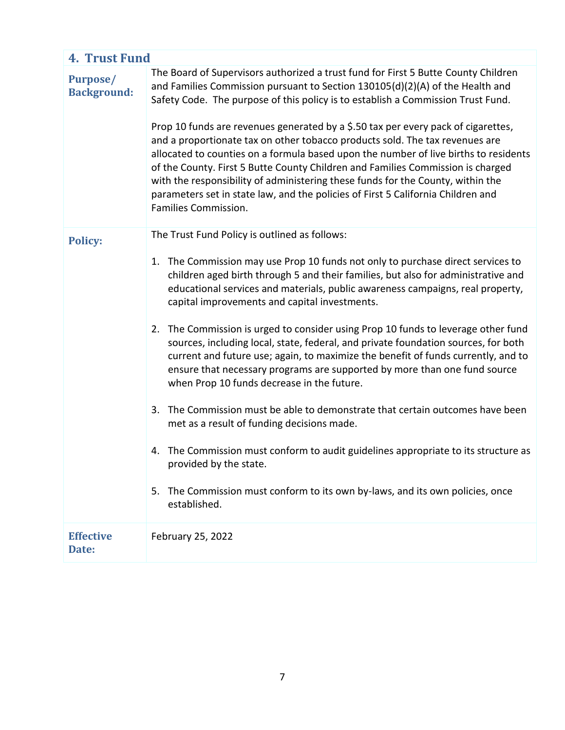## 4. Trust Fund

| | |
|---|---|
| **Purpose/ Background:** | The Board of Supervisors authorized a trust fund for First 5 Butte County Children and Families Commission pursuant to Section 130105(d)(2)(A) of the Health and Safety Code. The purpose of this policy is to establish a Commission Trust Fund.<br><br>Prop 10 funds are revenues generated by a $.50 tax per every pack of cigarettes, and a proportionate tax on other tobacco products sold. The tax revenues are allocated to counties on a formula based upon the number of live births to residents of the County. First 5 Butte County Children and Families Commission is charged with the responsibility of administering these funds for the County, within the parameters set in state law, and the policies of First 5 California Children and Families Commission. |
| **Policy:** | The Trust Fund Policy is outlined as follows:<br><br>1. The Commission may use Prop 10 funds not only to purchase direct services to children aged birth through 5 and their families, but also for administrative and educational services and materials, public awareness campaigns, real property, capital improvements and capital investments.<br><br>2. The Commission is urged to consider using Prop 10 funds to leverage other fund sources, including local, state, federal, and private foundation sources, for both current and future use; again, to maximize the benefit of funds currently, and to ensure that necessary programs are supported by more than one fund source when Prop 10 funds decrease in the future.<br><br>3. The Commission must be able to demonstrate that certain outcomes have been met as a result of funding decisions made.<br><br>4. The Commission must conform to audit guidelines appropriate to its structure as provided by the state.<br><br>5. The Commission must conform to its own by-laws, and its own policies, once established. |
| **Effective Date:** | February 25, 2022 |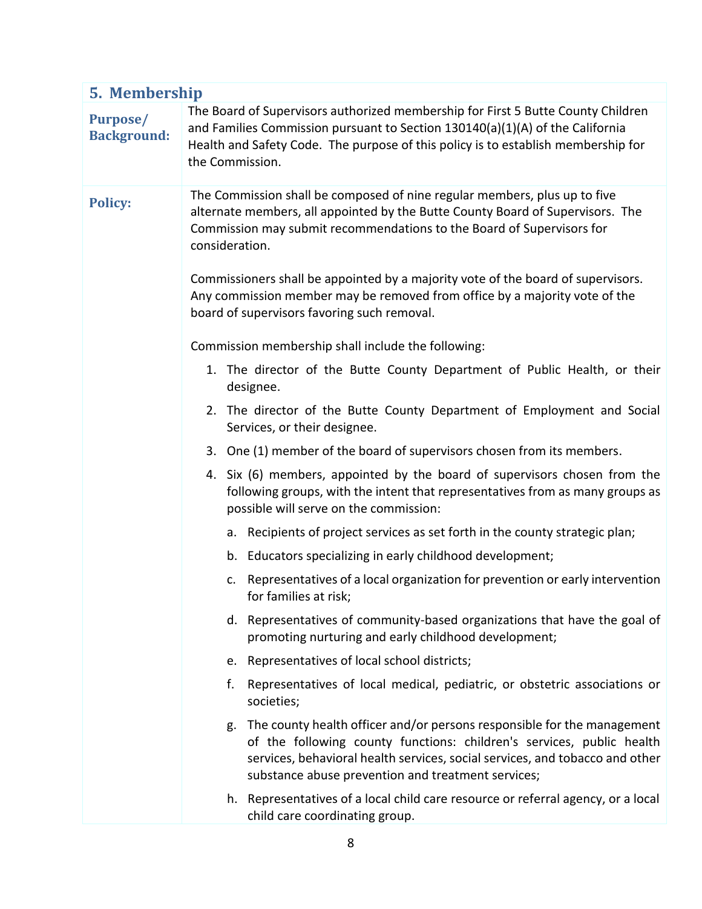## 5. Membership

**Purpose/ Background:**

The Board of Supervisors authorized membership for First 5 Butte County Children and Families Commission pursuant to Section 130140(a)(1)(A) of the California Health and Safety Code. The purpose of this policy is to establish membership for the Commission.

**Policy:**

The Commission shall be composed of nine regular members, plus up to five alternate members, all appointed by the Butte County Board of Supervisors. The Commission may submit recommendations to the Board of Supervisors for consideration.

Commissioners shall be appointed by a majority vote of the board of supervisors. Any commission member may be removed from office by a majority vote of the board of supervisors favoring such removal.

Commission membership shall include the following:

1. The director of the Butte County Department of Public Health, or their designee.
2. The director of the Butte County Department of Employment and Social Services, or their designee.
3. One (1) member of the board of supervisors chosen from its members.
4. Six (6) members, appointed by the board of supervisors chosen from the following groups, with the intent that representatives from as many groups as possible will serve on the commission:
   a. Recipients of project services as set forth in the county strategic plan;
   b. Educators specializing in early childhood development;
   c. Representatives of a local organization for prevention or early intervention for families at risk;
   d. Representatives of community-based organizations that have the goal of promoting nurturing and early childhood development;
   e. Representatives of local school districts;
   f. Representatives of local medical, pediatric, or obstetric associations or societies;
   g. The county health officer and/or persons responsible for the management of the following county functions: children's services, public health services, behavioral health services, social services, and tobacco and other substance abuse prevention and treatment services;
   h. Representatives of a local child care resource or referral agency, or a local child care coordinating group.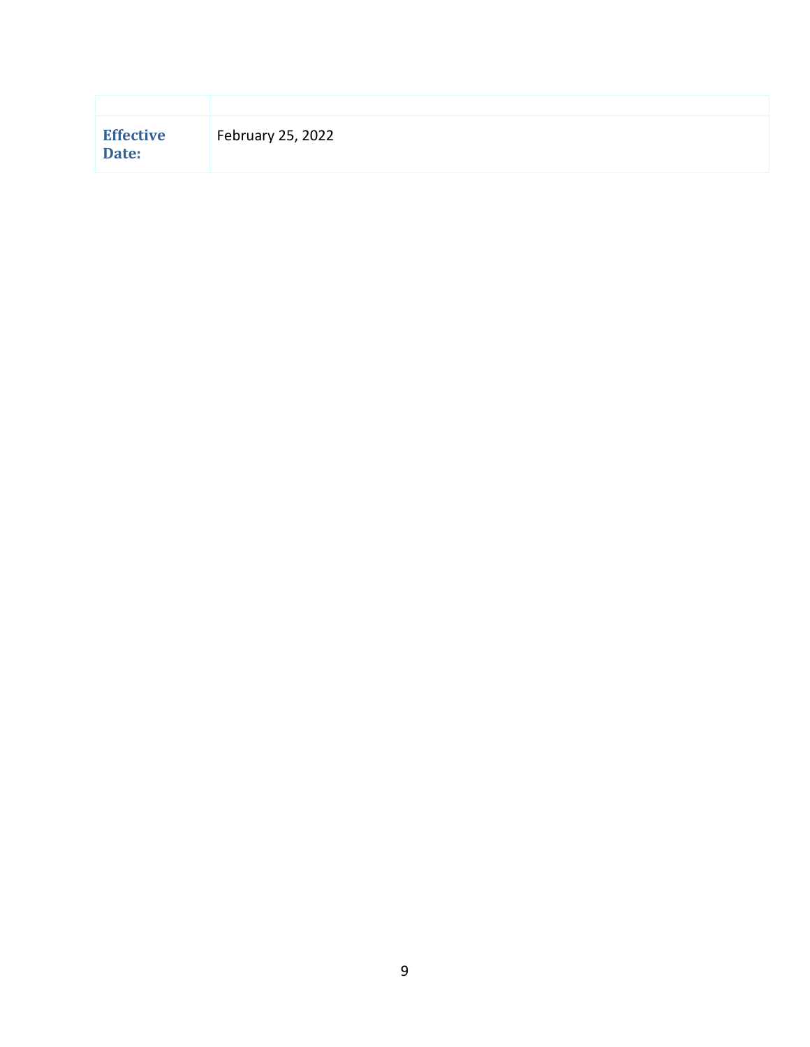| | |
|---|---|
| **Effective Date:** | February 25, 2022 |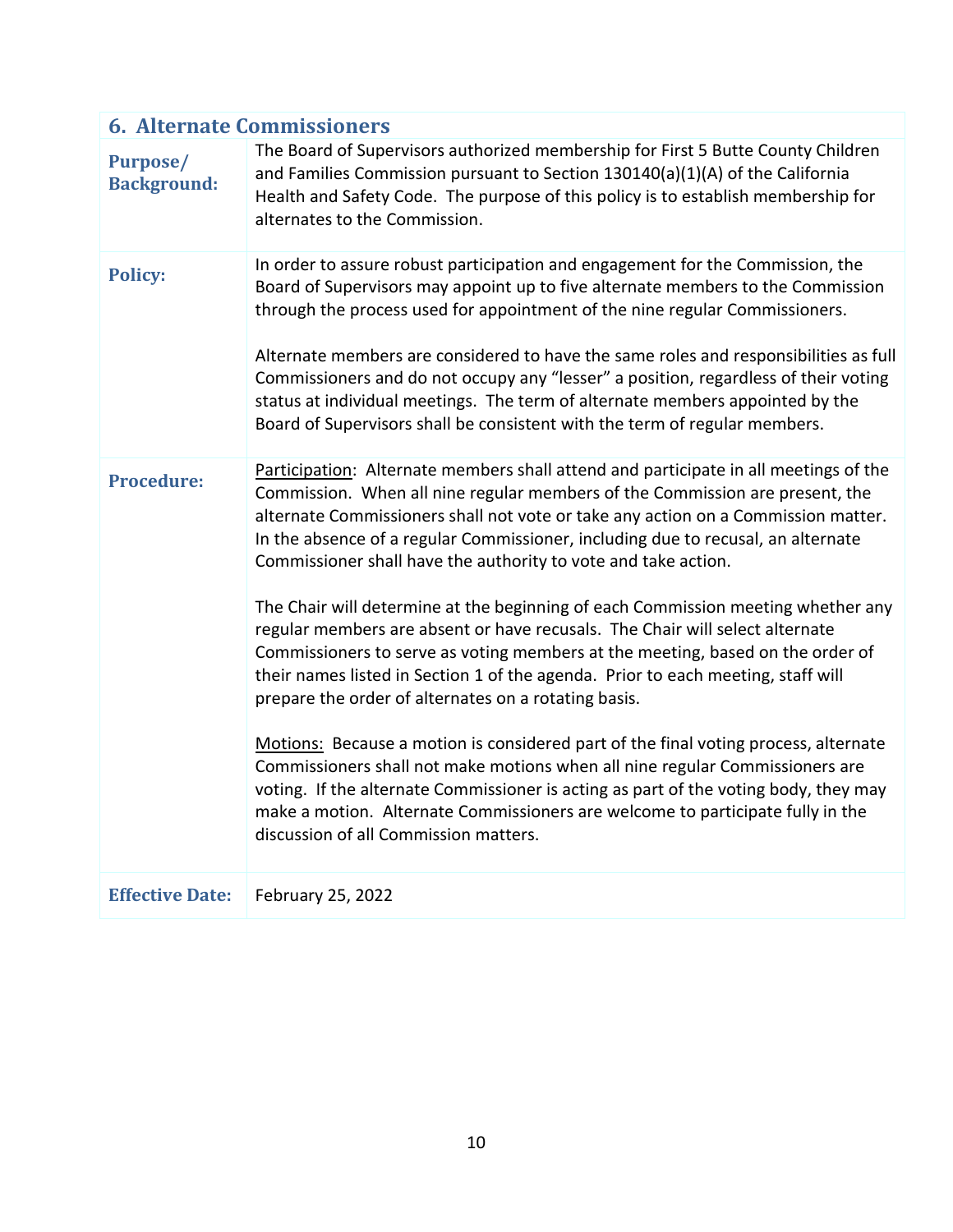## 6. Alternate Commissioners

| | |
|---|---|
| **Purpose/ Background:** | The Board of Supervisors authorized membership for First 5 Butte County Children and Families Commission pursuant to Section 130140(a)(1)(A) of the California Health and Safety Code. The purpose of this policy is to establish membership for alternates to the Commission. |
| **Policy:** | In order to assure robust participation and engagement for the Commission, the Board of Supervisors may appoint up to five alternate members to the Commission through the process used for appointment of the nine regular Commissioners.<br><br>Alternate members are considered to have the same roles and responsibilities as full Commissioners and do not occupy any "lesser" a position, regardless of their voting status at individual meetings. The term of alternate members appointed by the Board of Supervisors shall be consistent with the term of regular members. |
| **Procedure:** | <u>Participation</u>: Alternate members shall attend and participate in all meetings of the Commission. When all nine regular members of the Commission are present, the alternate Commissioners shall not vote or take any action on a Commission matter. In the absence of a regular Commissioner, including due to recusal, an alternate Commissioner shall have the authority to vote and take action.<br><br>The Chair will determine at the beginning of each Commission meeting whether any regular members are absent or have recusals. The Chair will select alternate Commissioners to serve as voting members at the meeting, based on the order of their names listed in Section 1 of the agenda. Prior to each meeting, staff will prepare the order of alternates on a rotating basis.<br><br><u>Motions:</u> Because a motion is considered part of the final voting process, alternate Commissioners shall not make motions when all nine regular Commissioners are voting. If the alternate Commissioner is acting as part of the voting body, they may make a motion. Alternate Commissioners are welcome to participate fully in the discussion of all Commission matters. |
| **Effective Date:** | February 25, 2022 |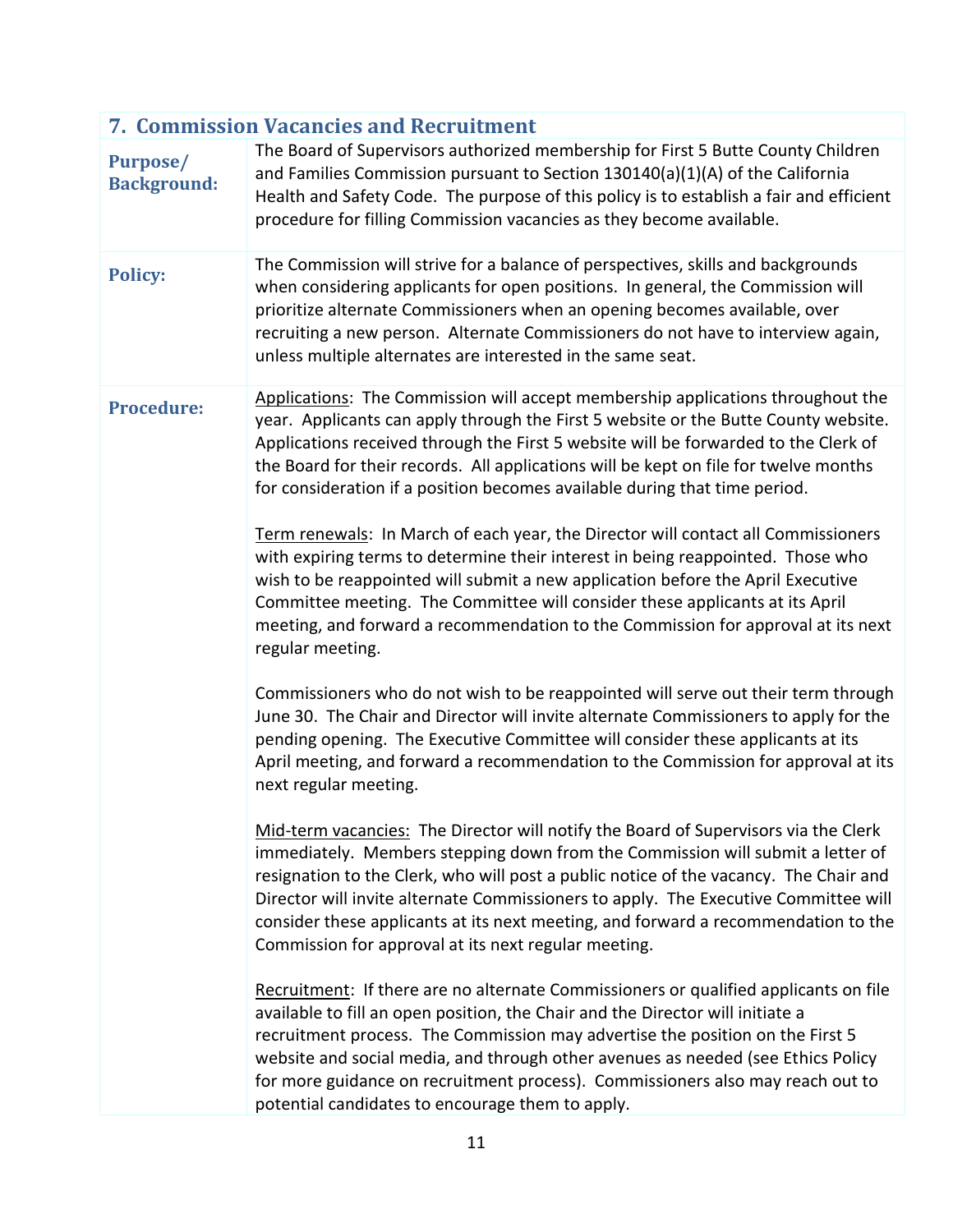## 7. Commission Vacancies and Recruitment

| | |
|---|---|
| **Purpose/ Background:** | The Board of Supervisors authorized membership for First 5 Butte County Children and Families Commission pursuant to Section 130140(a)(1)(A) of the California Health and Safety Code. The purpose of this policy is to establish a fair and efficient procedure for filling Commission vacancies as they become available. |
| **Policy:** | The Commission will strive for a balance of perspectives, skills and backgrounds when considering applicants for open positions. In general, the Commission will prioritize alternate Commissioners when an opening becomes available, over recruiting a new person. Alternate Commissioners do not have to interview again, unless multiple alternates are interested in the same seat. |
| **Procedure:** | <u>Applications</u>: The Commission will accept membership applications throughout the year. Applicants can apply through the First 5 website or the Butte County website. Applications received through the First 5 website will be forwarded to the Clerk of the Board for their records. All applications will be kept on file for twelve months for consideration if a position becomes available during that time period.<br><br><u>Term renewals</u>: In March of each year, the Director will contact all Commissioners with expiring terms to determine their interest in being reappointed. Those who wish to be reappointed will submit a new application before the April Executive Committee meeting. The Committee will consider these applicants at its April meeting, and forward a recommendation to the Commission for approval at its next regular meeting.<br><br>Commissioners who do not wish to be reappointed will serve out their term through June 30. The Chair and Director will invite alternate Commissioners to apply for the pending opening. The Executive Committee will consider these applicants at its April meeting, and forward a recommendation to the Commission for approval at its next regular meeting.<br><br><u>Mid-term vacancies:</u> The Director will notify the Board of Supervisors via the Clerk immediately. Members stepping down from the Commission will submit a letter of resignation to the Clerk, who will post a public notice of the vacancy. The Chair and Director will invite alternate Commissioners to apply. The Executive Committee will consider these applicants at its next meeting, and forward a recommendation to the Commission for approval at its next regular meeting.<br><br><u>Recruitment</u>: If there are no alternate Commissioners or qualified applicants on file available to fill an open position, the Chair and the Director will initiate a recruitment process. The Commission may advertise the position on the First 5 website and social media, and through other avenues as needed (see Ethics Policy for more guidance on recruitment process). Commissioners also may reach out to potential candidates to encourage them to apply. |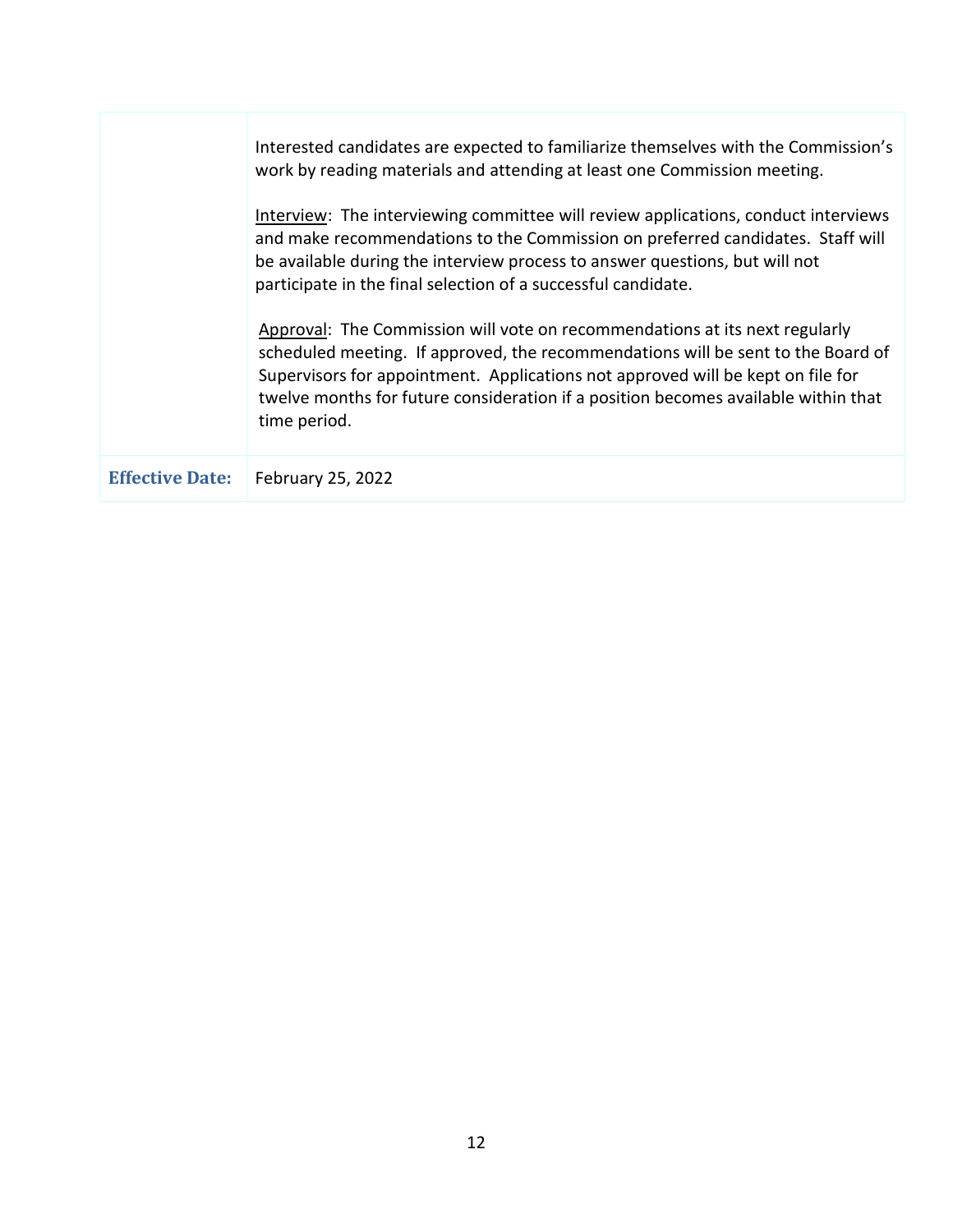| | |
|---|---|
| | Interested candidates are expected to familiarize themselves with the Commission's work by reading materials and attending at least one Commission meeting.<br><br>Interview: The interviewing committee will review applications, conduct interviews and make recommendations to the Commission on preferred candidates. Staff will be available during the interview process to answer questions, but will not participate in the final selection of a successful candidate.<br><br>Approval: The Commission will vote on recommendations at its next regularly scheduled meeting. If approved, the recommendations will be sent to the Board of Supervisors for appointment. Applications not approved will be kept on file for twelve months for future consideration if a position becomes available within that time period. |
| **Effective Date:** | February 25, 2022 |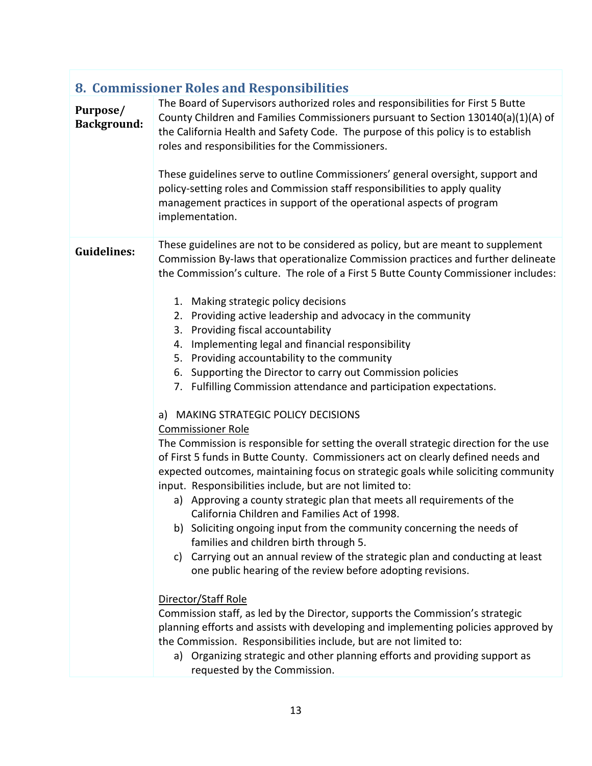## 8. Commissioner Roles and Responsibilities

**Purpose/ Background:**

The Board of Supervisors authorized roles and responsibilities for First 5 Butte County Children and Families Commissioners pursuant to Section 130140(a)(1)(A) of the California Health and Safety Code. The purpose of this policy is to establish roles and responsibilities for the Commissioners.

These guidelines serve to outline Commissioners' general oversight, support and policy-setting roles and Commission staff responsibilities to apply quality management practices in support of the operational aspects of program implementation.

**Guidelines:**

These guidelines are not to be considered as policy, but are meant to supplement Commission By-laws that operationalize Commission practices and further delineate the Commission's culture. The role of a First 5 Butte County Commissioner includes:

1. Making strategic policy decisions
2. Providing active leadership and advocacy in the community
3. Providing fiscal accountability
4. Implementing legal and financial responsibility
5. Providing accountability to the community
6. Supporting the Director to carry out Commission policies
7. Fulfilling Commission attendance and participation expectations.

a) MAKING STRATEGIC POLICY DECISIONS

Commissioner Role

The Commission is responsible for setting the overall strategic direction for the use of First 5 funds in Butte County. Commissioners act on clearly defined needs and expected outcomes, maintaining focus on strategic goals while soliciting community input. Responsibilities include, but are not limited to:

a) Approving a county strategic plan that meets all requirements of the California Children and Families Act of 1998.
b) Soliciting ongoing input from the community concerning the needs of families and children birth through 5.
c) Carrying out an annual review of the strategic plan and conducting at least one public hearing of the review before adopting revisions.

Director/Staff Role

Commission staff, as led by the Director, supports the Commission's strategic planning efforts and assists with developing and implementing policies approved by the Commission. Responsibilities include, but are not limited to:

a) Organizing strategic and other planning efforts and providing support as requested by the Commission.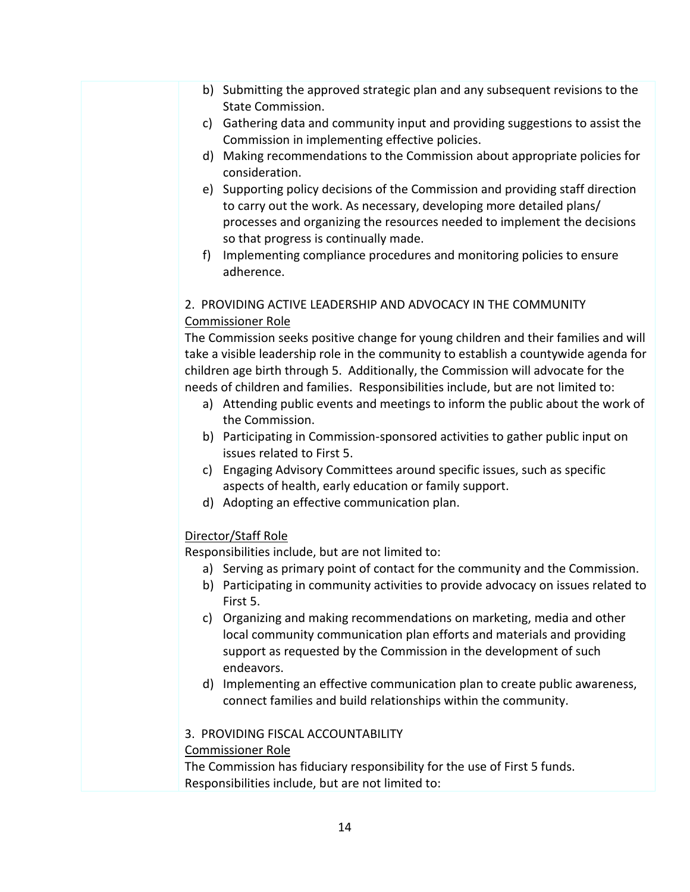b) Submitting the approved strategic plan and any subsequent revisions to the State Commission.
c) Gathering data and community input and providing suggestions to assist the Commission in implementing effective policies.
d) Making recommendations to the Commission about appropriate policies for consideration.
e) Supporting policy decisions of the Commission and providing staff direction to carry out the work. As necessary, developing more detailed plans/ processes and organizing the resources needed to implement the decisions so that progress is continually made.
f) Implementing compliance procedures and monitoring policies to ensure adherence.

2. PROVIDING ACTIVE LEADERSHIP AND ADVOCACY IN THE COMMUNITY

Commissioner Role

The Commission seeks positive change for young children and their families and will take a visible leadership role in the community to establish a countywide agenda for children age birth through 5. Additionally, the Commission will advocate for the needs of children and families. Responsibilities include, but are not limited to:

a) Attending public events and meetings to inform the public about the work of the Commission.
b) Participating in Commission-sponsored activities to gather public input on issues related to First 5.
c) Engaging Advisory Committees around specific issues, such as specific aspects of health, early education or family support.
d) Adopting an effective communication plan.

Director/Staff Role

Responsibilities include, but are not limited to:

a) Serving as primary point of contact for the community and the Commission.
b) Participating in community activities to provide advocacy on issues related to First 5.
c) Organizing and making recommendations on marketing, media and other local community communication plan efforts and materials and providing support as requested by the Commission in the development of such endeavors.
d) Implementing an effective communication plan to create public awareness, connect families and build relationships within the community.

3. PROVIDING FISCAL ACCOUNTABILITY

Commissioner Role

The Commission has fiduciary responsibility for the use of First 5 funds. Responsibilities include, but are not limited to: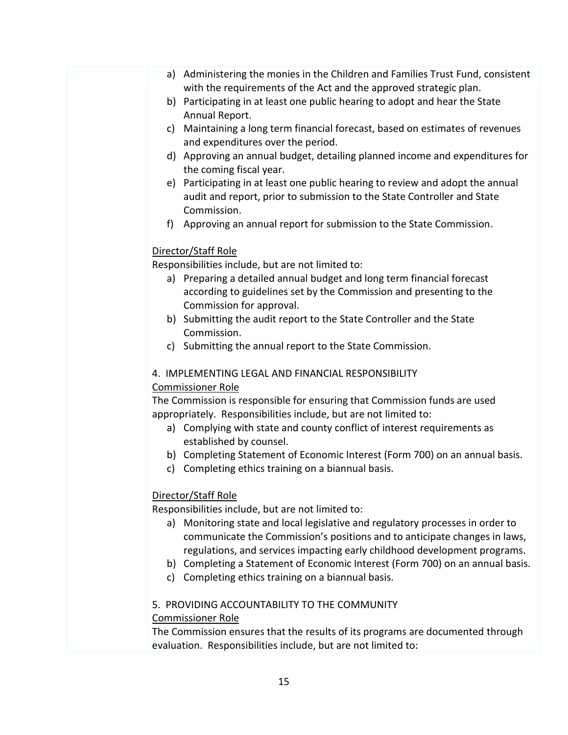a) Administering the monies in the Children and Families Trust Fund, consistent with the requirements of the Act and the approved strategic plan.
b) Participating in at least one public hearing to adopt and hear the State Annual Report.
c) Maintaining a long term financial forecast, based on estimates of revenues and expenditures over the period.
d) Approving an annual budget, detailing planned income and expenditures for the coming fiscal year.
e) Participating in at least one public hearing to review and adopt the annual audit and report, prior to submission to the State Controller and State Commission.
f) Approving an annual report for submission to the State Commission.

<u>Director/Staff Role</u>

Responsibilities include, but are not limited to:

a) Preparing a detailed annual budget and long term financial forecast according to guidelines set by the Commission and presenting to the Commission for approval.
b) Submitting the audit report to the State Controller and the State Commission.
c) Submitting the annual report to the State Commission.

4. IMPLEMENTING LEGAL AND FINANCIAL RESPONSIBILITY

<u>Commissioner Role</u>

The Commission is responsible for ensuring that Commission funds are used appropriately. Responsibilities include, but are not limited to:

a) Complying with state and county conflict of interest requirements as established by counsel.
b) Completing Statement of Economic Interest (Form 700) on an annual basis.
c) Completing ethics training on a biannual basis.

<u>Director/Staff Role</u>

Responsibilities include, but are not limited to:

a) Monitoring state and local legislative and regulatory processes in order to communicate the Commission's positions and to anticipate changes in laws, regulations, and services impacting early childhood development programs.
b) Completing a Statement of Economic Interest (Form 700) on an annual basis.
c) Completing ethics training on a biannual basis.

5. PROVIDING ACCOUNTABILITY TO THE COMMUNITY

<u>Commissioner Role</u>

The Commission ensures that the results of its programs are documented through evaluation. Responsibilities include, but are not limited to: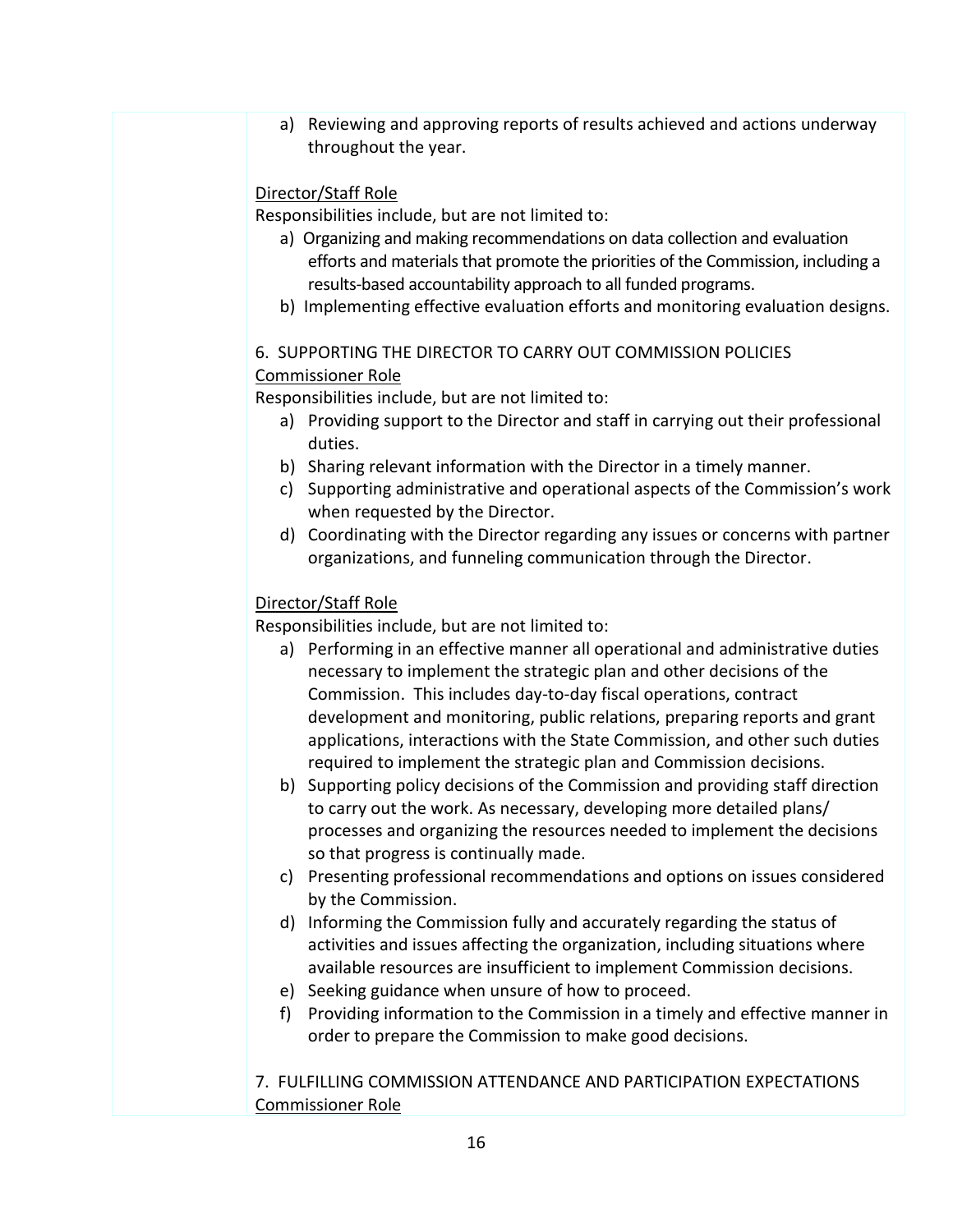a) Reviewing and approving reports of results achieved and actions underway throughout the year.

<u>Director/Staff Role</u>

Responsibilities include, but are not limited to:

a) Organizing and making recommendations on data collection and evaluation efforts and materials that promote the priorities of the Commission, including a results-based accountability approach to all funded programs.
b) Implementing effective evaluation efforts and monitoring evaluation designs.

6. SUPPORTING THE DIRECTOR TO CARRY OUT COMMISSION POLICIES

<u>Commissioner Role</u>

Responsibilities include, but are not limited to:

a) Providing support to the Director and staff in carrying out their professional duties.
b) Sharing relevant information with the Director in a timely manner.
c) Supporting administrative and operational aspects of the Commission's work when requested by the Director.
d) Coordinating with the Director regarding any issues or concerns with partner organizations, and funneling communication through the Director.

<u>Director/Staff Role</u>

Responsibilities include, but are not limited to:

a) Performing in an effective manner all operational and administrative duties necessary to implement the strategic plan and other decisions of the Commission. This includes day-to-day fiscal operations, contract development and monitoring, public relations, preparing reports and grant applications, interactions with the State Commission, and other such duties required to implement the strategic plan and Commission decisions.
b) Supporting policy decisions of the Commission and providing staff direction to carry out the work. As necessary, developing more detailed plans/ processes and organizing the resources needed to implement the decisions so that progress is continually made.
c) Presenting professional recommendations and options on issues considered by the Commission.
d) Informing the Commission fully and accurately regarding the status of activities and issues affecting the organization, including situations where available resources are insufficient to implement Commission decisions.
e) Seeking guidance when unsure of how to proceed.
f) Providing information to the Commission in a timely and effective manner in order to prepare the Commission to make good decisions.

7. FULFILLING COMMISSION ATTENDANCE AND PARTICIPATION EXPECTATIONS

<u>Commissioner Role</u>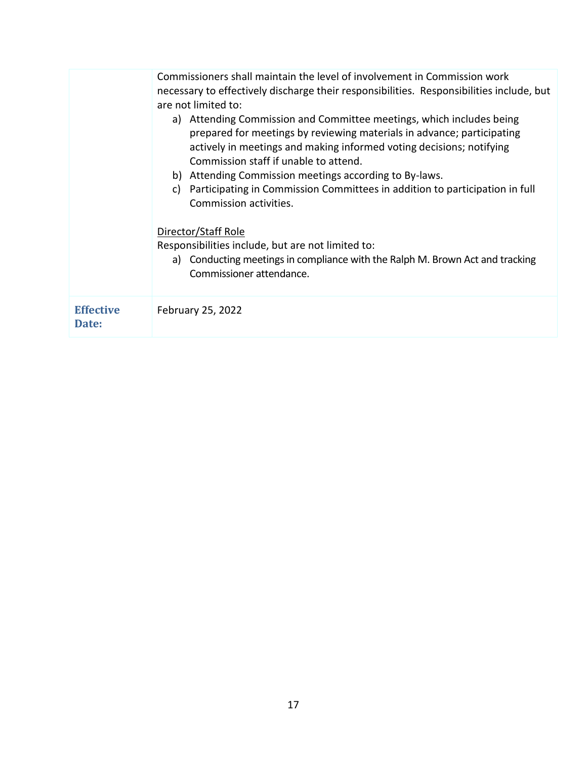|  |  |
|---|---|
|  | Commissioners shall maintain the level of involvement in Commission work necessary to effectively discharge their responsibilities. Responsibilities include, but are not limited to:<br>a) Attending Commission and Committee meetings, which includes being prepared for meetings by reviewing materials in advance; participating actively in meetings and making informed voting decisions; notifying Commission staff if unable to attend.<br>b) Attending Commission meetings according to By-laws.<br>c) Participating in Commission Committees in addition to participation in full Commission activities.<br><br><u>Director/Staff Role</u><br>Responsibilities include, but are not limited to:<br>a) Conducting meetings in compliance with the Ralph M. Brown Act and tracking Commissioner attendance. |
| **Effective Date:** | February 25, 2022 |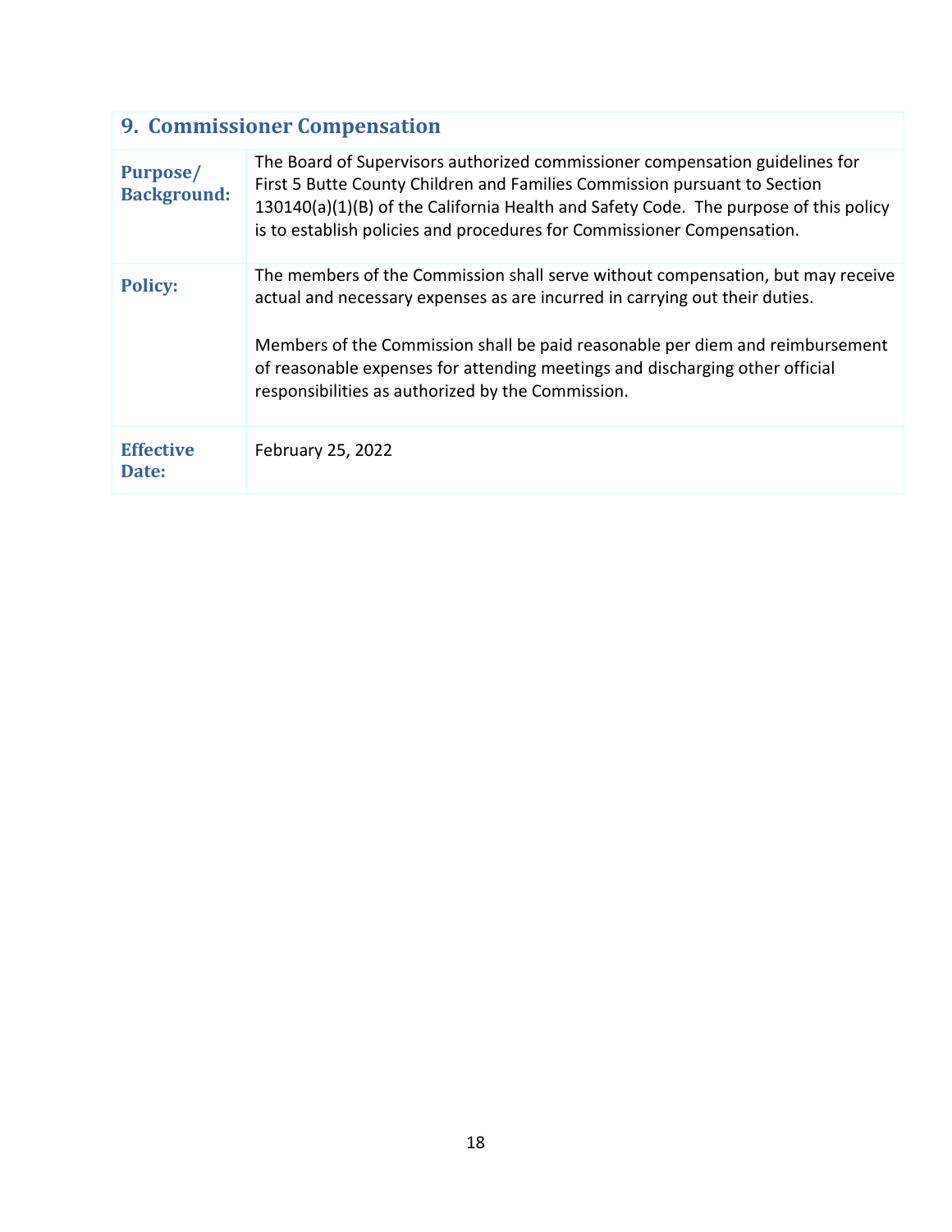## 9. Commissioner Compensation

| | |
|---|---|
| **Purpose/ Background:** | The Board of Supervisors authorized commissioner compensation guidelines for First 5 Butte County Children and Families Commission pursuant to Section 130140(a)(1)(B) of the California Health and Safety Code. The purpose of this policy is to establish policies and procedures for Commissioner Compensation. |
| **Policy:** | The members of the Commission shall serve without compensation, but may receive actual and necessary expenses as are incurred in carrying out their duties.<br><br>Members of the Commission shall be paid reasonable per diem and reimbursement of reasonable expenses for attending meetings and discharging other official responsibilities as authorized by the Commission. |
| **Effective Date:** | February 25, 2022 |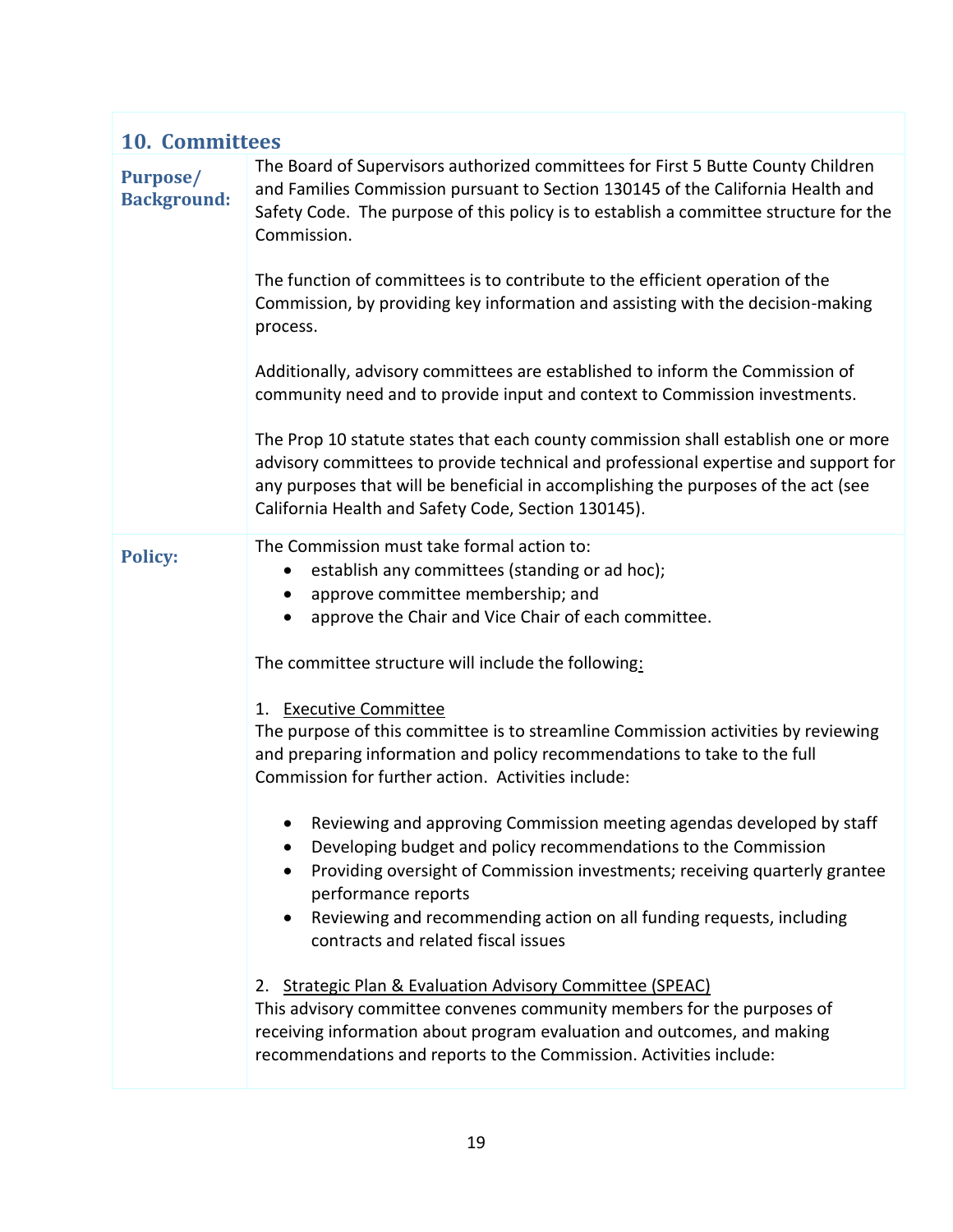## 10. Committees

**Purpose/ Background:**

The Board of Supervisors authorized committees for First 5 Butte County Children and Families Commission pursuant to Section 130145 of the California Health and Safety Code. The purpose of this policy is to establish a committee structure for the Commission.

The function of committees is to contribute to the efficient operation of the Commission, by providing key information and assisting with the decision-making process.

Additionally, advisory committees are established to inform the Commission of community need and to provide input and context to Commission investments.

The Prop 10 statute states that each county commission shall establish one or more advisory committees to provide technical and professional expertise and support for any purposes that will be beneficial in accomplishing the purposes of the act (see California Health and Safety Code, Section 130145).

**Policy:**

The Commission must take formal action to:

- establish any committees (standing or ad hoc);
- approve committee membership; and
- approve the Chair and Vice Chair of each committee.

The committee structure will include the following:

1. Executive Committee

The purpose of this committee is to streamline Commission activities by reviewing and preparing information and policy recommendations to take to the full Commission for further action. Activities include:

- Reviewing and approving Commission meeting agendas developed by staff
- Developing budget and policy recommendations to the Commission
- Providing oversight of Commission investments; receiving quarterly grantee performance reports
- Reviewing and recommending action on all funding requests, including contracts and related fiscal issues

2. Strategic Plan & Evaluation Advisory Committee (SPEAC)

This advisory committee convenes community members for the purposes of receiving information about program evaluation and outcomes, and making recommendations and reports to the Commission. Activities include: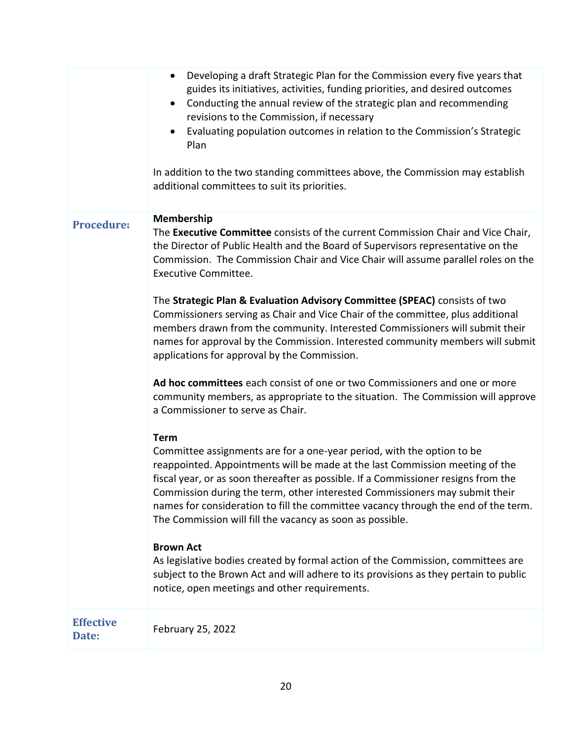| | |
|---|---|
| | • Developing a draft Strategic Plan for the Commission every five years that guides its initiatives, activities, funding priorities, and desired outcomes<br>• Conducting the annual review of the strategic plan and recommending revisions to the Commission, if necessary<br>• Evaluating population outcomes in relation to the Commission's Strategic Plan<br><br>In addition to the two standing committees above, the Commission may establish additional committees to suit its priorities. |
| **Procedure:** | **Membership**<br>The **Executive Committee** consists of the current Commission Chair and Vice Chair, the Director of Public Health and the Board of Supervisors representative on the Commission. The Commission Chair and Vice Chair will assume parallel roles on the Executive Committee.<br><br>The **Strategic Plan & Evaluation Advisory Committee (SPEAC)** consists of two Commissioners serving as Chair and Vice Chair of the committee, plus additional members drawn from the community. Interested Commissioners will submit their names for approval by the Commission. Interested community members will submit applications for approval by the Commission.<br><br>**Ad hoc committees** each consist of one or two Commissioners and one or more community members, as appropriate to the situation. The Commission will approve a Commissioner to serve as Chair.<br><br>**Term**<br>Committee assignments are for a one-year period, with the option to be reappointed. Appointments will be made at the last Commission meeting of the fiscal year, or as soon thereafter as possible. If a Commissioner resigns from the Commission during the term, other interested Commissioners may submit their names for consideration to fill the committee vacancy through the end of the term. The Commission will fill the vacancy as soon as possible.<br><br>**Brown Act**<br>As legislative bodies created by formal action of the Commission, committees are subject to the Brown Act and will adhere to its provisions as they pertain to public notice, open meetings and other requirements. |
| **Effective Date:** | February 25, 2022 |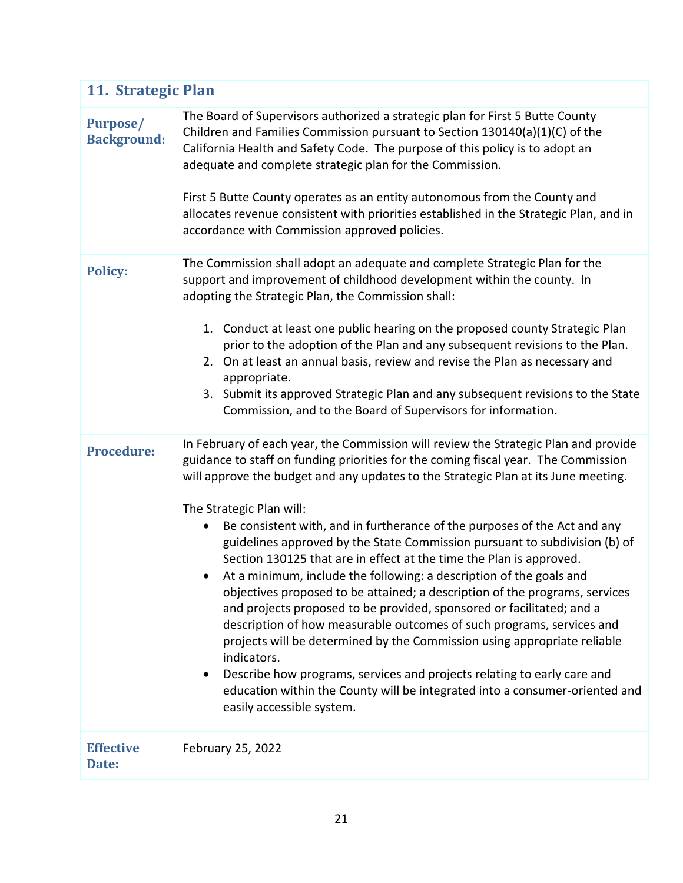## 11. Strategic Plan

| | |
|---|---|
| **Purpose/ Background:** | The Board of Supervisors authorized a strategic plan for First 5 Butte County Children and Families Commission pursuant to Section 130140(a)(1)(C) of the California Health and Safety Code. The purpose of this policy is to adopt an adequate and complete strategic plan for the Commission.<br><br>First 5 Butte County operates as an entity autonomous from the County and allocates revenue consistent with priorities established in the Strategic Plan, and in accordance with Commission approved policies. |
| **Policy:** | The Commission shall adopt an adequate and complete Strategic Plan for the support and improvement of childhood development within the county. In adopting the Strategic Plan, the Commission shall:<br><br>1. Conduct at least one public hearing on the proposed county Strategic Plan prior to the adoption of the Plan and any subsequent revisions to the Plan.<br>2. On at least an annual basis, review and revise the Plan as necessary and appropriate.<br>3. Submit its approved Strategic Plan and any subsequent revisions to the State Commission, and to the Board of Supervisors for information. |
| **Procedure:** | In February of each year, the Commission will review the Strategic Plan and provide guidance to staff on funding priorities for the coming fiscal year. The Commission will approve the budget and any updates to the Strategic Plan at its June meeting.<br><br>The Strategic Plan will:<br>• Be consistent with, and in furtherance of the purposes of the Act and any guidelines approved by the State Commission pursuant to subdivision (b) of Section 130125 that are in effect at the time the Plan is approved.<br>• At a minimum, include the following: a description of the goals and objectives proposed to be attained; a description of the programs, services and projects proposed to be provided, sponsored or facilitated; and a description of how measurable outcomes of such programs, services and projects will be determined by the Commission using appropriate reliable indicators.<br>• Describe how programs, services and projects relating to early care and education within the County will be integrated into a consumer-oriented and easily accessible system. |
| **Effective Date:** | February 25, 2022 |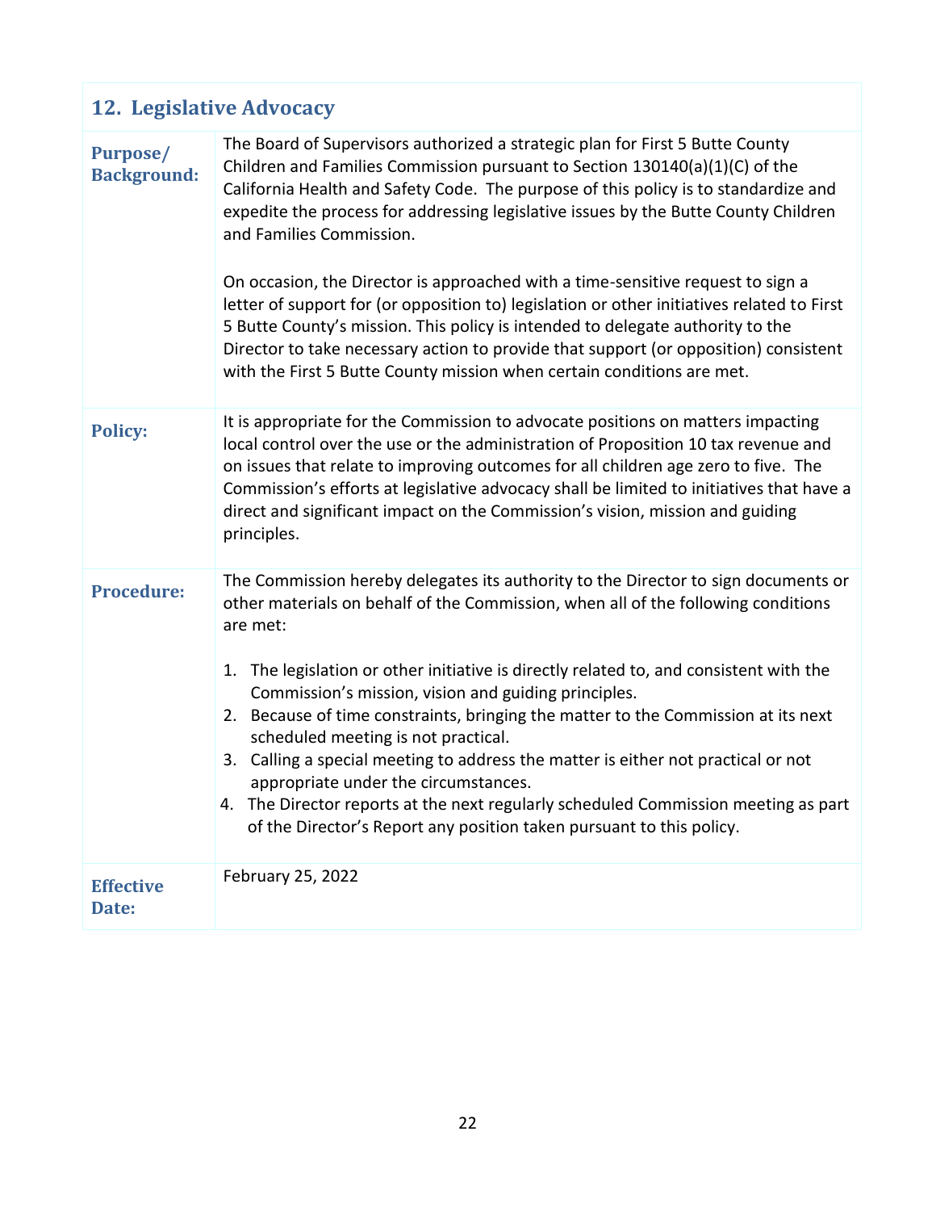## 12. Legislative Advocacy

| | |
|---|---|
| **Purpose/ Background:** | The Board of Supervisors authorized a strategic plan for First 5 Butte County Children and Families Commission pursuant to Section 130140(a)(1)(C) of the California Health and Safety Code. The purpose of this policy is to standardize and expedite the process for addressing legislative issues by the Butte County Children and Families Commission.<br><br>On occasion, the Director is approached with a time-sensitive request to sign a letter of support for (or opposition to) legislation or other initiatives related to First 5 Butte County's mission. This policy is intended to delegate authority to the Director to take necessary action to provide that support (or opposition) consistent with the First 5 Butte County mission when certain conditions are met. |
| **Policy:** | It is appropriate for the Commission to advocate positions on matters impacting local control over the use or the administration of Proposition 10 tax revenue and on issues that relate to improving outcomes for all children age zero to five. The Commission's efforts at legislative advocacy shall be limited to initiatives that have a direct and significant impact on the Commission's vision, mission and guiding principles. |
| **Procedure:** | The Commission hereby delegates its authority to the Director to sign documents or other materials on behalf of the Commission, when all of the following conditions are met:<br><br>1. The legislation or other initiative is directly related to, and consistent with the Commission's mission, vision and guiding principles.<br>2. Because of time constraints, bringing the matter to the Commission at its next scheduled meeting is not practical.<br>3. Calling a special meeting to address the matter is either not practical or not appropriate under the circumstances.<br>4. The Director reports at the next regularly scheduled Commission meeting as part of the Director's Report any position taken pursuant to this policy. |
| **Effective Date:** | February 25, 2022 |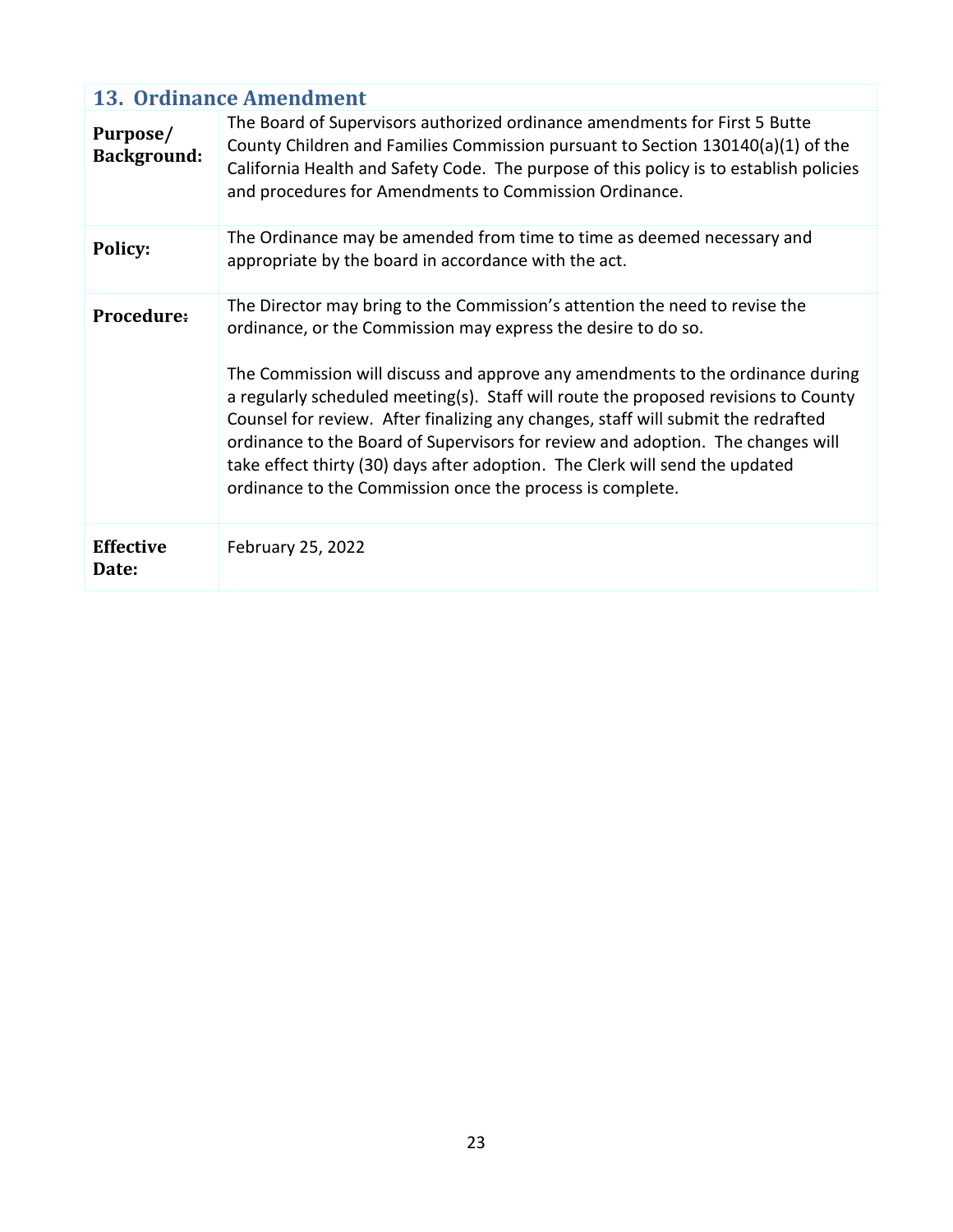## 13. Ordinance Amendment

| | |
|---|---|
| **Purpose/ Background:** | The Board of Supervisors authorized ordinance amendments for First 5 Butte County Children and Families Commission pursuant to Section 130140(a)(1) of the California Health and Safety Code. The purpose of this policy is to establish policies and procedures for Amendments to Commission Ordinance. |
| **Policy:** | The Ordinance may be amended from time to time as deemed necessary and appropriate by the board in accordance with the act. |
| **Procedure:** | The Director may bring to the Commission's attention the need to revise the ordinance, or the Commission may express the desire to do so.<br><br>The Commission will discuss and approve any amendments to the ordinance during a regularly scheduled meeting(s). Staff will route the proposed revisions to County Counsel for review. After finalizing any changes, staff will submit the redrafted ordinance to the Board of Supervisors for review and adoption. The changes will take effect thirty (30) days after adoption. The Clerk will send the updated ordinance to the Commission once the process is complete. |
| **Effective Date:** | February 25, 2022 |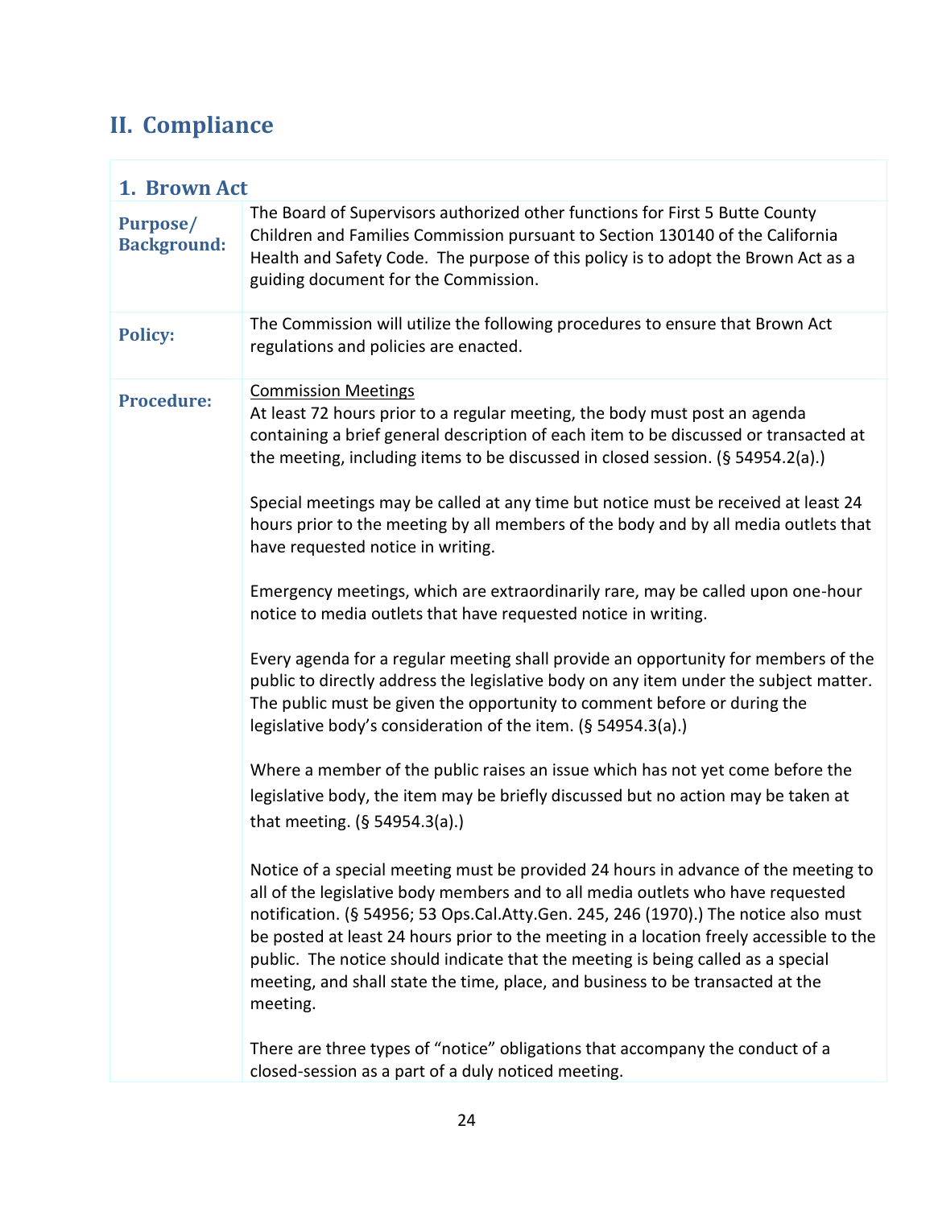## II. Compliance

### 1. Brown Act

| | |
|---|---|
| **Purpose/ Background:** | The Board of Supervisors authorized other functions for First 5 Butte County Children and Families Commission pursuant to Section 130140 of the California Health and Safety Code. The purpose of this policy is to adopt the Brown Act as a guiding document for the Commission. |
| **Policy:** | The Commission will utilize the following procedures to ensure that Brown Act regulations and policies are enacted. |
| **Procedure:** | <u>Commission Meetings</u><br>At least 72 hours prior to a regular meeting, the body must post an agenda containing a brief general description of each item to be discussed or transacted at the meeting, including items to be discussed in closed session. (§ 54954.2(a).)<br><br>Special meetings may be called at any time but notice must be received at least 24 hours prior to the meeting by all members of the body and by all media outlets that have requested notice in writing.<br><br>Emergency meetings, which are extraordinarily rare, may be called upon one-hour notice to media outlets that have requested notice in writing.<br><br>Every agenda for a regular meeting shall provide an opportunity for members of the public to directly address the legislative body on any item under the subject matter. The public must be given the opportunity to comment before or during the legislative body's consideration of the item. (§ 54954.3(a).)<br><br>Where a member of the public raises an issue which has not yet come before the legislative body, the item may be briefly discussed but no action may be taken at that meeting. (§ 54954.3(a).)<br><br>Notice of a special meeting must be provided 24 hours in advance of the meeting to all of the legislative body members and to all media outlets who have requested notification. (§ 54956; 53 Ops.Cal.Atty.Gen. 245, 246 (1970).) The notice also must be posted at least 24 hours prior to the meeting in a location freely accessible to the public. The notice should indicate that the meeting is being called as a special meeting, and shall state the time, place, and business to be transacted at the meeting.<br><br>There are three types of "notice" obligations that accompany the conduct of a closed-session as a part of a duly noticed meeting. |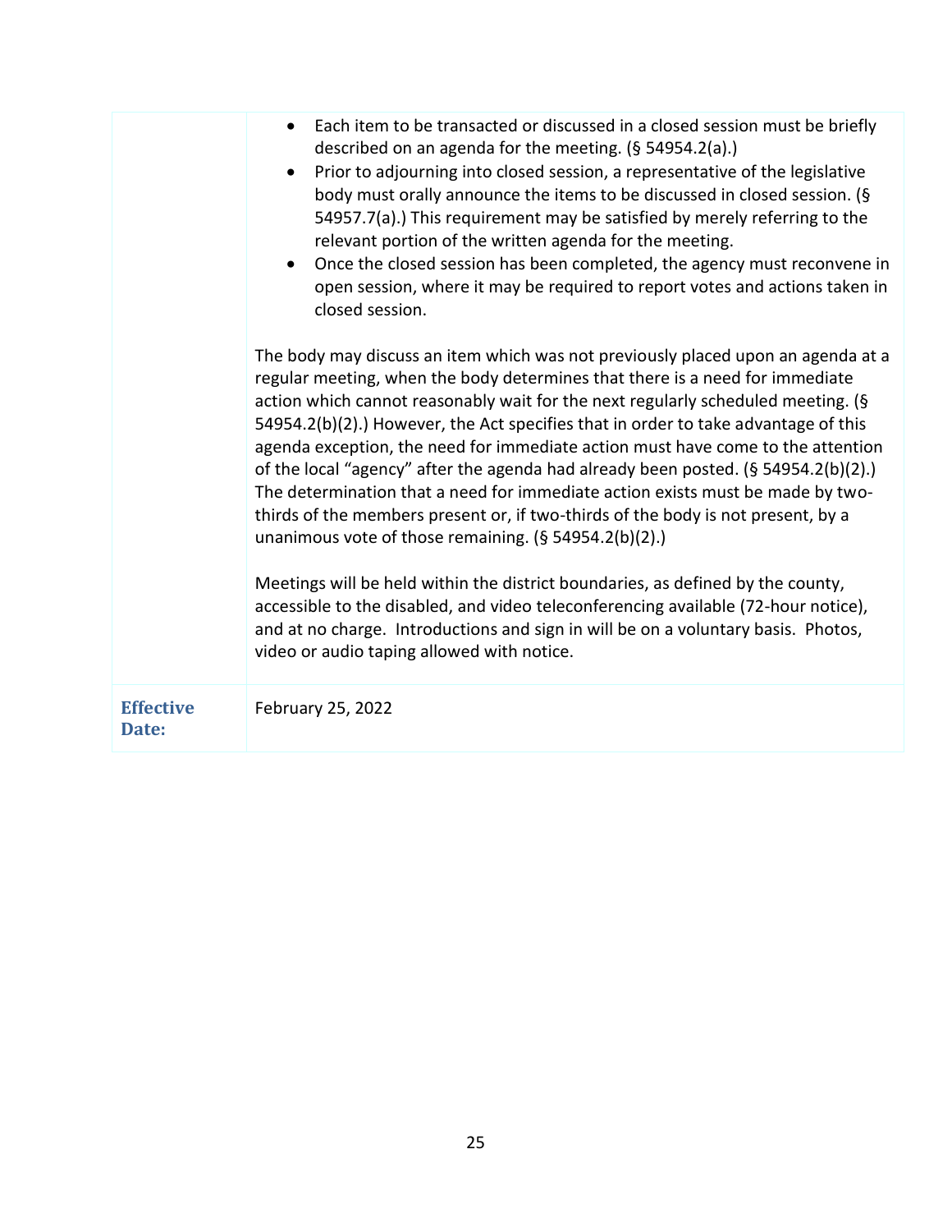| | |
|---|---|
| | • Each item to be transacted or discussed in a closed session must be briefly described on an agenda for the meeting. (§ 54954.2(a).)<br>• Prior to adjourning into closed session, a representative of the legislative body must orally announce the items to be discussed in closed session. (§ 54957.7(a).) This requirement may be satisfied by merely referring to the relevant portion of the written agenda for the meeting.<br>• Once the closed session has been completed, the agency must reconvene in open session, where it may be required to report votes and actions taken in closed session.<br><br>The body may discuss an item which was not previously placed upon an agenda at a regular meeting, when the body determines that there is a need for immediate action which cannot reasonably wait for the next regularly scheduled meeting. (§ 54954.2(b)(2).) However, the Act specifies that in order to take advantage of this agenda exception, the need for immediate action must have come to the attention of the local "agency" after the agenda had already been posted. (§ 54954.2(b)(2).) The determination that a need for immediate action exists must be made by two-thirds of the members present or, if two-thirds of the body is not present, by a unanimous vote of those remaining. (§ 54954.2(b)(2).)<br><br>Meetings will be held within the district boundaries, as defined by the county, accessible to the disabled, and video teleconferencing available (72-hour notice), and at no charge. Introductions and sign in will be on a voluntary basis. Photos, video or audio taping allowed with notice. |
| **Effective Date:** | February 25, 2022 |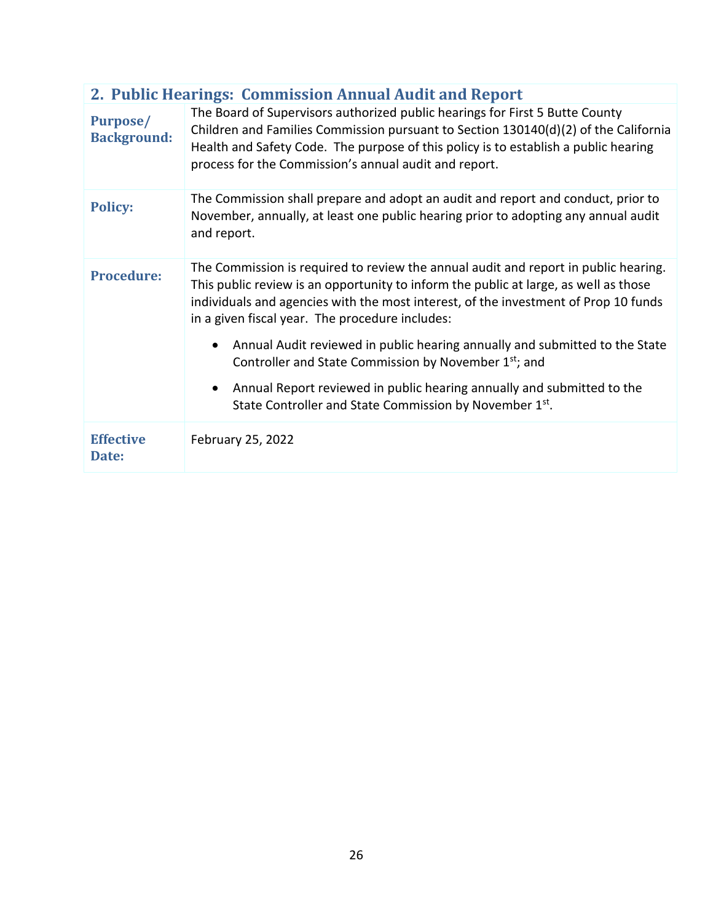## 2. Public Hearings: Commission Annual Audit and Report

| | |
|---|---|
| **Purpose/ Background:** | The Board of Supervisors authorized public hearings for First 5 Butte County Children and Families Commission pursuant to Section 130140(d)(2) of the California Health and Safety Code. The purpose of this policy is to establish a public hearing process for the Commission's annual audit and report. |
| **Policy:** | The Commission shall prepare and adopt an audit and report and conduct, prior to November, annually, at least one public hearing prior to adopting any annual audit and report. |
| **Procedure:** | The Commission is required to review the annual audit and report in public hearing. This public review is an opportunity to inform the public at large, as well as those individuals and agencies with the most interest, of the investment of Prop 10 funds in a given fiscal year. The procedure includes:<br>• Annual Audit reviewed in public hearing annually and submitted to the State Controller and State Commission by November 1st; and<br>• Annual Report reviewed in public hearing annually and submitted to the State Controller and State Commission by November 1st. |
| **Effective Date:** | February 25, 2022 |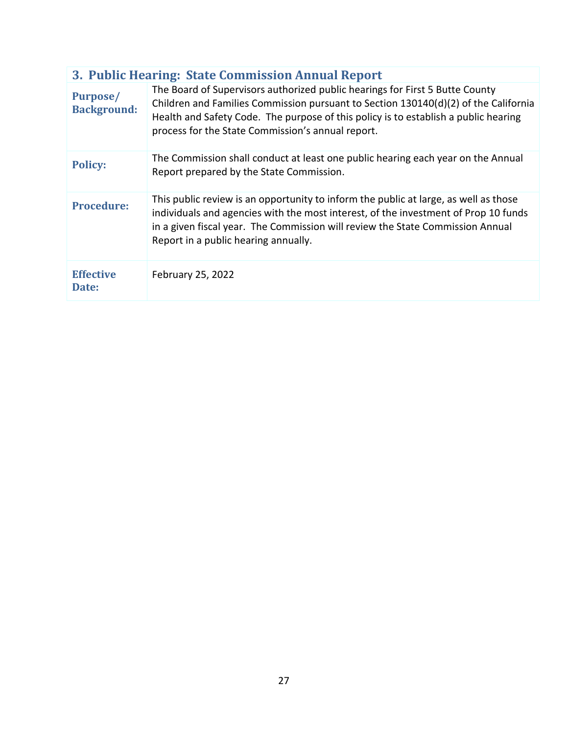### 3. Public Hearing: State Commission Annual Report

| | |
|---|---|
| **Purpose/ Background:** | The Board of Supervisors authorized public hearings for First 5 Butte County Children and Families Commission pursuant to Section 130140(d)(2) of the California Health and Safety Code. The purpose of this policy is to establish a public hearing process for the State Commission's annual report. |
| **Policy:** | The Commission shall conduct at least one public hearing each year on the Annual Report prepared by the State Commission. |
| **Procedure:** | This public review is an opportunity to inform the public at large, as well as those individuals and agencies with the most interest, of the investment of Prop 10 funds in a given fiscal year. The Commission will review the State Commission Annual Report in a public hearing annually. |
| **Effective Date:** | February 25, 2022 |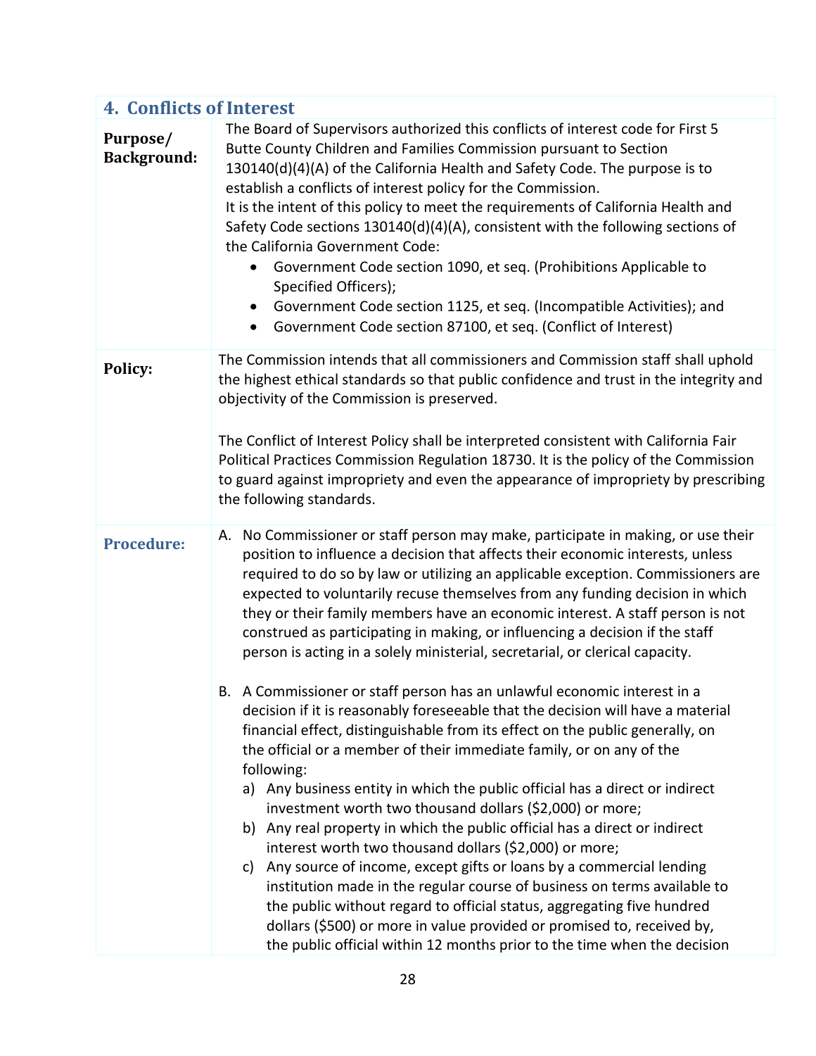## 4. Conflicts of Interest

| | |
|---|---|
| **Purpose/ Background:** | The Board of Supervisors authorized this conflicts of interest code for First 5 Butte County Children and Families Commission pursuant to Section 130140(d)(4)(A) of the California Health and Safety Code. The purpose is to establish a conflicts of interest policy for the Commission.<br>It is the intent of this policy to meet the requirements of California Health and Safety Code sections 130140(d)(4)(A), consistent with the following sections of the California Government Code:<br>• Government Code section 1090, et seq. (Prohibitions Applicable to Specified Officers);<br>• Government Code section 1125, et seq. (Incompatible Activities); and<br>• Government Code section 87100, et seq. (Conflict of Interest) |
| **Policy:** | The Commission intends that all commissioners and Commission staff shall uphold the highest ethical standards so that public confidence and trust in the integrity and objectivity of the Commission is preserved.<br><br>The Conflict of Interest Policy shall be interpreted consistent with California Fair Political Practices Commission Regulation 18730. It is the policy of the Commission to guard against impropriety and even the appearance of impropriety by prescribing the following standards. |
| **Procedure:** | A. No Commissioner or staff person may make, participate in making, or use their position to influence a decision that affects their economic interests, unless required to do so by law or utilizing an applicable exception. Commissioners are expected to voluntarily recuse themselves from any funding decision in which they or their family members have an economic interest. A staff person is not construed as participating in making, or influencing a decision if the staff person is acting in a solely ministerial, secretarial, or clerical capacity.<br><br>B. A Commissioner or staff person has an unlawful economic interest in a decision if it is reasonably foreseeable that the decision will have a material financial effect, distinguishable from its effect on the public generally, on the official or a member of their immediate family, or on any of the following:<br>a) Any business entity in which the public official has a direct or indirect investment worth two thousand dollars ($2,000) or more;<br>b) Any real property in which the public official has a direct or indirect interest worth two thousand dollars ($2,000) or more;<br>c) Any source of income, except gifts or loans by a commercial lending institution made in the regular course of business on terms available to the public without regard to official status, aggregating five hundred dollars ($500) or more in value provided or promised to, received by, the public official within 12 months prior to the time when the decision |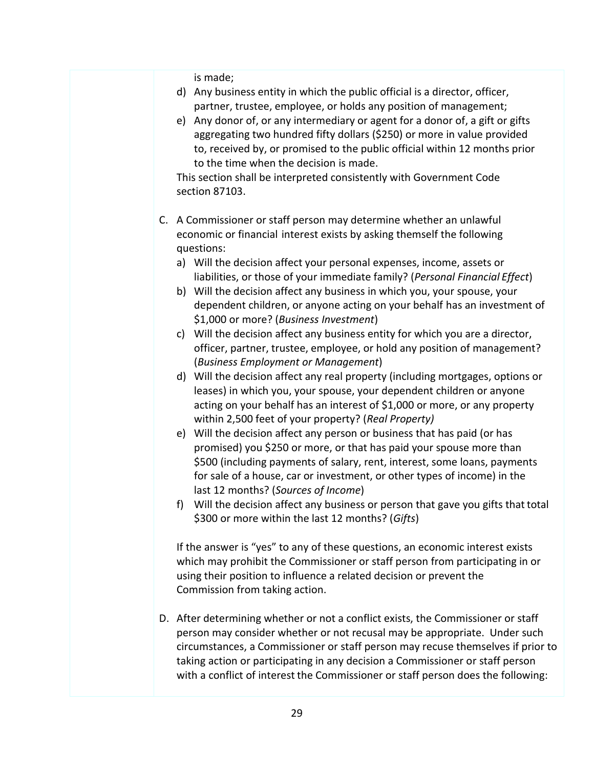is made;

d) Any business entity in which the public official is a director, officer, partner, trustee, employee, or holds any position of management;

e) Any donor of, or any intermediary or agent for a donor of, a gift or gifts aggregating two hundred fifty dollars ($250) or more in value provided to, received by, or promised to the public official within 12 months prior to the time when the decision is made.

This section shall be interpreted consistently with Government Code section 87103.

C. A Commissioner or staff person may determine whether an unlawful economic or financial interest exists by asking themself the following questions:

a) Will the decision affect your personal expenses, income, assets or liabilities, or those of your immediate family? (*Personal Financial Effect*)

b) Will the decision affect any business in which you, your spouse, your dependent children, or anyone acting on your behalf has an investment of $1,000 or more? (*Business Investment*)

c) Will the decision affect any business entity for which you are a director, officer, partner, trustee, employee, or hold any position of management? (*Business Employment or Management*)

d) Will the decision affect any real property (including mortgages, options or leases) in which you, your spouse, your dependent children or anyone acting on your behalf has an interest of $1,000 or more, or any property within 2,500 feet of your property? (*Real Property)*

e) Will the decision affect any person or business that has paid (or has promised) you $250 or more, or that has paid your spouse more than $500 (including payments of salary, rent, interest, some loans, payments for sale of a house, car or investment, or other types of income) in the last 12 months? (*Sources of Income*)

f) Will the decision affect any business or person that gave you gifts that total $300 or more within the last 12 months? (*Gifts*)

If the answer is “yes” to any of these questions, an economic interest exists which may prohibit the Commissioner or staff person from participating in or using their position to influence a related decision or prevent the Commission from taking action.

D. After determining whether or not a conflict exists, the Commissioner or staff person may consider whether or not recusal may be appropriate. Under such circumstances, a Commissioner or staff person may recuse themselves if prior to taking action or participating in any decision a Commissioner or staff person with a conflict of interest the Commissioner or staff person does the following: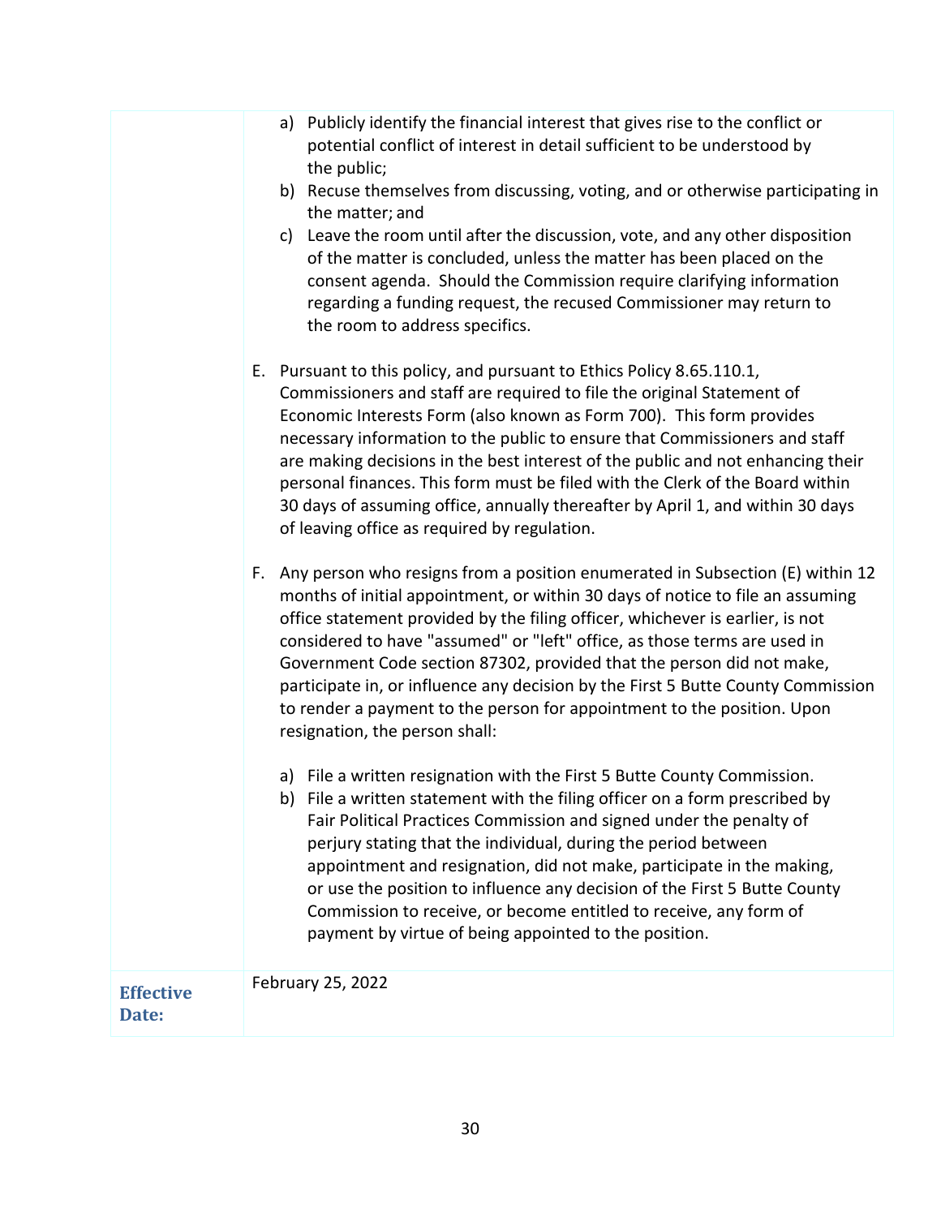a) Publicly identify the financial interest that gives rise to the conflict or potential conflict of interest in detail sufficient to be understood by the public;
b) Recuse themselves from discussing, voting, and or otherwise participating in the matter; and
c) Leave the room until after the discussion, vote, and any other disposition of the matter is concluded, unless the matter has been placed on the consent agenda. Should the Commission require clarifying information regarding a funding request, the recused Commissioner may return to the room to address specifics.

E. Pursuant to this policy, and pursuant to Ethics Policy 8.65.110.1, Commissioners and staff are required to file the original Statement of Economic Interests Form (also known as Form 700). This form provides necessary information to the public to ensure that Commissioners and staff are making decisions in the best interest of the public and not enhancing their personal finances. This form must be filed with the Clerk of the Board within 30 days of assuming office, annually thereafter by April 1, and within 30 days of leaving office as required by regulation.

F. Any person who resigns from a position enumerated in Subsection (E) within 12 months of initial appointment, or within 30 days of notice to file an assuming office statement provided by the filing officer, whichever is earlier, is not considered to have "assumed" or "left" office, as those terms are used in Government Code section 87302, provided that the person did not make, participate in, or influence any decision by the First 5 Butte County Commission to render a payment to the person for appointment to the position. Upon resignation, the person shall:

a) File a written resignation with the First 5 Butte County Commission.
b) File a written statement with the filing officer on a form prescribed by Fair Political Practices Commission and signed under the penalty of perjury stating that the individual, during the period between appointment and resignation, did not make, participate in the making, or use the position to influence any decision of the First 5 Butte County Commission to receive, or become entitled to receive, any form of payment by virtue of being appointed to the position.

**Effective Date:** February 25, 2022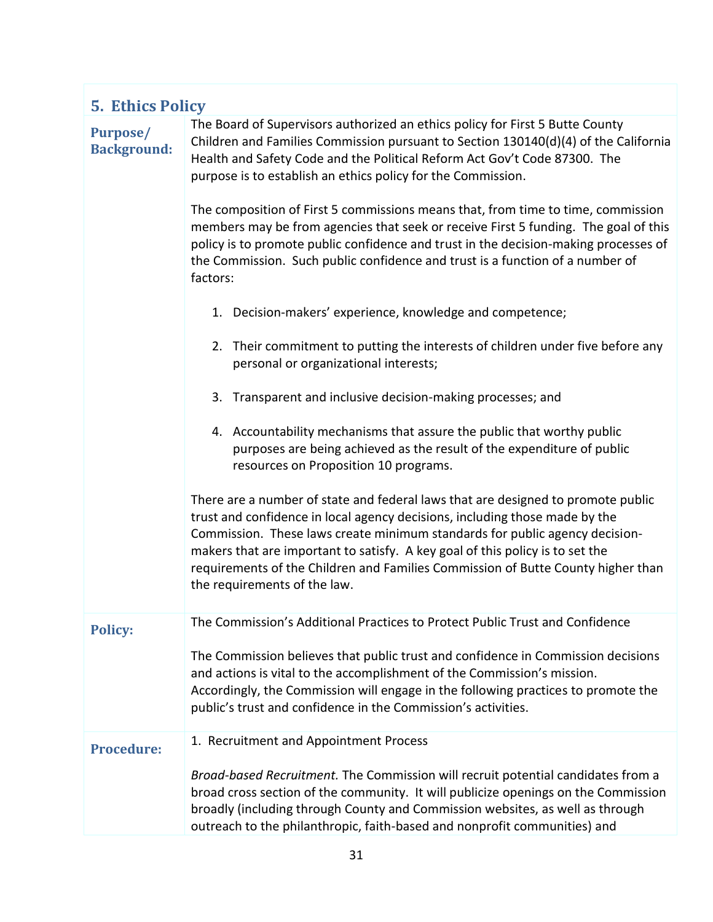## 5. Ethics Policy

**Purpose/ Background:**

The Board of Supervisors authorized an ethics policy for First 5 Butte County Children and Families Commission pursuant to Section 130140(d)(4) of the California Health and Safety Code and the Political Reform Act Gov't Code 87300. The purpose is to establish an ethics policy for the Commission.

The composition of First 5 commissions means that, from time to time, commission members may be from agencies that seek or receive First 5 funding. The goal of this policy is to promote public confidence and trust in the decision-making processes of the Commission. Such public confidence and trust is a function of a number of factors:

1. Decision-makers' experience, knowledge and competence;
2. Their commitment to putting the interests of children under five before any personal or organizational interests;
3. Transparent and inclusive decision-making processes; and
4. Accountability mechanisms that assure the public that worthy public purposes are being achieved as the result of the expenditure of public resources on Proposition 10 programs.

There are a number of state and federal laws that are designed to promote public trust and confidence in local agency decisions, including those made by the Commission. These laws create minimum standards for public agency decision-makers that are important to satisfy. A key goal of this policy is to set the requirements of the Children and Families Commission of Butte County higher than the requirements of the law.

**Policy:**

The Commission's Additional Practices to Protect Public Trust and Confidence

The Commission believes that public trust and confidence in Commission decisions and actions is vital to the accomplishment of the Commission's mission. Accordingly, the Commission will engage in the following practices to promote the public's trust and confidence in the Commission's activities.

**Procedure:**

1. Recruitment and Appointment Process

*Broad-based Recruitment.* The Commission will recruit potential candidates from a broad cross section of the community. It will publicize openings on the Commission broadly (including through County and Commission websites, as well as through outreach to the philanthropic, faith-based and nonprofit communities) and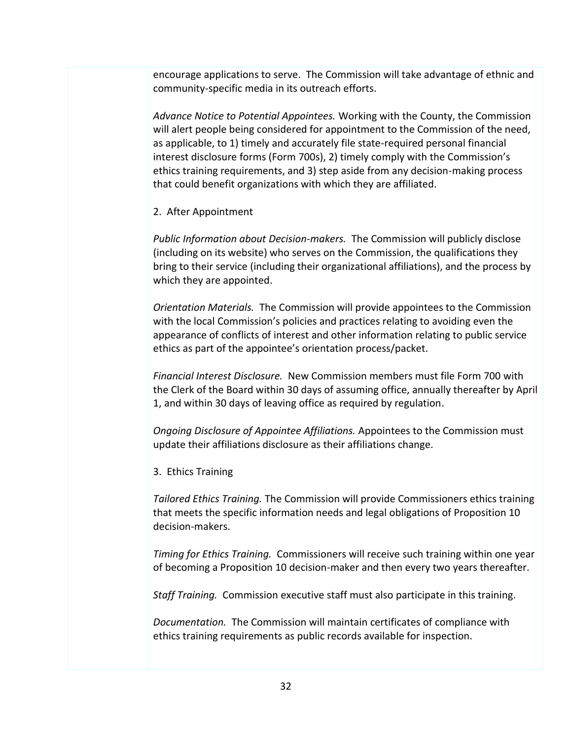encourage applications to serve. The Commission will take advantage of ethnic and community-specific media in its outreach efforts.

*Advance Notice to Potential Appointees.* Working with the County, the Commission will alert people being considered for appointment to the Commission of the need, as applicable, to 1) timely and accurately file state-required personal financial interest disclosure forms (Form 700s), 2) timely comply with the Commission's ethics training requirements, and 3) step aside from any decision-making process that could benefit organizations with which they are affiliated.

2. After Appointment

*Public Information about Decision-makers.* The Commission will publicly disclose (including on its website) who serves on the Commission, the qualifications they bring to their service (including their organizational affiliations), and the process by which they are appointed.

*Orientation Materials.* The Commission will provide appointees to the Commission with the local Commission's policies and practices relating to avoiding even the appearance of conflicts of interest and other information relating to public service ethics as part of the appointee's orientation process/packet.

*Financial Interest Disclosure.* New Commission members must file Form 700 with the Clerk of the Board within 30 days of assuming office, annually thereafter by April 1, and within 30 days of leaving office as required by regulation.

*Ongoing Disclosure of Appointee Affiliations.* Appointees to the Commission must update their affiliations disclosure as their affiliations change.

3. Ethics Training

*Tailored Ethics Training.* The Commission will provide Commissioners ethics training that meets the specific information needs and legal obligations of Proposition 10 decision-makers.

*Timing for Ethics Training.* Commissioners will receive such training within one year of becoming a Proposition 10 decision-maker and then every two years thereafter.

*Staff Training.* Commission executive staff must also participate in this training.

*Documentation.* The Commission will maintain certificates of compliance with ethics training requirements as public records available for inspection.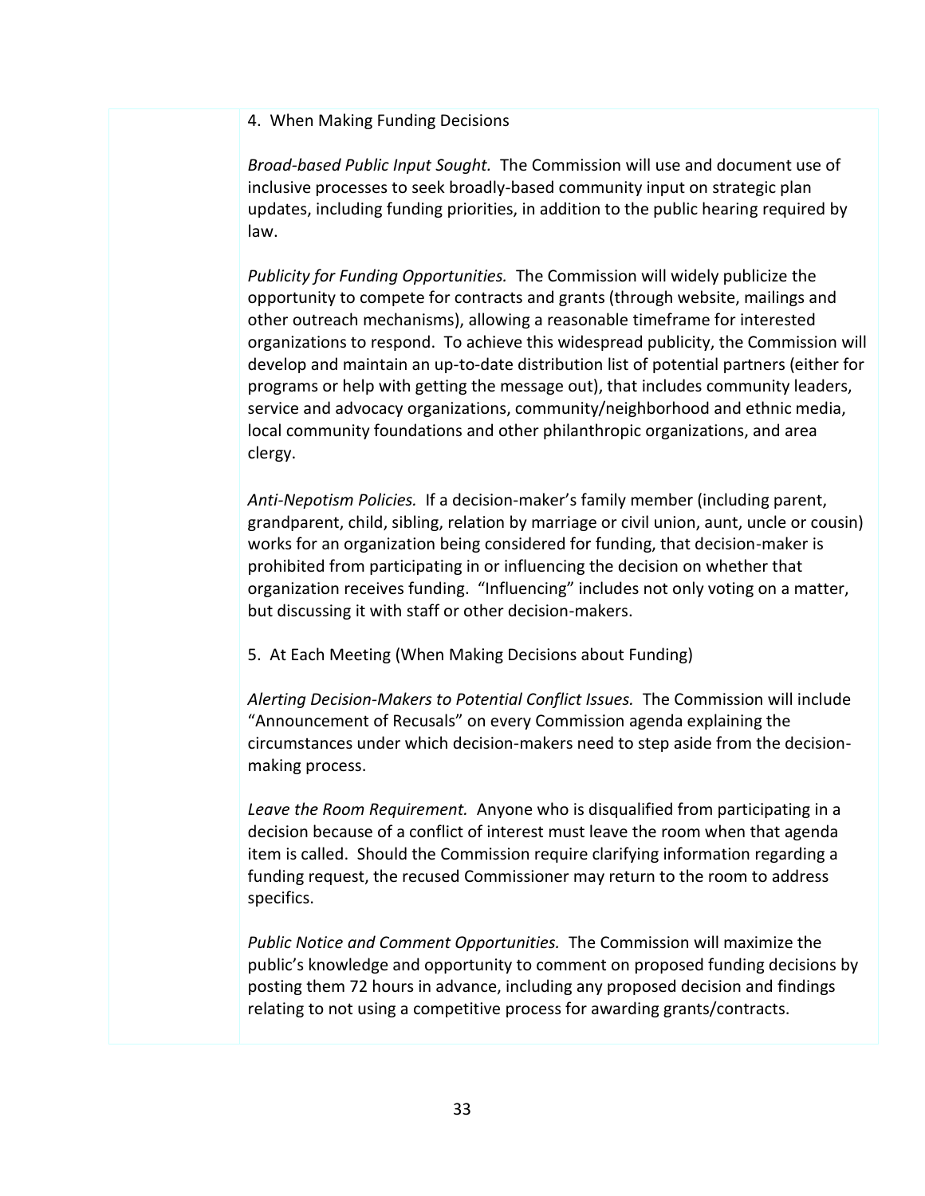4. When Making Funding Decisions

*Broad-based Public Input Sought.* The Commission will use and document use of inclusive processes to seek broadly-based community input on strategic plan updates, including funding priorities, in addition to the public hearing required by law.

*Publicity for Funding Opportunities.* The Commission will widely publicize the opportunity to compete for contracts and grants (through website, mailings and other outreach mechanisms), allowing a reasonable timeframe for interested organizations to respond. To achieve this widespread publicity, the Commission will develop and maintain an up-to-date distribution list of potential partners (either for programs or help with getting the message out), that includes community leaders, service and advocacy organizations, community/neighborhood and ethnic media, local community foundations and other philanthropic organizations, and area clergy.

*Anti-Nepotism Policies.* If a decision-maker's family member (including parent, grandparent, child, sibling, relation by marriage or civil union, aunt, uncle or cousin) works for an organization being considered for funding, that decision-maker is prohibited from participating in or influencing the decision on whether that organization receives funding. "Influencing" includes not only voting on a matter, but discussing it with staff or other decision-makers.

5. At Each Meeting (When Making Decisions about Funding)

*Alerting Decision-Makers to Potential Conflict Issues.* The Commission will include "Announcement of Recusals" on every Commission agenda explaining the circumstances under which decision-makers need to step aside from the decision-making process.

*Leave the Room Requirement.* Anyone who is disqualified from participating in a decision because of a conflict of interest must leave the room when that agenda item is called. Should the Commission require clarifying information regarding a funding request, the recused Commissioner may return to the room to address specifics.

*Public Notice and Comment Opportunities.* The Commission will maximize the public's knowledge and opportunity to comment on proposed funding decisions by posting them 72 hours in advance, including any proposed decision and findings relating to not using a competitive process for awarding grants/contracts.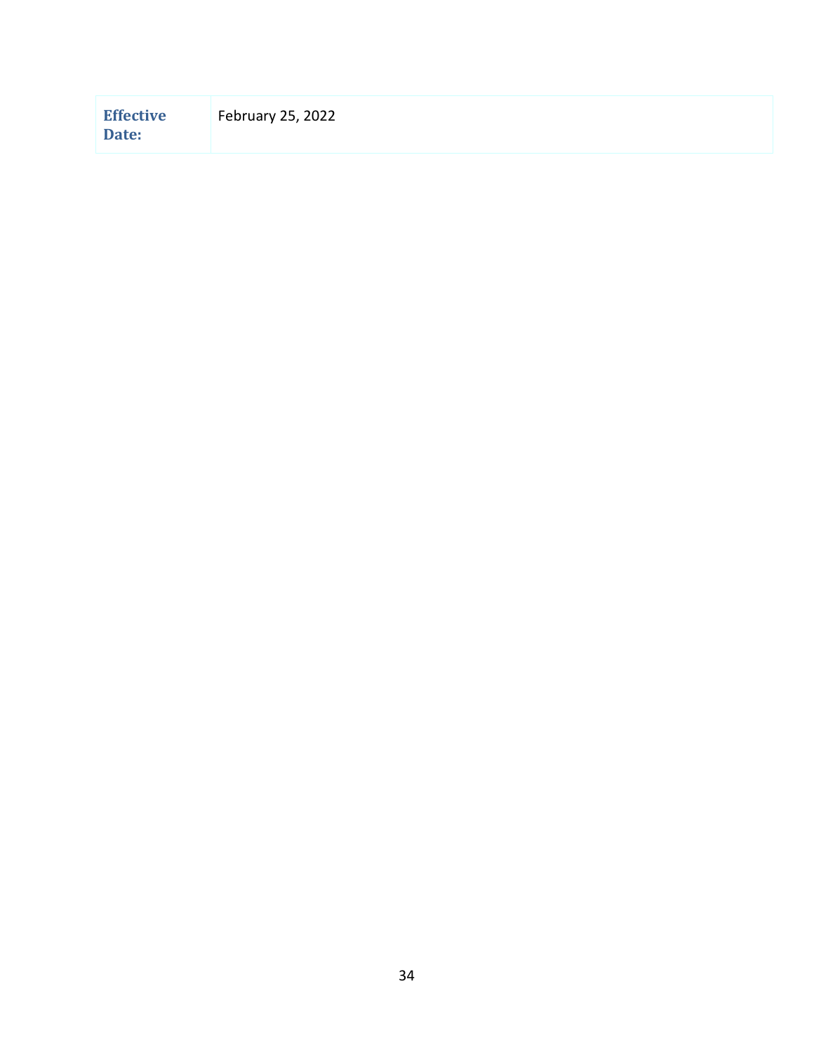| **Effective Date:** | February 25, 2022 |
|---|---|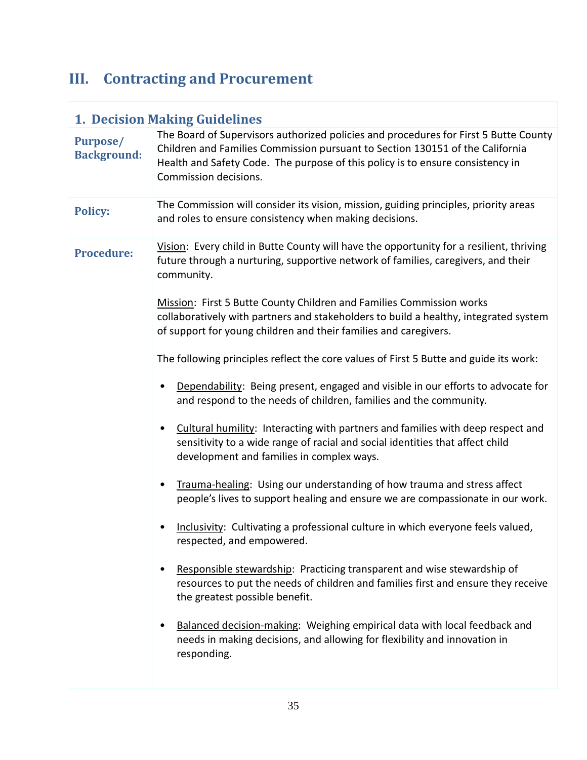# III. Contracting and Procurement

## 1. Decision Making Guidelines

| | |
|---|---|
| **Purpose/ Background:** | The Board of Supervisors authorized policies and procedures for First 5 Butte County Children and Families Commission pursuant to Section 130151 of the California Health and Safety Code. The purpose of this policy is to ensure consistency in Commission decisions. |
| **Policy:** | The Commission will consider its vision, mission, guiding principles, priority areas and roles to ensure consistency when making decisions. |
| **Procedure:** | Vision: Every child in Butte County will have the opportunity for a resilient, thriving future through a nurturing, supportive network of families, caregivers, and their community.<br><br>Mission: First 5 Butte County Children and Families Commission works collaboratively with partners and stakeholders to build a healthy, integrated system of support for young children and their families and caregivers.<br><br>The following principles reflect the core values of First 5 Butte and guide its work:<br><br>• Dependability: Being present, engaged and visible in our efforts to advocate for and respond to the needs of children, families and the community.<br><br>• Cultural humility: Interacting with partners and families with deep respect and sensitivity to a wide range of racial and social identities that affect child development and families in complex ways.<br><br>• Trauma-healing: Using our understanding of how trauma and stress affect people's lives to support healing and ensure we are compassionate in our work.<br><br>• Inclusivity: Cultivating a professional culture in which everyone feels valued, respected, and empowered.<br><br>• Responsible stewardship: Practicing transparent and wise stewardship of resources to put the needs of children and families first and ensure they receive the greatest possible benefit.<br><br>• Balanced decision-making: Weighing empirical data with local feedback and needs in making decisions, and allowing for flexibility and innovation in responding. |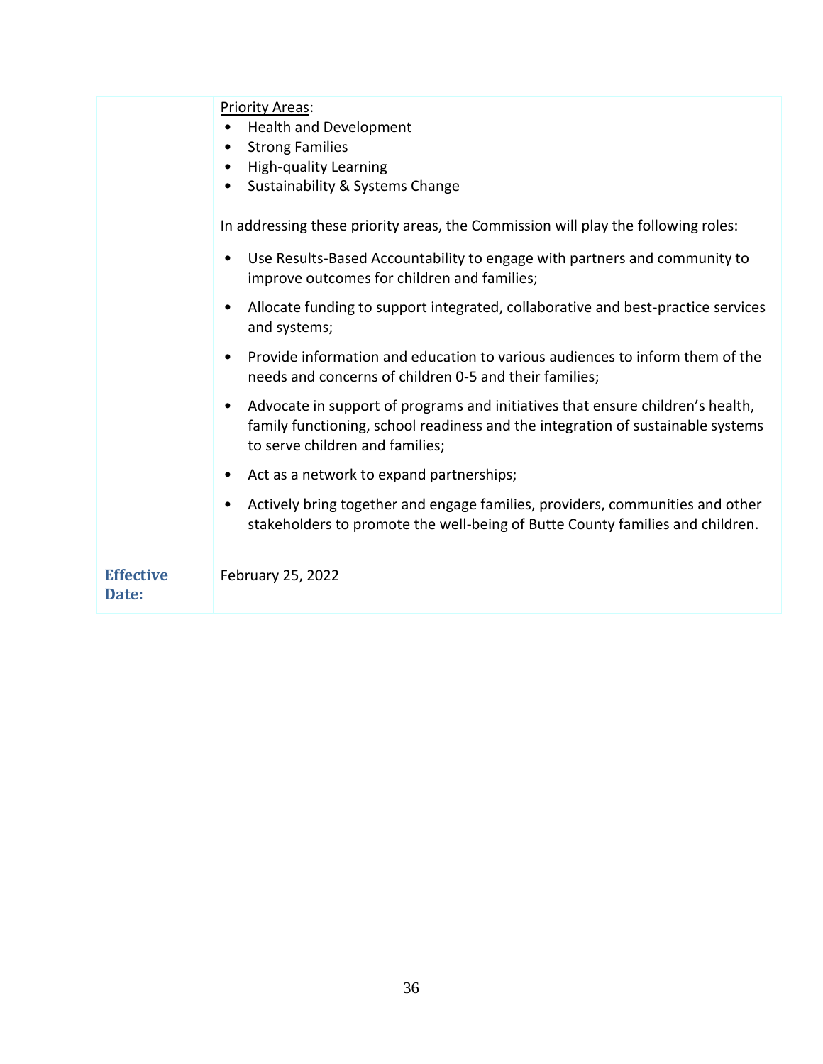| | |
|---|---|
| | <u>Priority Areas</u>:<br>• Health and Development<br>• Strong Families<br>• High-quality Learning<br>• Sustainability & Systems Change<br><br>In addressing these priority areas, the Commission will play the following roles:<br><br>• Use Results-Based Accountability to engage with partners and community to improve outcomes for children and families;<br>• Allocate funding to support integrated, collaborative and best-practice services and systems;<br>• Provide information and education to various audiences to inform them of the needs and concerns of children 0-5 and their families;<br>• Advocate in support of programs and initiatives that ensure children's health, family functioning, school readiness and the integration of sustainable systems to serve children and families;<br>• Act as a network to expand partnerships;<br>• Actively bring together and engage families, providers, communities and other stakeholders to promote the well-being of Butte County families and children. |
| **Effective Date:** | February 25, 2022 |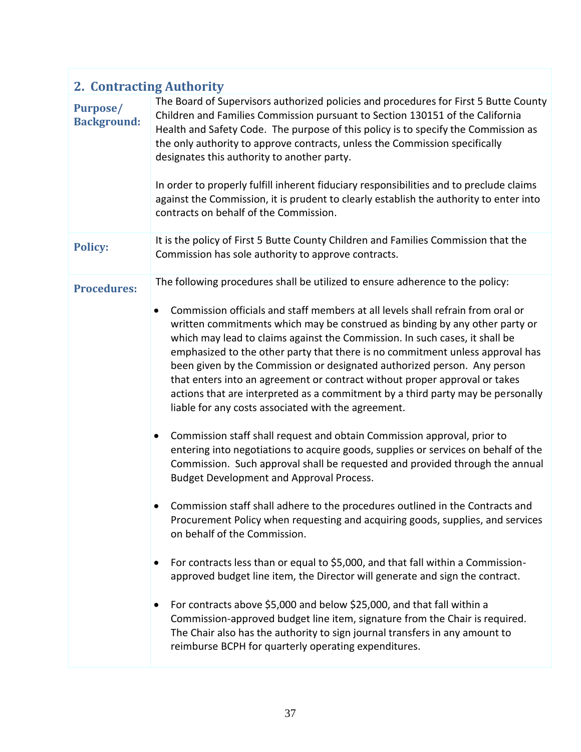## 2. Contracting Authority

**Purpose/ Background:**

The Board of Supervisors authorized policies and procedures for First 5 Butte County Children and Families Commission pursuant to Section 130151 of the California Health and Safety Code. The purpose of this policy is to specify the Commission as the only authority to approve contracts, unless the Commission specifically designates this authority to another party.

In order to properly fulfill inherent fiduciary responsibilities and to preclude claims against the Commission, it is prudent to clearly establish the authority to enter into contracts on behalf of the Commission.

**Policy:**

It is the policy of First 5 Butte County Children and Families Commission that the Commission has sole authority to approve contracts.

**Procedures:**

The following procedures shall be utilized to ensure adherence to the policy:

- Commission officials and staff members at all levels shall refrain from oral or written commitments which may be construed as binding by any other party or which may lead to claims against the Commission. In such cases, it shall be emphasized to the other party that there is no commitment unless approval has been given by the Commission or designated authorized person. Any person that enters into an agreement or contract without proper approval or takes actions that are interpreted as a commitment by a third party may be personally liable for any costs associated with the agreement.

- Commission staff shall request and obtain Commission approval, prior to entering into negotiations to acquire goods, supplies or services on behalf of the Commission. Such approval shall be requested and provided through the annual Budget Development and Approval Process.

- Commission staff shall adhere to the procedures outlined in the Contracts and Procurement Policy when requesting and acquiring goods, supplies, and services on behalf of the Commission.

- For contracts less than or equal to $5,000, and that fall within a Commission-approved budget line item, the Director will generate and sign the contract.

- For contracts above $5,000 and below $25,000, and that fall within a Commission-approved budget line item, signature from the Chair is required. The Chair also has the authority to sign journal transfers in any amount to reimburse BCPH for quarterly operating expenditures.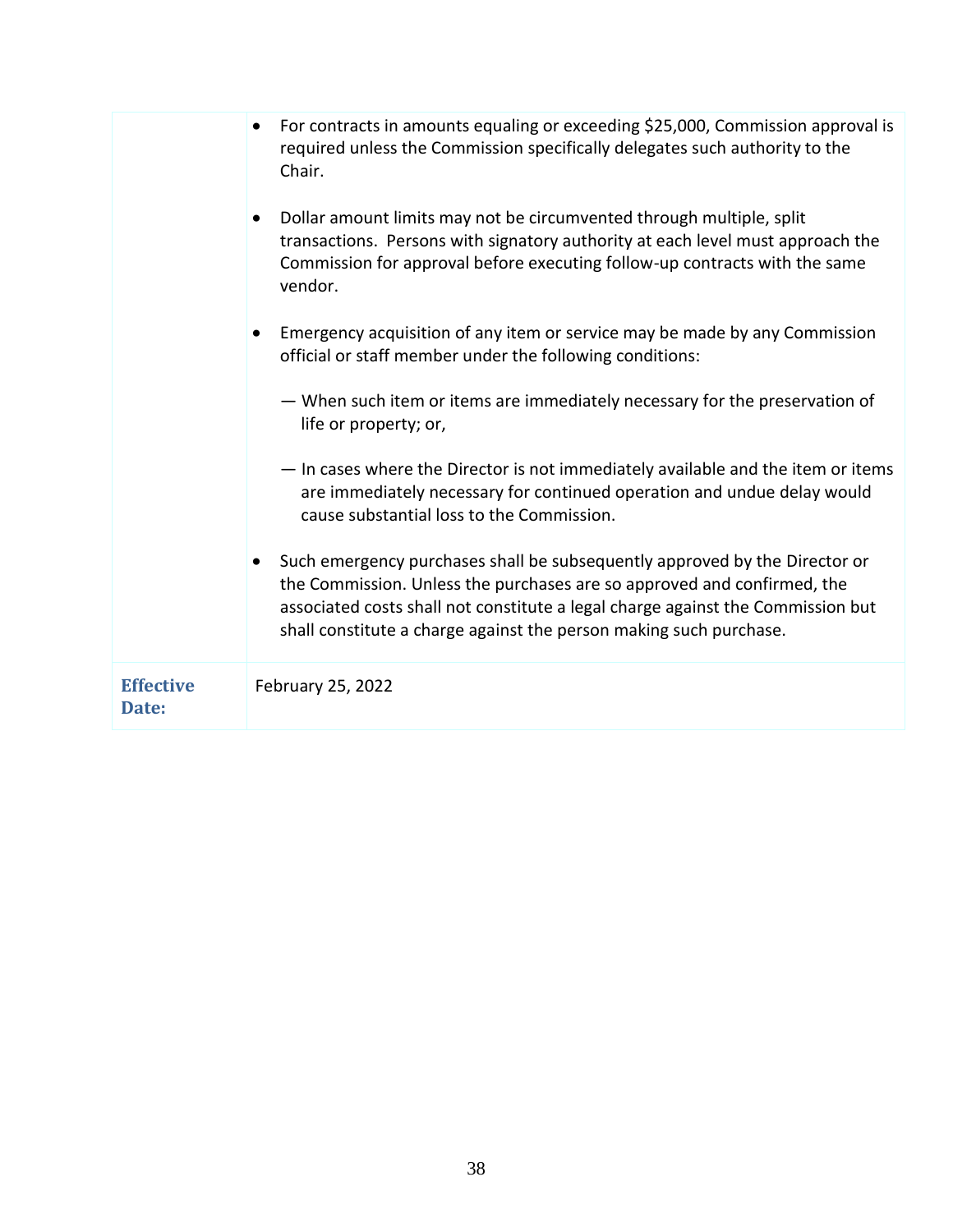| | |
|---|---|
| | • For contracts in amounts equaling or exceeding $25,000, Commission approval is required unless the Commission specifically delegates such authority to the Chair.<br><br>• Dollar amount limits may not be circumvented through multiple, split transactions. Persons with signatory authority at each level must approach the Commission for approval before executing follow-up contracts with the same vendor.<br><br>• Emergency acquisition of any item or service may be made by any Commission official or staff member under the following conditions:<br><br>— When such item or items are immediately necessary for the preservation of life or property; or,<br><br>— In cases where the Director is not immediately available and the item or items are immediately necessary for continued operation and undue delay would cause substantial loss to the Commission.<br><br>• Such emergency purchases shall be subsequently approved by the Director or the Commission. Unless the purchases are so approved and confirmed, the associated costs shall not constitute a legal charge against the Commission but shall constitute a charge against the person making such purchase. |
| **Effective Date:** | February 25, 2022 |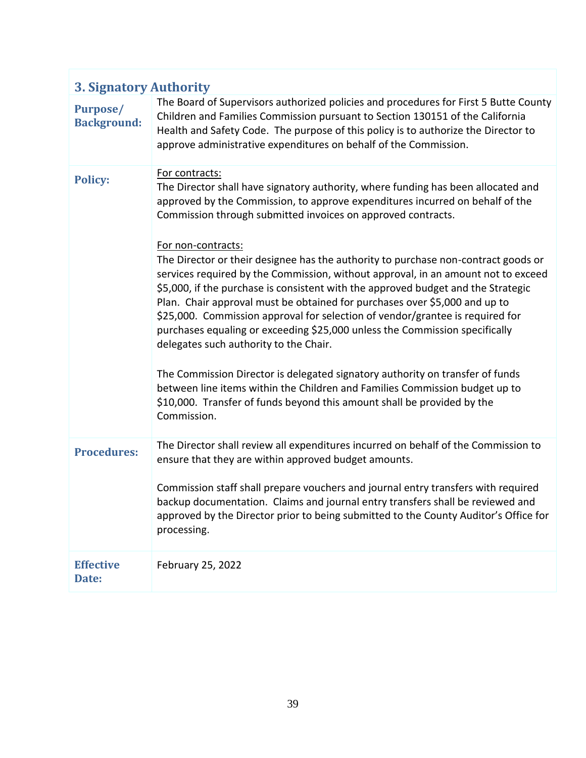## 3. Signatory Authority

| | |
|---|---|
| **Purpose/ Background:** | The Board of Supervisors authorized policies and procedures for First 5 Butte County Children and Families Commission pursuant to Section 130151 of the California Health and Safety Code. The purpose of this policy is to authorize the Director to approve administrative expenditures on behalf of the Commission. |
| **Policy:** | <u>For contracts:</u><br>The Director shall have signatory authority, where funding has been allocated and approved by the Commission, to approve expenditures incurred on behalf of the Commission through submitted invoices on approved contracts.<br><br><u>For non-contracts:</u><br>The Director or their designee has the authority to purchase non-contract goods or services required by the Commission, without approval, in an amount not to exceed $5,000, if the purchase is consistent with the approved budget and the Strategic Plan. Chair approval must be obtained for purchases over $5,000 and up to $25,000. Commission approval for selection of vendor/grantee is required for purchases equaling or exceeding $25,000 unless the Commission specifically delegates such authority to the Chair.<br><br>The Commission Director is delegated signatory authority on transfer of funds between line items within the Children and Families Commission budget up to $10,000. Transfer of funds beyond this amount shall be provided by the Commission. |
| **Procedures:** | The Director shall review all expenditures incurred on behalf of the Commission to ensure that they are within approved budget amounts.<br><br>Commission staff shall prepare vouchers and journal entry transfers with required backup documentation. Claims and journal entry transfers shall be reviewed and approved by the Director prior to being submitted to the County Auditor's Office for processing. |
| **Effective Date:** | February 25, 2022 |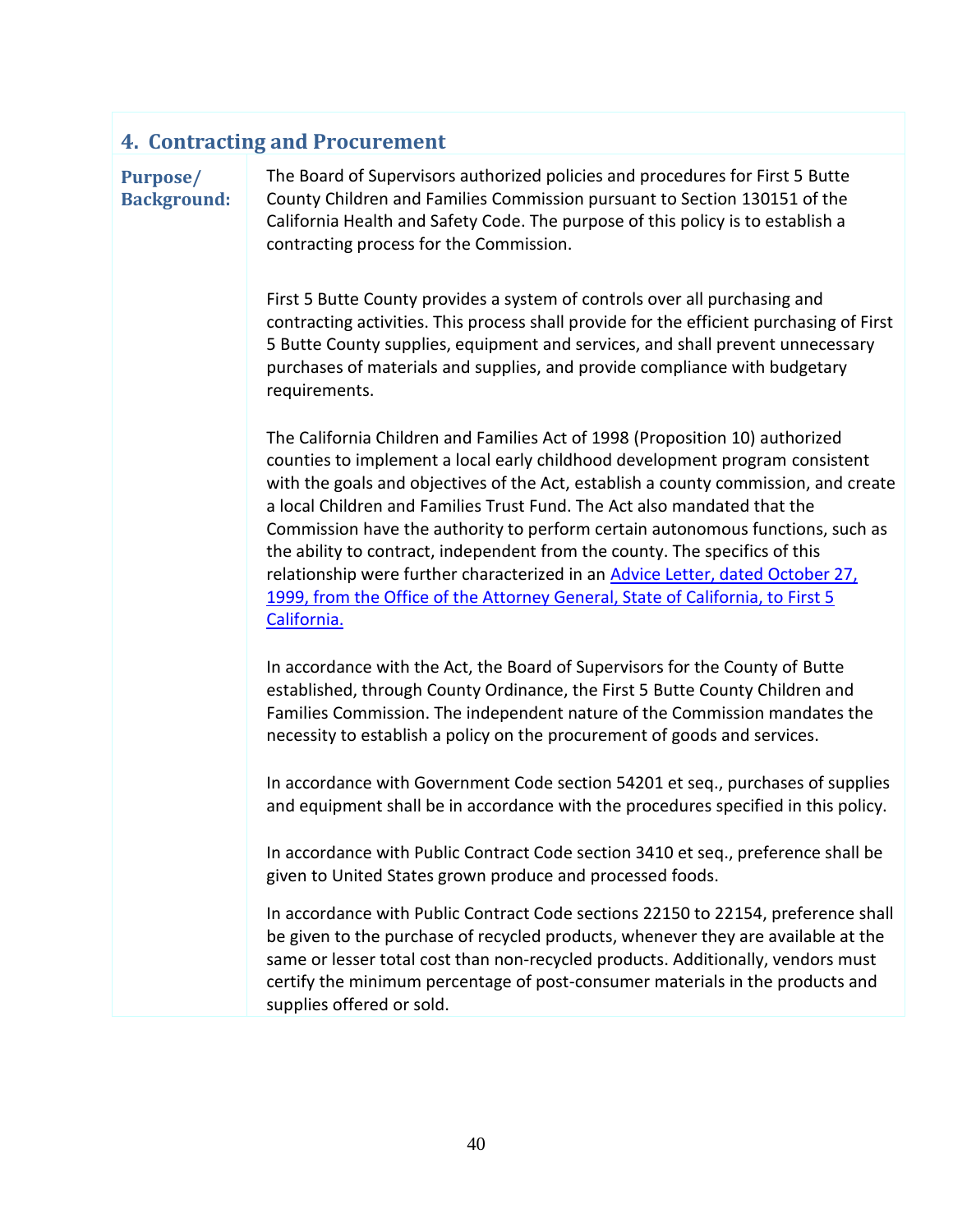## 4. Contracting and Procurement

**Purpose/ Background:**

The Board of Supervisors authorized policies and procedures for First 5 Butte County Children and Families Commission pursuant to Section 130151 of the California Health and Safety Code. The purpose of this policy is to establish a contracting process for the Commission.

First 5 Butte County provides a system of controls over all purchasing and contracting activities. This process shall provide for the efficient purchasing of First 5 Butte County supplies, equipment and services, and shall prevent unnecessary purchases of materials and supplies, and provide compliance with budgetary requirements.

The California Children and Families Act of 1998 (Proposition 10) authorized counties to implement a local early childhood development program consistent with the goals and objectives of the Act, establish a county commission, and create a local Children and Families Trust Fund. The Act also mandated that the Commission have the authority to perform certain autonomous functions, such as the ability to contract, independent from the county. The specifics of this relationship were further characterized in an Advice Letter, dated October 27, 1999, from the Office of the Attorney General, State of California, to First 5 California.

In accordance with the Act, the Board of Supervisors for the County of Butte established, through County Ordinance, the First 5 Butte County Children and Families Commission. The independent nature of the Commission mandates the necessity to establish a policy on the procurement of goods and services.

In accordance with Government Code section 54201 et seq., purchases of supplies and equipment shall be in accordance with the procedures specified in this policy.

In accordance with Public Contract Code section 3410 et seq., preference shall be given to United States grown produce and processed foods.

In accordance with Public Contract Code sections 22150 to 22154, preference shall be given to the purchase of recycled products, whenever they are available at the same or lesser total cost than non-recycled products. Additionally, vendors must certify the minimum percentage of post-consumer materials in the products and supplies offered or sold.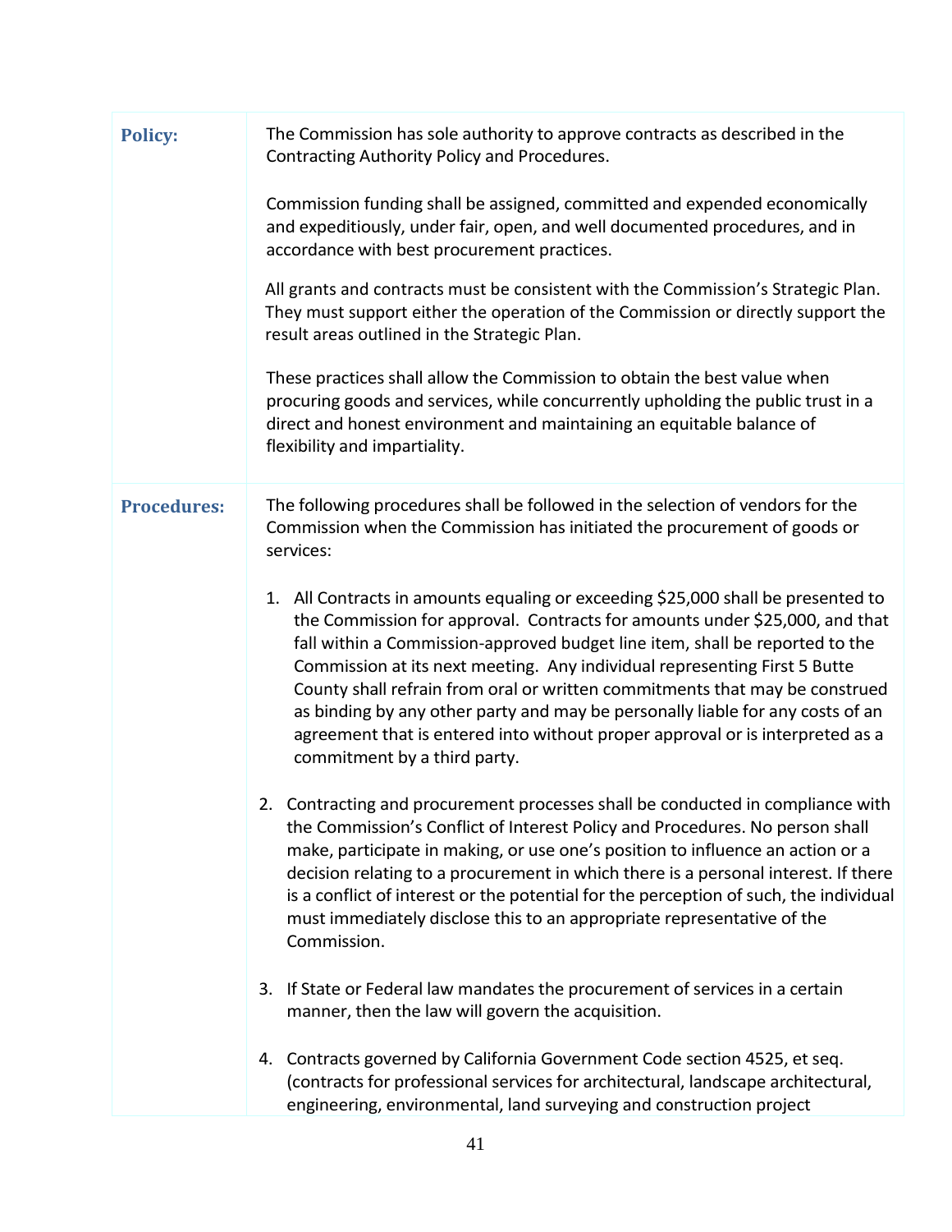| | |
|---|---|
| **Policy:** | The Commission has sole authority to approve contracts as described in the Contracting Authority Policy and Procedures.<br><br>Commission funding shall be assigned, committed and expended economically and expeditiously, under fair, open, and well documented procedures, and in accordance with best procurement practices.<br><br>All grants and contracts must be consistent with the Commission's Strategic Plan. They must support either the operation of the Commission or directly support the result areas outlined in the Strategic Plan.<br><br>These practices shall allow the Commission to obtain the best value when procuring goods and services, while concurrently upholding the public trust in a direct and honest environment and maintaining an equitable balance of flexibility and impartiality. |
| **Procedures:** | The following procedures shall be followed in the selection of vendors for the Commission when the Commission has initiated the procurement of goods or services:<br><br>1. All Contracts in amounts equaling or exceeding $25,000 shall be presented to the Commission for approval. Contracts for amounts under $25,000, and that fall within a Commission-approved budget line item, shall be reported to the Commission at its next meeting. Any individual representing First 5 Butte County shall refrain from oral or written commitments that may be construed as binding by any other party and may be personally liable for any costs of an agreement that is entered into without proper approval or is interpreted as a commitment by a third party.<br><br>2. Contracting and procurement processes shall be conducted in compliance with the Commission's Conflict of Interest Policy and Procedures. No person shall make, participate in making, or use one's position to influence an action or a decision relating to a procurement in which there is a personal interest. If there is a conflict of interest or the potential for the perception of such, the individual must immediately disclose this to an appropriate representative of the Commission.<br><br>3. If State or Federal law mandates the procurement of services in a certain manner, then the law will govern the acquisition.<br><br>4. Contracts governed by California Government Code section 4525, et seq. (contracts for professional services for architectural, landscape architectural, engineering, environmental, land surveying and construction project |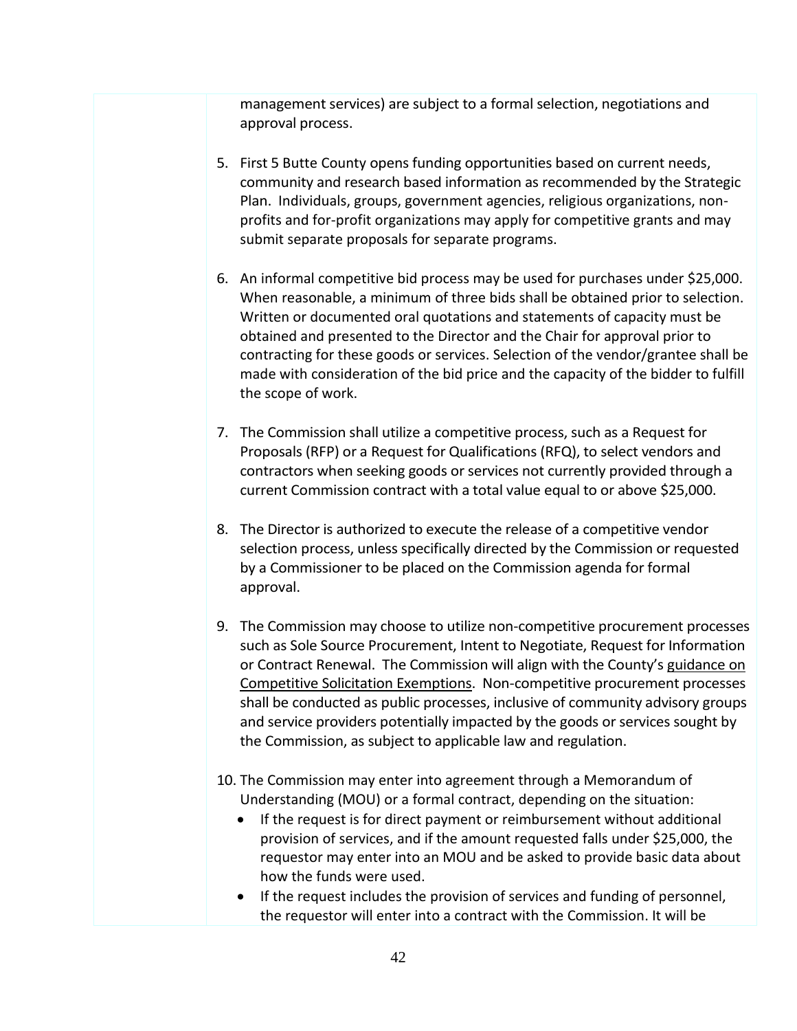management services) are subject to a formal selection, negotiations and approval process.

5. First 5 Butte County opens funding opportunities based on current needs, community and research based information as recommended by the Strategic Plan. Individuals, groups, government agencies, religious organizations, non-profits and for-profit organizations may apply for competitive grants and may submit separate proposals for separate programs.

6. An informal competitive bid process may be used for purchases under $25,000. When reasonable, a minimum of three bids shall be obtained prior to selection. Written or documented oral quotations and statements of capacity must be obtained and presented to the Director and the Chair for approval prior to contracting for these goods or services. Selection of the vendor/grantee shall be made with consideration of the bid price and the capacity of the bidder to fulfill the scope of work.

7. The Commission shall utilize a competitive process, such as a Request for Proposals (RFP) or a Request for Qualifications (RFQ), to select vendors and contractors when seeking goods or services not currently provided through a current Commission contract with a total value equal to or above $25,000.

8. The Director is authorized to execute the release of a competitive vendor selection process, unless specifically directed by the Commission or requested by a Commissioner to be placed on the Commission agenda for formal approval.

9. The Commission may choose to utilize non-competitive procurement processes such as Sole Source Procurement, Intent to Negotiate, Request for Information or Contract Renewal. The Commission will align with the County's guidance on Competitive Solicitation Exemptions. Non-competitive procurement processes shall be conducted as public processes, inclusive of community advisory groups and service providers potentially impacted by the goods or services sought by the Commission, as subject to applicable law and regulation.

10. The Commission may enter into agreement through a Memorandum of Understanding (MOU) or a formal contract, depending on the situation:
    - If the request is for direct payment or reimbursement without additional provision of services, and if the amount requested falls under $25,000, the requestor may enter into an MOU and be asked to provide basic data about how the funds were used.
    - If the request includes the provision of services and funding of personnel, the requestor will enter into a contract with the Commission. It will be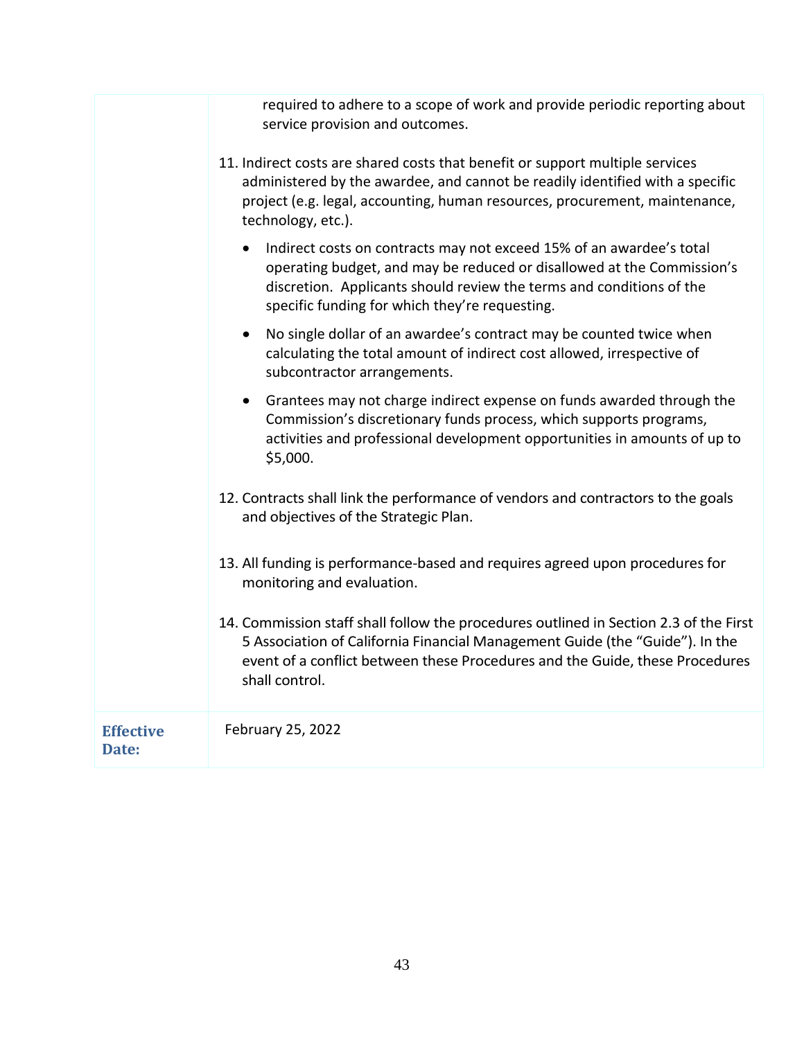|  |  |
| --- | --- |
|  | required to adhere to a scope of work and provide periodic reporting about service provision and outcomes.<br><br>11. Indirect costs are shared costs that benefit or support multiple services administered by the awardee, and cannot be readily identified with a specific project (e.g. legal, accounting, human resources, procurement, maintenance, technology, etc.).<br><br>• Indirect costs on contracts may not exceed 15% of an awardee's total operating budget, and may be reduced or disallowed at the Commission's discretion. Applicants should review the terms and conditions of the specific funding for which they're requesting.<br><br>• No single dollar of an awardee's contract may be counted twice when calculating the total amount of indirect cost allowed, irrespective of subcontractor arrangements.<br><br>• Grantees may not charge indirect expense on funds awarded through the Commission's discretionary funds process, which supports programs, activities and professional development opportunities in amounts of up to $5,000.<br><br>12. Contracts shall link the performance of vendors and contractors to the goals and objectives of the Strategic Plan.<br><br>13. All funding is performance-based and requires agreed upon procedures for monitoring and evaluation.<br><br>14. Commission staff shall follow the procedures outlined in Section 2.3 of the First 5 Association of California Financial Management Guide (the "Guide"). In the event of a conflict between these Procedures and the Guide, these Procedures shall control. |
| **Effective Date:** | February 25, 2022 |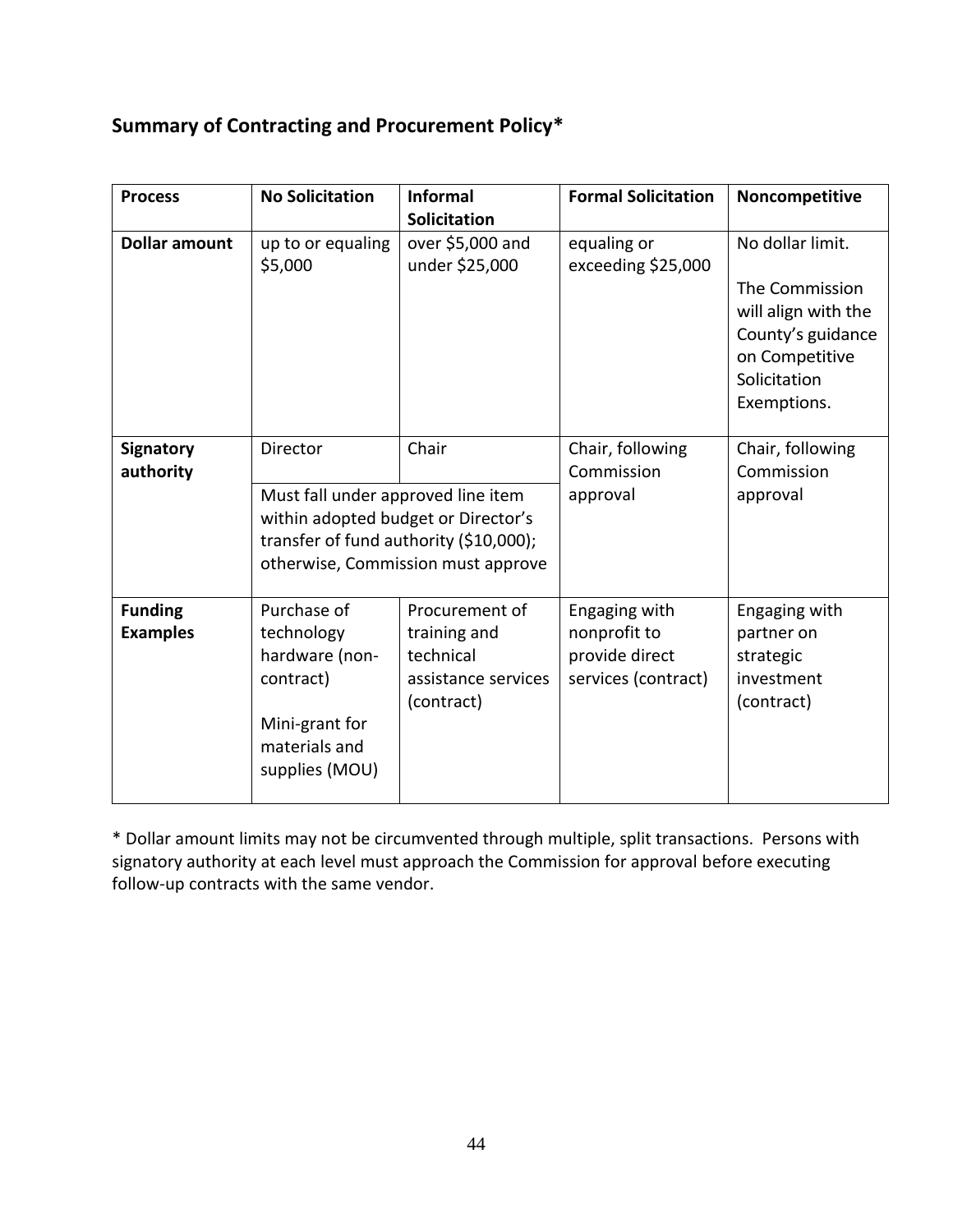## Summary of Contracting and Procurement Policy*

| Process | No Solicitation | Informal Solicitation | Formal Solicitation | Noncompetitive |
|---|---|---|---|---|
| **Dollar amount** | up to or equaling $5,000 | over $5,000 and under $25,000 | equaling or exceeding $25,000 | No dollar limit.<br><br>The Commission will align with the County's guidance on Competitive Solicitation Exemptions. |
| **Signatory authority** | Director | Chair | Chair, following Commission approval | Chair, following Commission approval |
| | Must fall under approved line item within adopted budget or Director's transfer of fund authority ($10,000); otherwise, Commission must approve | | | |
| **Funding Examples** | Purchase of technology hardware (non-contract)<br><br>Mini-grant for materials and supplies (MOU) | Procurement of training and technical assistance services (contract) | Engaging with nonprofit to provide direct services (contract) | Engaging with partner on strategic investment (contract) |

* Dollar amount limits may not be circumvented through multiple, split transactions. Persons with signatory authority at each level must approach the Commission for approval before executing follow-up contracts with the same vendor.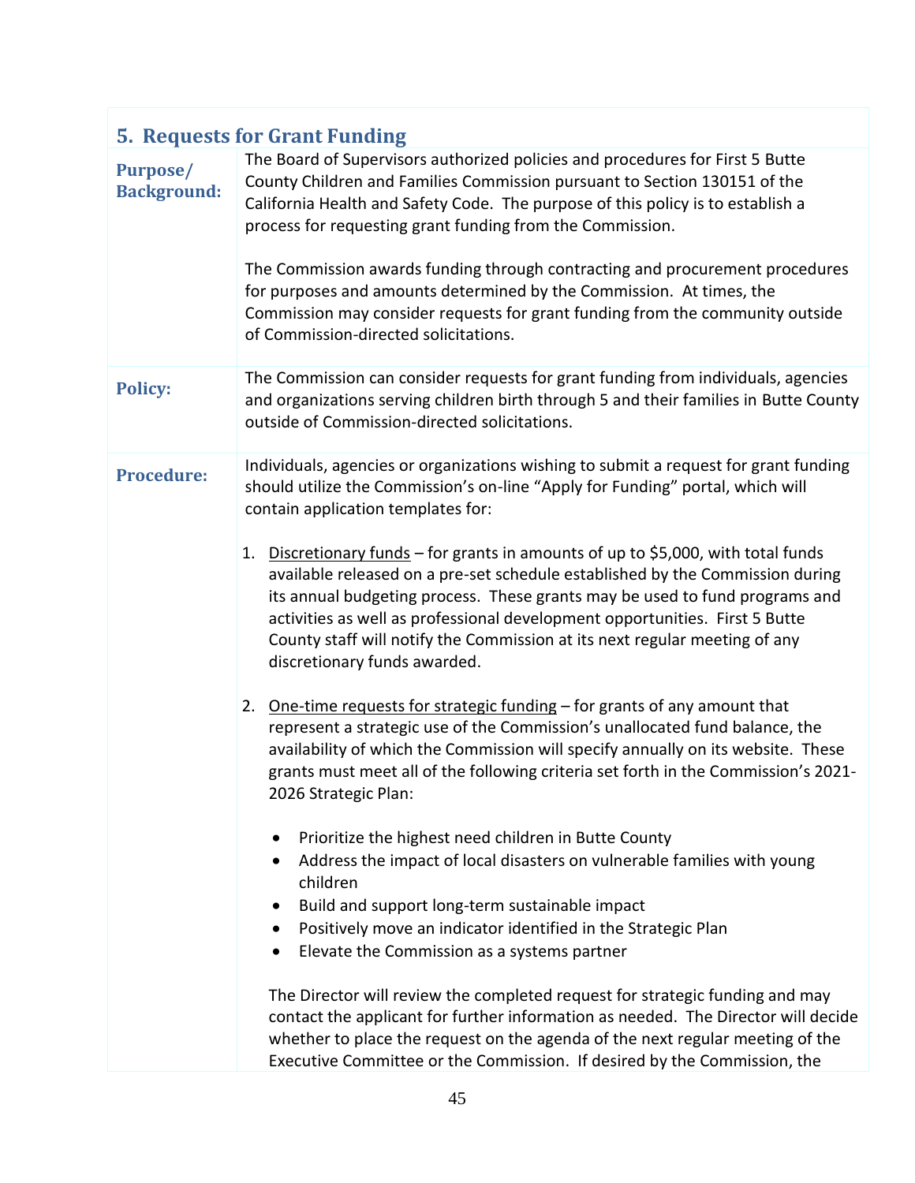## 5. Requests for Grant Funding

**Purpose/ Background:**

The Board of Supervisors authorized policies and procedures for First 5 Butte County Children and Families Commission pursuant to Section 130151 of the California Health and Safety Code. The purpose of this policy is to establish a process for requesting grant funding from the Commission.

The Commission awards funding through contracting and procurement procedures for purposes and amounts determined by the Commission. At times, the Commission may consider requests for grant funding from the community outside of Commission-directed solicitations.

**Policy:**

The Commission can consider requests for grant funding from individuals, agencies and organizations serving children birth through 5 and their families in Butte County outside of Commission-directed solicitations.

**Procedure:**

Individuals, agencies or organizations wishing to submit a request for grant funding should utilize the Commission's on-line "Apply for Funding" portal, which will contain application templates for:

1. Discretionary funds – for grants in amounts of up to $5,000, with total funds available released on a pre-set schedule established by the Commission during its annual budgeting process. These grants may be used to fund programs and activities as well as professional development opportunities. First 5 Butte County staff will notify the Commission at its next regular meeting of any discretionary funds awarded.

2. One-time requests for strategic funding – for grants of any amount that represent a strategic use of the Commission's unallocated fund balance, the availability of which the Commission will specify annually on its website. These grants must meet all of the following criteria set forth in the Commission's 2021-2026 Strategic Plan:

   - Prioritize the highest need children in Butte County
   - Address the impact of local disasters on vulnerable families with young children
   - Build and support long-term sustainable impact
   - Positively move an indicator identified in the Strategic Plan
   - Elevate the Commission as a systems partner

   The Director will review the completed request for strategic funding and may contact the applicant for further information as needed. The Director will decide whether to place the request on the agenda of the next regular meeting of the Executive Committee or the Commission. If desired by the Commission, the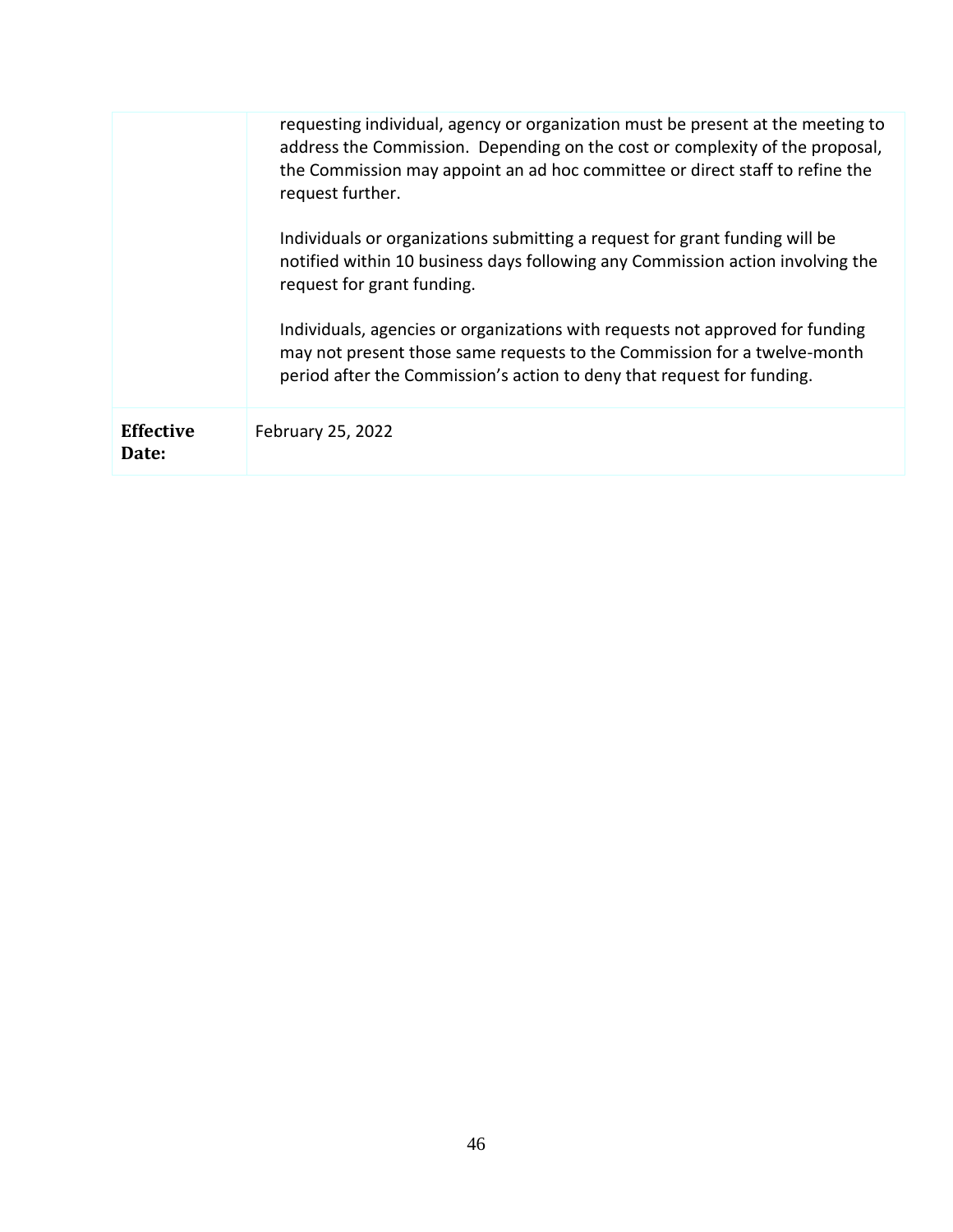| | |
|---|---|
| | requesting individual, agency or organization must be present at the meeting to address the Commission. Depending on the cost or complexity of the proposal, the Commission may appoint an ad hoc committee or direct staff to refine the request further.<br><br>Individuals or organizations submitting a request for grant funding will be notified within 10 business days following any Commission action involving the request for grant funding.<br><br>Individuals, agencies or organizations with requests not approved for funding may not present those same requests to the Commission for a twelve-month period after the Commission's action to deny that request for funding. |
| **Effective Date:** | February 25, 2022 |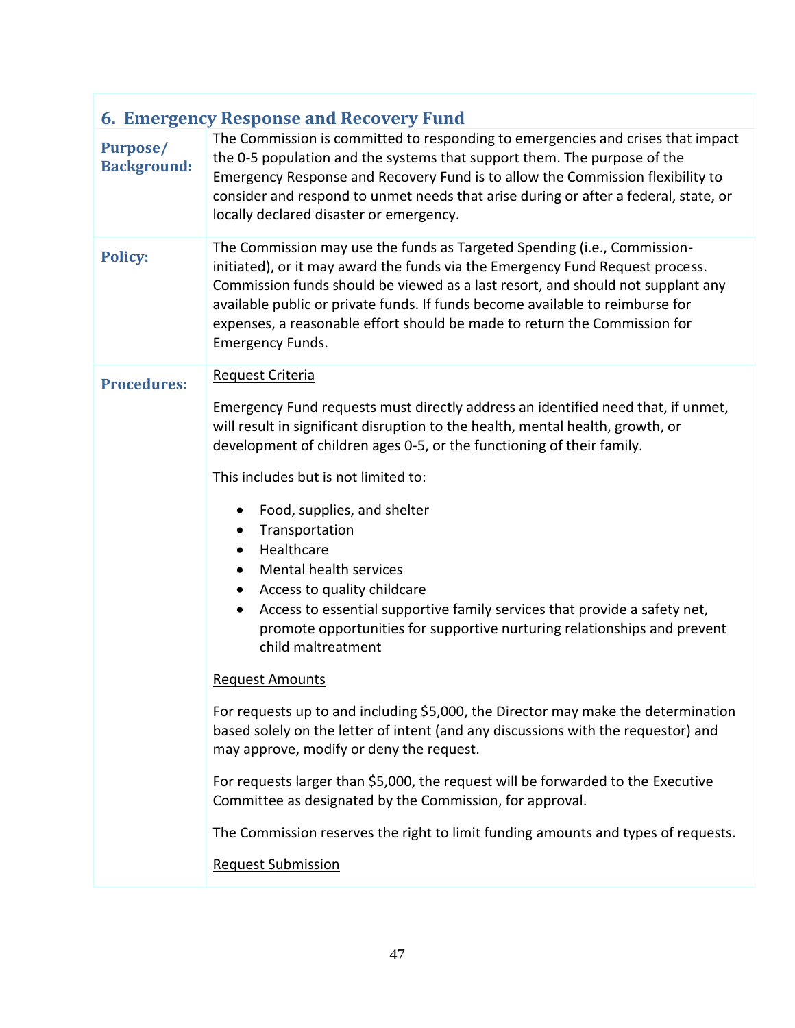## 6. Emergency Response and Recovery Fund

**Purpose/ Background:**

The Commission is committed to responding to emergencies and crises that impact the 0-5 population and the systems that support them. The purpose of the Emergency Response and Recovery Fund is to allow the Commission flexibility to consider and respond to unmet needs that arise during or after a federal, state, or locally declared disaster or emergency.

**Policy:**

The Commission may use the funds as Targeted Spending (i.e., Commission-initiated), or it may award the funds via the Emergency Fund Request process. Commission funds should be viewed as a last resort, and should not supplant any available public or private funds. If funds become available to reimburse for expenses, a reasonable effort should be made to return the Commission for Emergency Funds.

**Procedures:**

<u>Request Criteria</u>

Emergency Fund requests must directly address an identified need that, if unmet, will result in significant disruption to the health, mental health, growth, or development of children ages 0-5, or the functioning of their family.

This includes but is not limited to:

- Food, supplies, and shelter
- Transportation
- Healthcare
- Mental health services
- Access to quality childcare
- Access to essential supportive family services that provide a safety net, promote opportunities for supportive nurturing relationships and prevent child maltreatment

<u>Request Amounts</u>

For requests up to and including $5,000, the Director may make the determination based solely on the letter of intent (and any discussions with the requestor) and may approve, modify or deny the request.

For requests larger than $5,000, the request will be forwarded to the Executive Committee as designated by the Commission, for approval.

The Commission reserves the right to limit funding amounts and types of requests.

<u>Request Submission</u>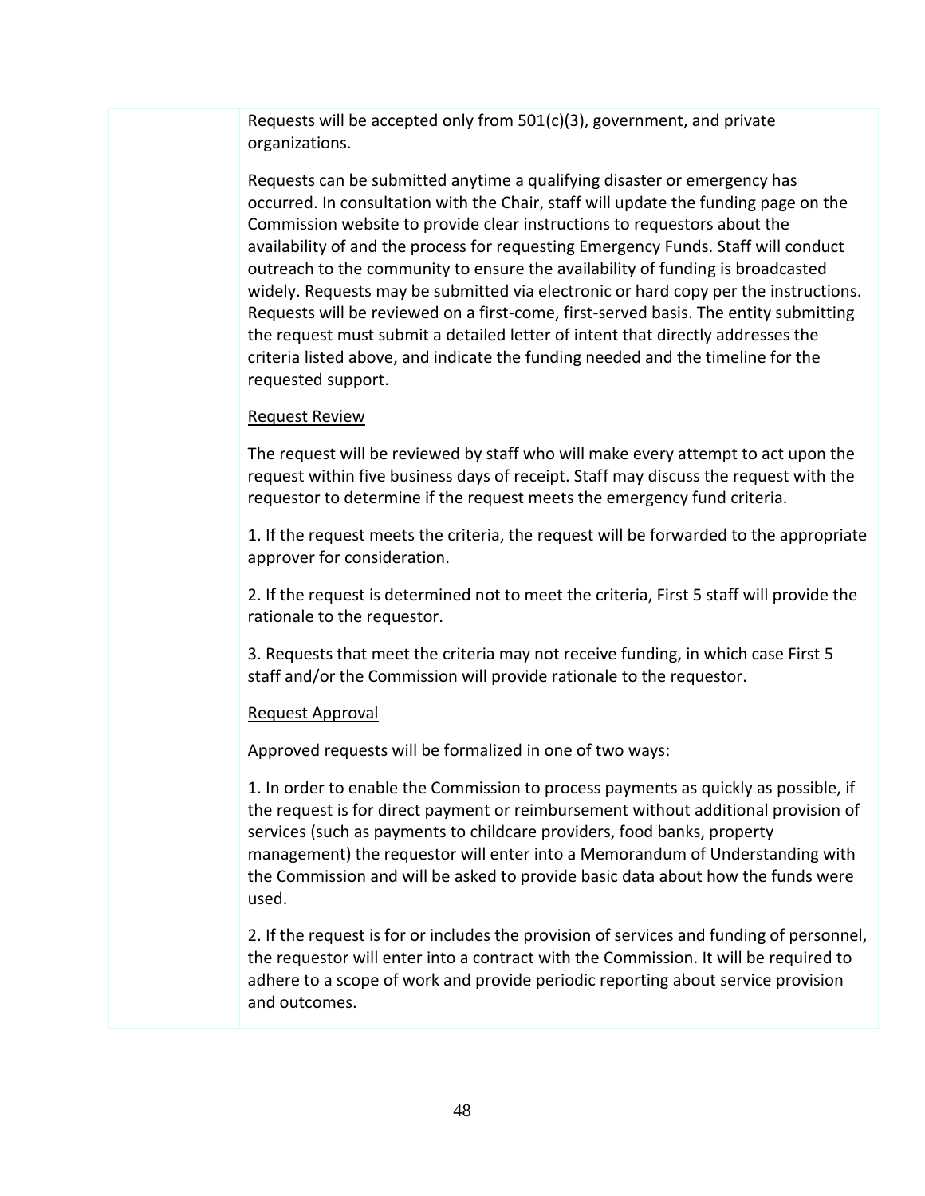Requests will be accepted only from 501(c)(3), government, and private organizations.

Requests can be submitted anytime a qualifying disaster or emergency has occurred. In consultation with the Chair, staff will update the funding page on the Commission website to provide clear instructions to requestors about the availability of and the process for requesting Emergency Funds. Staff will conduct outreach to the community to ensure the availability of funding is broadcasted widely. Requests may be submitted via electronic or hard copy per the instructions. Requests will be reviewed on a first-come, first-served basis. The entity submitting the request must submit a detailed letter of intent that directly addresses the criteria listed above, and indicate the funding needed and the timeline for the requested support.

<u>Request Review</u>

The request will be reviewed by staff who will make every attempt to act upon the request within five business days of receipt. Staff may discuss the request with the requestor to determine if the request meets the emergency fund criteria.

1. If the request meets the criteria, the request will be forwarded to the appropriate approver for consideration.

2. If the request is determined not to meet the criteria, First 5 staff will provide the rationale to the requestor.

3. Requests that meet the criteria may not receive funding, in which case First 5 staff and/or the Commission will provide rationale to the requestor.

<u>Request Approval</u>

Approved requests will be formalized in one of two ways:

1. In order to enable the Commission to process payments as quickly as possible, if the request is for direct payment or reimbursement without additional provision of services (such as payments to childcare providers, food banks, property management) the requestor will enter into a Memorandum of Understanding with the Commission and will be asked to provide basic data about how the funds were used.

2. If the request is for or includes the provision of services and funding of personnel, the requestor will enter into a contract with the Commission. It will be required to adhere to a scope of work and provide periodic reporting about service provision and outcomes.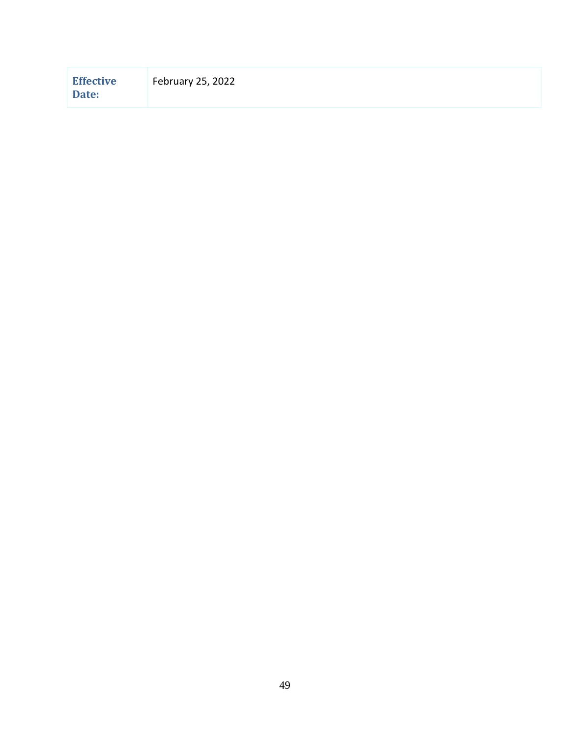| **Effective Date:** | February 25, 2022 |
|---|---|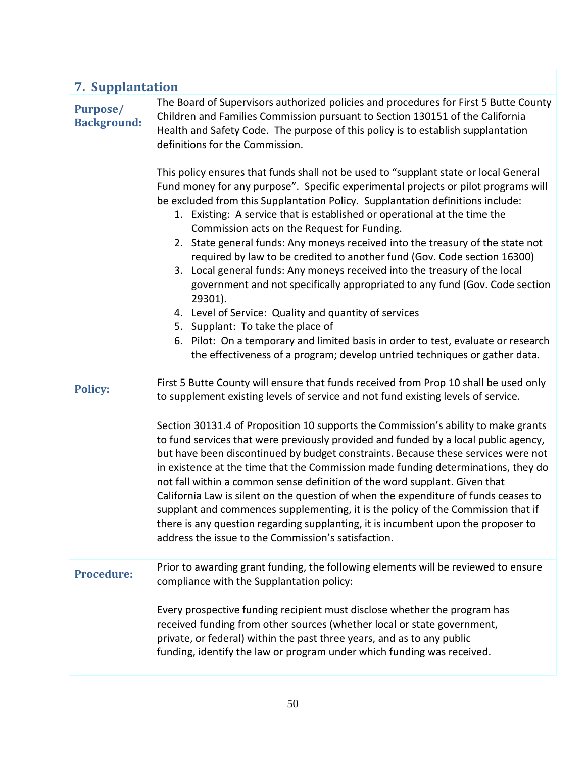## 7. Supplantation

**Purpose/ Background:**

The Board of Supervisors authorized policies and procedures for First 5 Butte County Children and Families Commission pursuant to Section 130151 of the California Health and Safety Code. The purpose of this policy is to establish supplantation definitions for the Commission.

This policy ensures that funds shall not be used to "supplant state or local General Fund money for any purpose". Specific experimental projects or pilot programs will be excluded from this Supplantation Policy. Supplantation definitions include:

1. Existing: A service that is established or operational at the time the Commission acts on the Request for Funding.
2. State general funds: Any moneys received into the treasury of the state not required by law to be credited to another fund (Gov. Code section 16300)
3. Local general funds: Any moneys received into the treasury of the local government and not specifically appropriated to any fund (Gov. Code section 29301).
4. Level of Service: Quality and quantity of services
5. Supplant: To take the place of
6. Pilot: On a temporary and limited basis in order to test, evaluate or research the effectiveness of a program; develop untried techniques or gather data.

**Policy:**

First 5 Butte County will ensure that funds received from Prop 10 shall be used only to supplement existing levels of service and not fund existing levels of service.

Section 30131.4 of Proposition 10 supports the Commission's ability to make grants to fund services that were previously provided and funded by a local public agency, but have been discontinued by budget constraints. Because these services were not in existence at the time that the Commission made funding determinations, they do not fall within a common sense definition of the word supplant. Given that California Law is silent on the question of when the expenditure of funds ceases to supplant and commences supplementing, it is the policy of the Commission that if there is any question regarding supplanting, it is incumbent upon the proposer to address the issue to the Commission's satisfaction.

**Procedure:**

Prior to awarding grant funding, the following elements will be reviewed to ensure compliance with the Supplantation policy:

Every prospective funding recipient must disclose whether the program has received funding from other sources (whether local or state government, private, or federal) within the past three years, and as to any public funding, identify the law or program under which funding was received.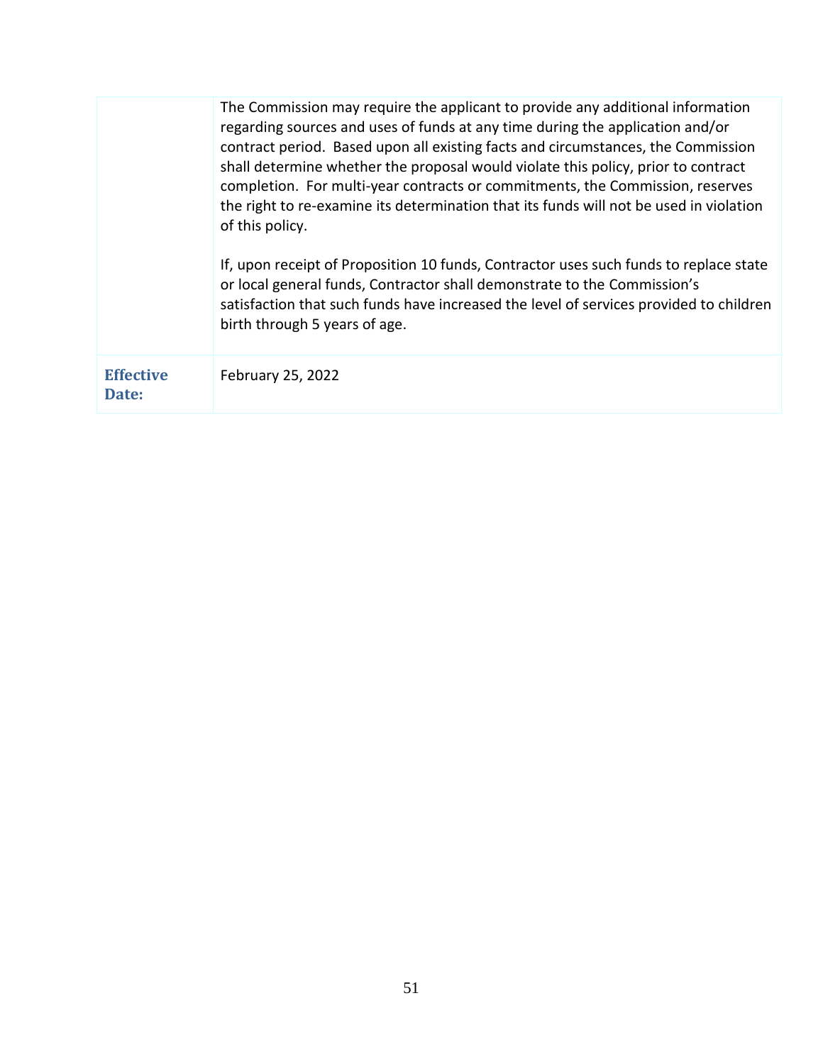| | |
|---|---|
| | The Commission may require the applicant to provide any additional information regarding sources and uses of funds at any time during the application and/or contract period. Based upon all existing facts and circumstances, the Commission shall determine whether the proposal would violate this policy, prior to contract completion. For multi-year contracts or commitments, the Commission, reserves the right to re-examine its determination that its funds will not be used in violation of this policy.<br><br>If, upon receipt of Proposition 10 funds, Contractor uses such funds to replace state or local general funds, Contractor shall demonstrate to the Commission's satisfaction that such funds have increased the level of services provided to children birth through 5 years of age. |
| **Effective Date:** | February 25, 2022 |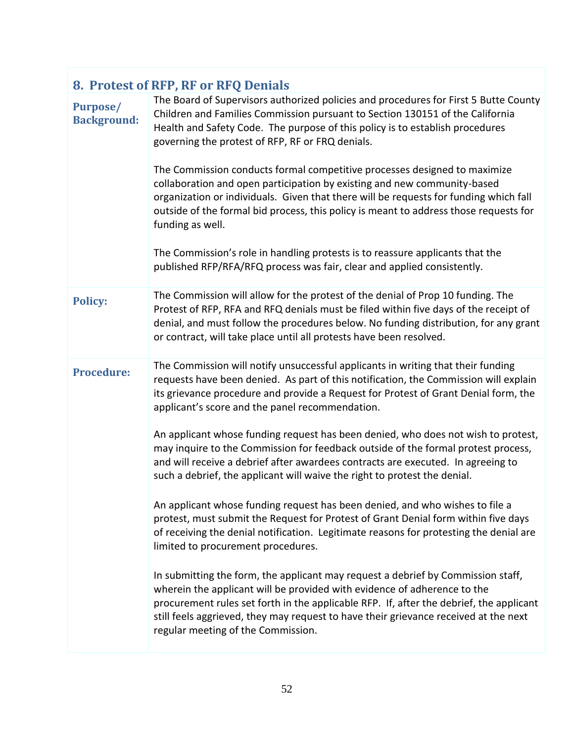## 8. Protest of RFP, RF or RFQ Denials

| | |
|---|---|
| **Purpose/ Background:** | The Board of Supervisors authorized policies and procedures for First 5 Butte County Children and Families Commission pursuant to Section 130151 of the California Health and Safety Code. The purpose of this policy is to establish procedures governing the protest of RFP, RF or FRQ denials.<br><br>The Commission conducts formal competitive processes designed to maximize collaboration and open participation by existing and new community-based organization or individuals. Given that there will be requests for funding which fall outside of the formal bid process, this policy is meant to address those requests for funding as well.<br><br>The Commission's role in handling protests is to reassure applicants that the published RFP/RFA/RFQ process was fair, clear and applied consistently. |
| **Policy:** | The Commission will allow for the protest of the denial of Prop 10 funding. The Protest of RFP, RFA and RFQ denials must be filed within five days of the receipt of denial, and must follow the procedures below. No funding distribution, for any grant or contract, will take place until all protests have been resolved. |
| **Procedure:** | The Commission will notify unsuccessful applicants in writing that their funding requests have been denied. As part of this notification, the Commission will explain its grievance procedure and provide a Request for Protest of Grant Denial form, the applicant's score and the panel recommendation.<br><br>An applicant whose funding request has been denied, who does not wish to protest, may inquire to the Commission for feedback outside of the formal protest process, and will receive a debrief after awardees contracts are executed. In agreeing to such a debrief, the applicant will waive the right to protest the denial.<br><br>An applicant whose funding request has been denied, and who wishes to file a protest, must submit the Request for Protest of Grant Denial form within five days of receiving the denial notification. Legitimate reasons for protesting the denial are limited to procurement procedures.<br><br>In submitting the form, the applicant may request a debrief by Commission staff, wherein the applicant will be provided with evidence of adherence to the procurement rules set forth in the applicable RFP. If, after the debrief, the applicant still feels aggrieved, they may request to have their grievance received at the next regular meeting of the Commission. |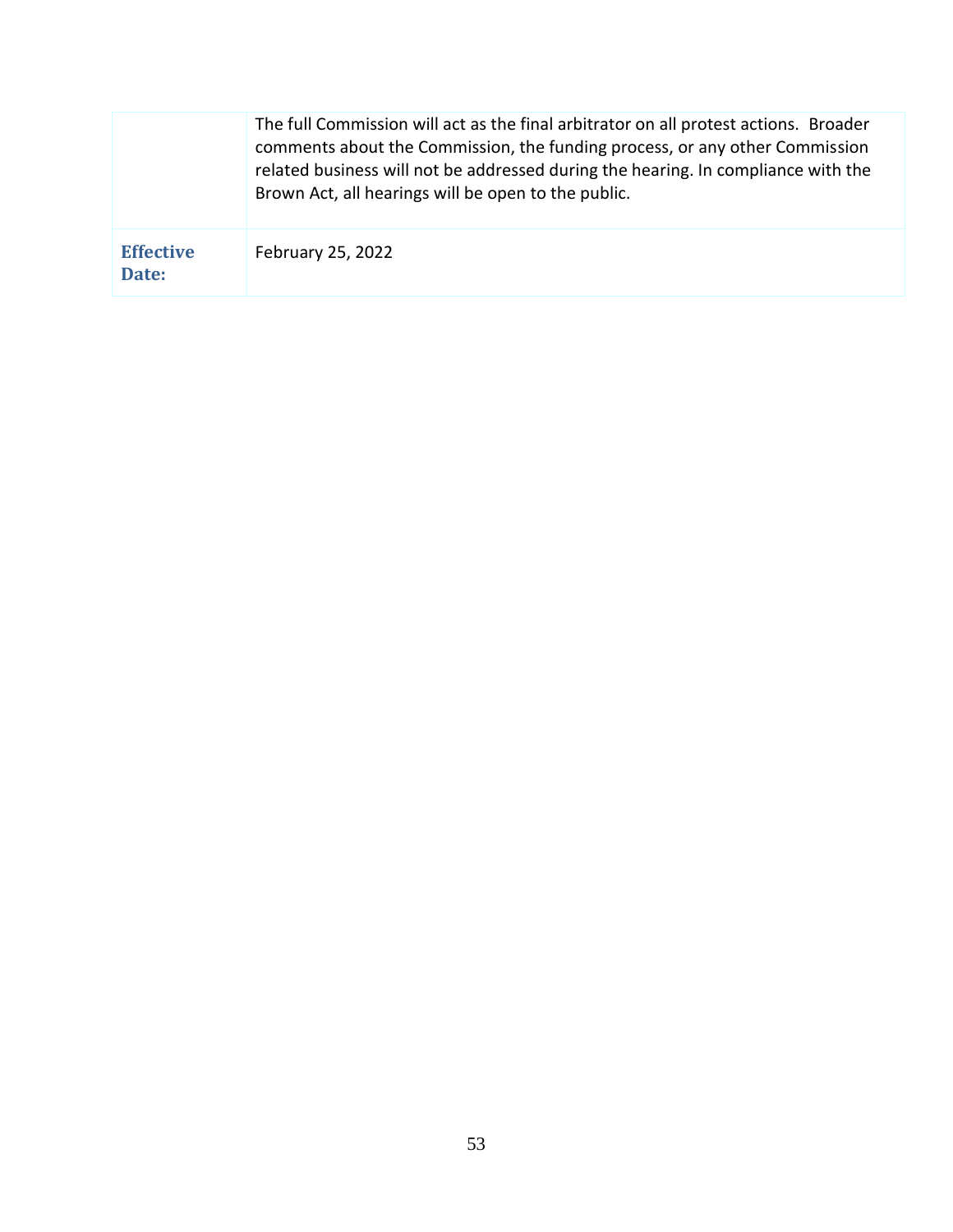| | |
|---|---|
| | The full Commission will act as the final arbitrator on all protest actions. Broader comments about the Commission, the funding process, or any other Commission related business will not be addressed during the hearing. In compliance with the Brown Act, all hearings will be open to the public. |
| **Effective Date:** | February 25, 2022 |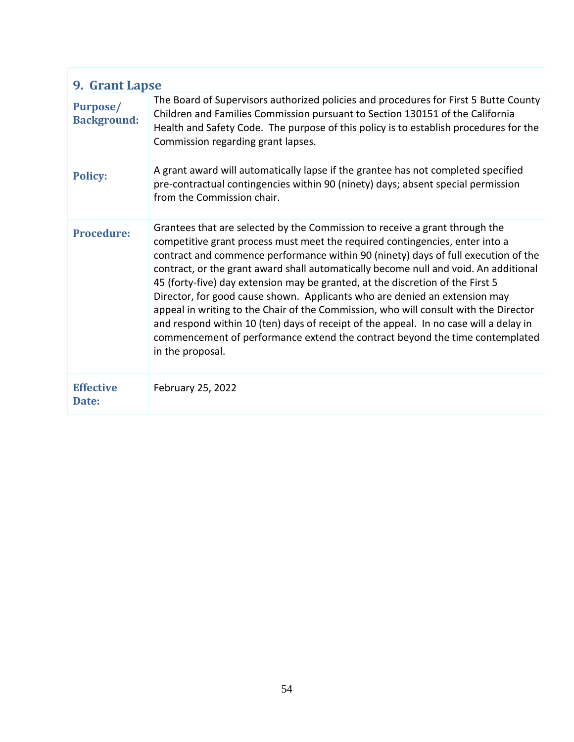## 9. Grant Lapse

| | |
|---|---|
| **Purpose/ Background:** | The Board of Supervisors authorized policies and procedures for First 5 Butte County Children and Families Commission pursuant to Section 130151 of the California Health and Safety Code. The purpose of this policy is to establish procedures for the Commission regarding grant lapses. |
| **Policy:** | A grant award will automatically lapse if the grantee has not completed specified pre-contractual contingencies within 90 (ninety) days; absent special permission from the Commission chair. |
| **Procedure:** | Grantees that are selected by the Commission to receive a grant through the competitive grant process must meet the required contingencies, enter into a contract and commence performance within 90 (ninety) days of full execution of the contract, or the grant award shall automatically become null and void. An additional 45 (forty-five) day extension may be granted, at the discretion of the First 5 Director, for good cause shown. Applicants who are denied an extension may appeal in writing to the Chair of the Commission, who will consult with the Director and respond within 10 (ten) days of receipt of the appeal. In no case will a delay in commencement of performance extend the contract beyond the time contemplated in the proposal. |
| **Effective Date:** | February 25, 2022 |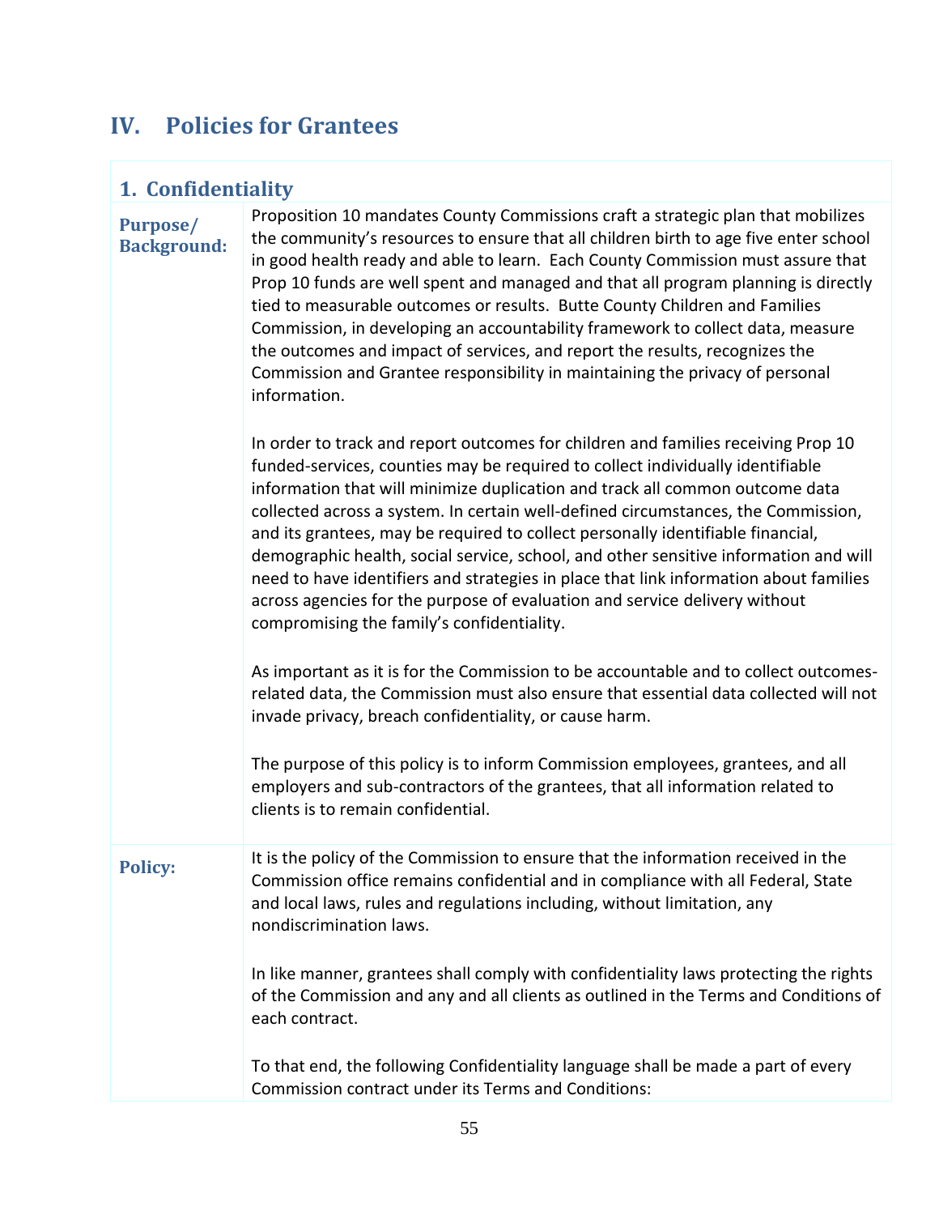# IV. Policies for Grantees

## 1. Confidentiality

| | |
|---|---|
| **Purpose/ Background:** | Proposition 10 mandates County Commissions craft a strategic plan that mobilizes the community's resources to ensure that all children birth to age five enter school in good health ready and able to learn. Each County Commission must assure that Prop 10 funds are well spent and managed and that all program planning is directly tied to measurable outcomes or results. Butte County Children and Families Commission, in developing an accountability framework to collect data, measure the outcomes and impact of services, and report the results, recognizes the Commission and Grantee responsibility in maintaining the privacy of personal information.<br><br>In order to track and report outcomes for children and families receiving Prop 10 funded-services, counties may be required to collect individually identifiable information that will minimize duplication and track all common outcome data collected across a system. In certain well-defined circumstances, the Commission, and its grantees, may be required to collect personally identifiable financial, demographic health, social service, school, and other sensitive information and will need to have identifiers and strategies in place that link information about families across agencies for the purpose of evaluation and service delivery without compromising the family's confidentiality.<br><br>As important as it is for the Commission to be accountable and to collect outcomes-related data, the Commission must also ensure that essential data collected will not invade privacy, breach confidentiality, or cause harm.<br><br>The purpose of this policy is to inform Commission employees, grantees, and all employers and sub-contractors of the grantees, that all information related to clients is to remain confidential. |
| **Policy:** | It is the policy of the Commission to ensure that the information received in the Commission office remains confidential and in compliance with all Federal, State and local laws, rules and regulations including, without limitation, any nondiscrimination laws.<br><br>In like manner, grantees shall comply with confidentiality laws protecting the rights of the Commission and any and all clients as outlined in the Terms and Conditions of each contract.<br><br>To that end, the following Confidentiality language shall be made a part of every Commission contract under its Terms and Conditions: |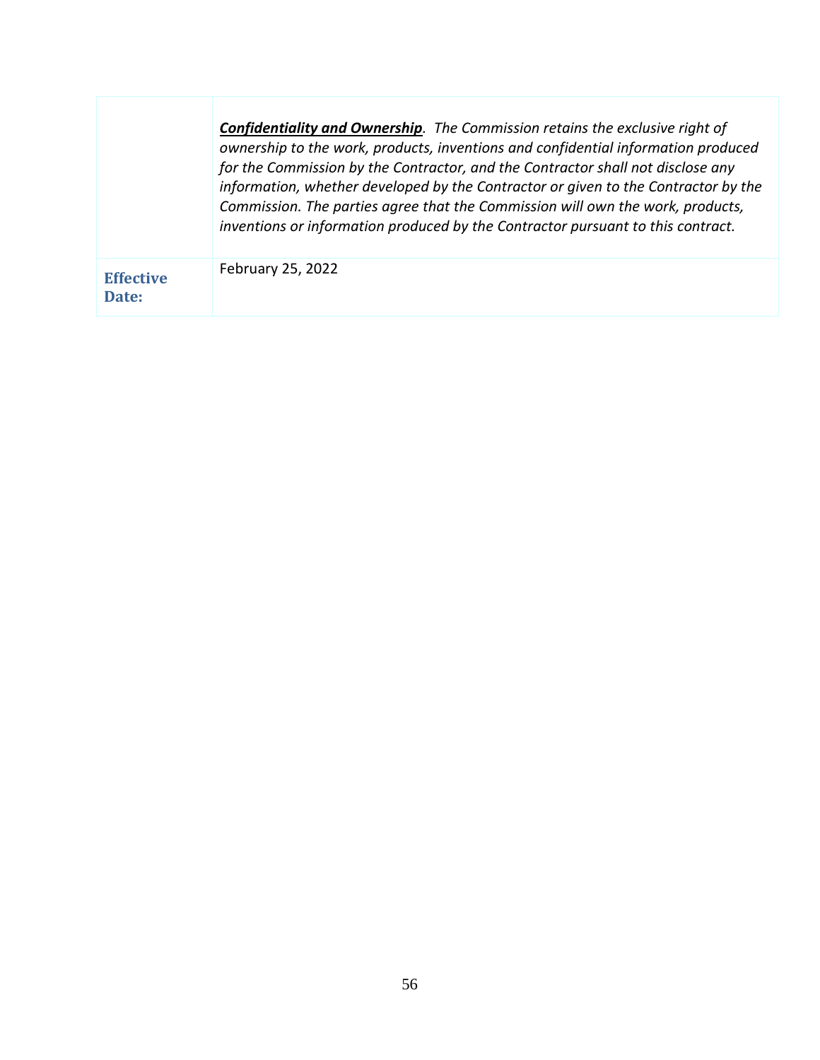| | |
|---|---|
| | ***<u>Confidentiality and Ownership</u>***. *The Commission retains the exclusive right of ownership to the work, products, inventions and confidential information produced for the Commission by the Contractor, and the Contractor shall not disclose any information, whether developed by the Contractor or given to the Contractor by the Commission. The parties agree that the Commission will own the work, products, inventions or information produced by the Contractor pursuant to this contract.* |
| **Effective Date:** | February 25, 2022 |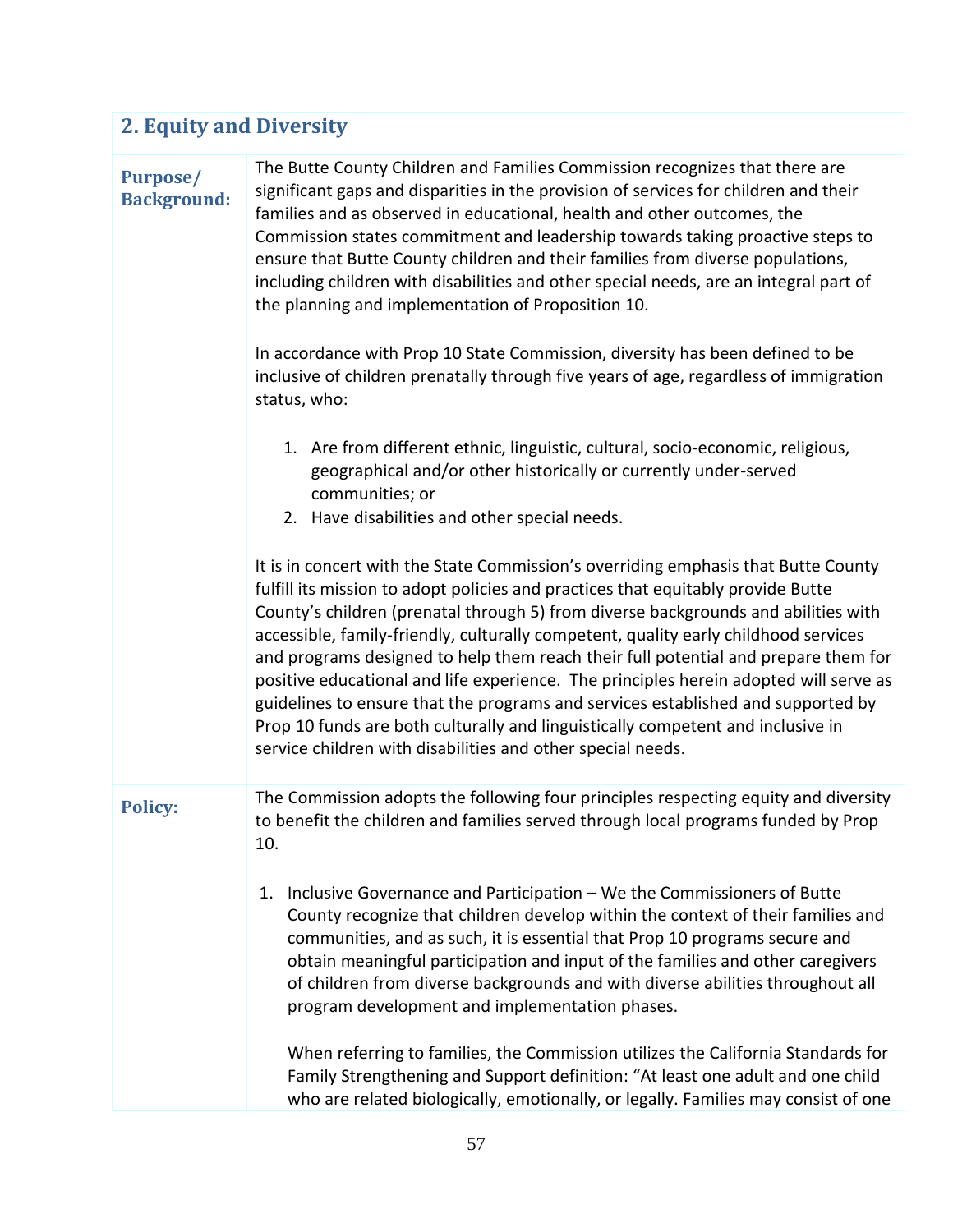## 2. Equity and Diversity

**Purpose/ Background:**

The Butte County Children and Families Commission recognizes that there are significant gaps and disparities in the provision of services for children and their families and as observed in educational, health and other outcomes, the Commission states commitment and leadership towards taking proactive steps to ensure that Butte County children and their families from diverse populations, including children with disabilities and other special needs, are an integral part of the planning and implementation of Proposition 10.

In accordance with Prop 10 State Commission, diversity has been defined to be inclusive of children prenatally through five years of age, regardless of immigration status, who:

1. Are from different ethnic, linguistic, cultural, socio-economic, religious, geographical and/or other historically or currently under-served communities; or
2. Have disabilities and other special needs.

It is in concert with the State Commission's overriding emphasis that Butte County fulfill its mission to adopt policies and practices that equitably provide Butte County's children (prenatal through 5) from diverse backgrounds and abilities with accessible, family-friendly, culturally competent, quality early childhood services and programs designed to help them reach their full potential and prepare them for positive educational and life experience. The principles herein adopted will serve as guidelines to ensure that the programs and services established and supported by Prop 10 funds are both culturally and linguistically competent and inclusive in service children with disabilities and other special needs.

**Policy:**

The Commission adopts the following four principles respecting equity and diversity to benefit the children and families served through local programs funded by Prop 10.

1. Inclusive Governance and Participation – We the Commissioners of Butte County recognize that children develop within the context of their families and communities, and as such, it is essential that Prop 10 programs secure and obtain meaningful participation and input of the families and other caregivers of children from diverse backgrounds and with diverse abilities throughout all program development and implementation phases.

   When referring to families, the Commission utilizes the California Standards for Family Strengthening and Support definition: "At least one adult and one child who are related biologically, emotionally, or legally. Families may consist of one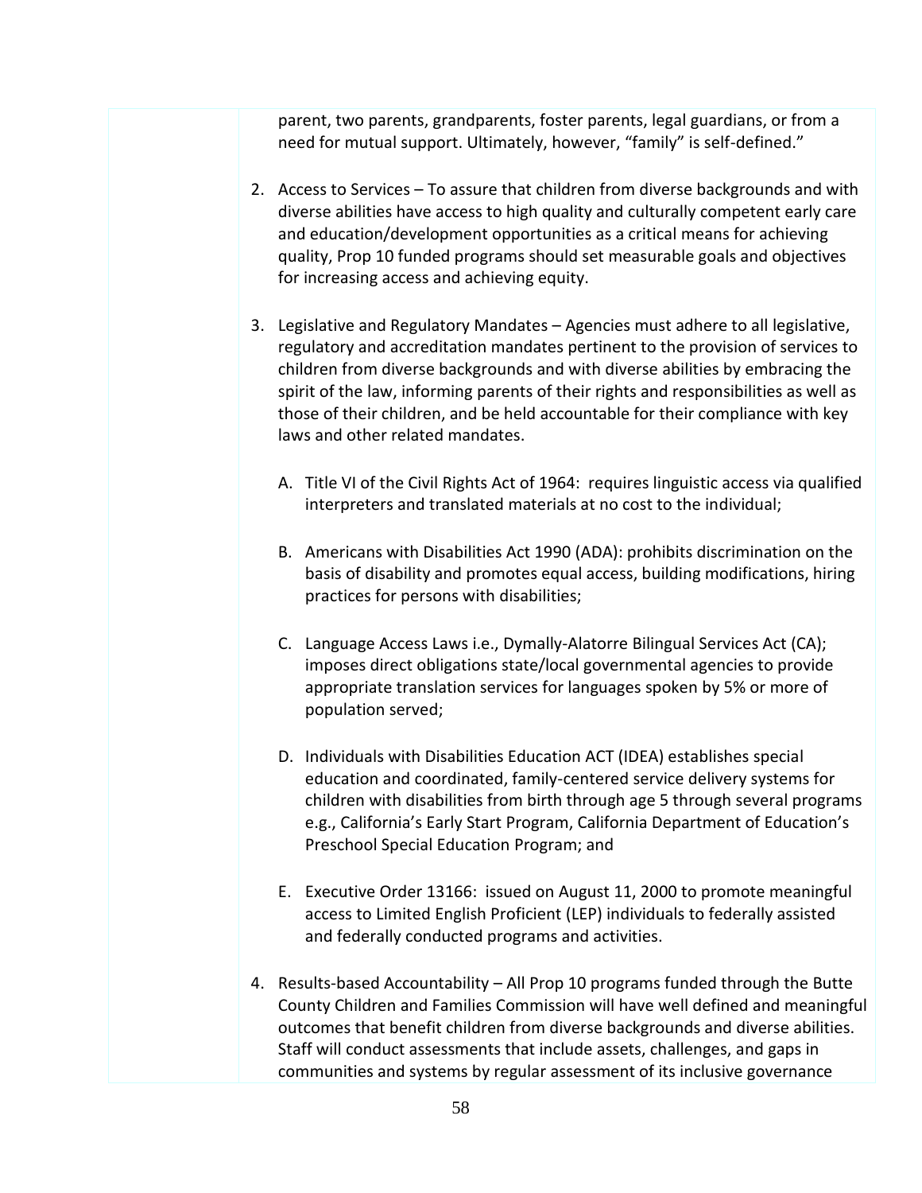parent, two parents, grandparents, foster parents, legal guardians, or from a need for mutual support. Ultimately, however, "family" is self-defined."

2. Access to Services – To assure that children from diverse backgrounds and with diverse abilities have access to high quality and culturally competent early care and education/development opportunities as a critical means for achieving quality, Prop 10 funded programs should set measurable goals and objectives for increasing access and achieving equity.

3. Legislative and Regulatory Mandates – Agencies must adhere to all legislative, regulatory and accreditation mandates pertinent to the provision of services to children from diverse backgrounds and with diverse abilities by embracing the spirit of the law, informing parents of their rights and responsibilities as well as those of their children, and be held accountable for their compliance with key laws and other related mandates.

   A. Title VI of the Civil Rights Act of 1964: requires linguistic access via qualified interpreters and translated materials at no cost to the individual;

   B. Americans with Disabilities Act 1990 (ADA): prohibits discrimination on the basis of disability and promotes equal access, building modifications, hiring practices for persons with disabilities;

   C. Language Access Laws i.e., Dymally-Alatorre Bilingual Services Act (CA); imposes direct obligations state/local governmental agencies to provide appropriate translation services for languages spoken by 5% or more of population served;

   D. Individuals with Disabilities Education ACT (IDEA) establishes special education and coordinated, family-centered service delivery systems for children with disabilities from birth through age 5 through several programs e.g., California's Early Start Program, California Department of Education's Preschool Special Education Program; and

   E. Executive Order 13166: issued on August 11, 2000 to promote meaningful access to Limited English Proficient (LEP) individuals to federally assisted and federally conducted programs and activities.

4. Results-based Accountability – All Prop 10 programs funded through the Butte County Children and Families Commission will have well defined and meaningful outcomes that benefit children from diverse backgrounds and diverse abilities. Staff will conduct assessments that include assets, challenges, and gaps in communities and systems by regular assessment of its inclusive governance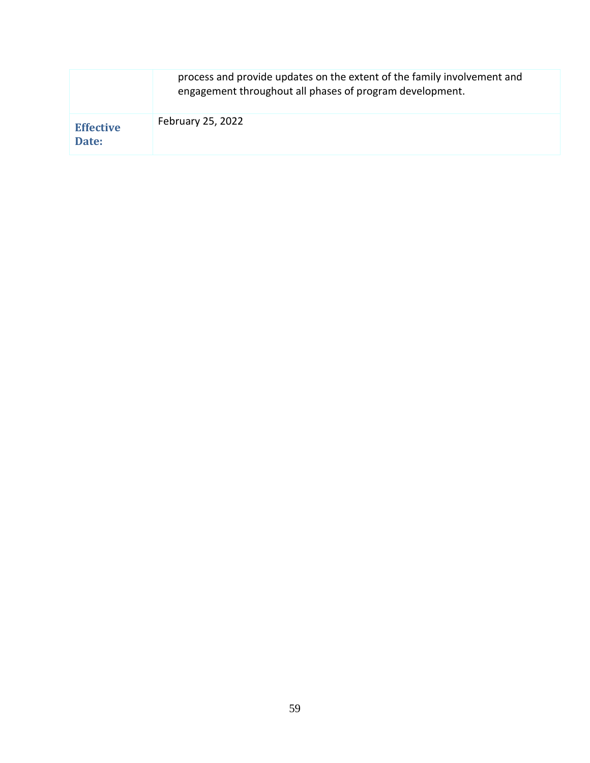| | |
|---|---|
| | process and provide updates on the extent of the family involvement and engagement throughout all phases of program development. |
| **Effective Date:** | February 25, 2022 |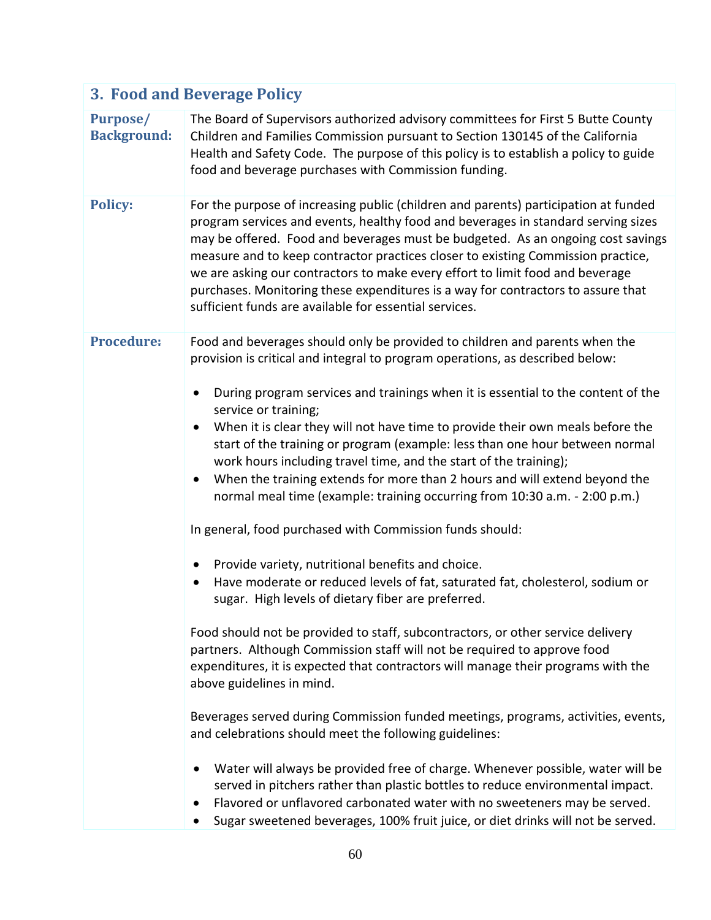## 3. Food and Beverage Policy

**Purpose/ Background:**

The Board of Supervisors authorized advisory committees for First 5 Butte County Children and Families Commission pursuant to Section 130145 of the California Health and Safety Code. The purpose of this policy is to establish a policy to guide food and beverage purchases with Commission funding.

**Policy:**

For the purpose of increasing public (children and parents) participation at funded program services and events, healthy food and beverages in standard serving sizes may be offered. Food and beverages must be budgeted. As an ongoing cost savings measure and to keep contractor practices closer to existing Commission practice, we are asking our contractors to make every effort to limit food and beverage purchases. Monitoring these expenditures is a way for contractors to assure that sufficient funds are available for essential services.

**Procedure:**

Food and beverages should only be provided to children and parents when the provision is critical and integral to program operations, as described below:

- During program services and trainings when it is essential to the content of the service or training;
- When it is clear they will not have time to provide their own meals before the start of the training or program (example: less than one hour between normal work hours including travel time, and the start of the training);
- When the training extends for more than 2 hours and will extend beyond the normal meal time (example: training occurring from 10:30 a.m. - 2:00 p.m.)

In general, food purchased with Commission funds should:

- Provide variety, nutritional benefits and choice.
- Have moderate or reduced levels of fat, saturated fat, cholesterol, sodium or sugar. High levels of dietary fiber are preferred.

Food should not be provided to staff, subcontractors, or other service delivery partners. Although Commission staff will not be required to approve food expenditures, it is expected that contractors will manage their programs with the above guidelines in mind.

Beverages served during Commission funded meetings, programs, activities, events, and celebrations should meet the following guidelines:

- Water will always be provided free of charge. Whenever possible, water will be served in pitchers rather than plastic bottles to reduce environmental impact.
- Flavored or unflavored carbonated water with no sweeteners may be served.
- Sugar sweetened beverages, 100% fruit juice, or diet drinks will not be served.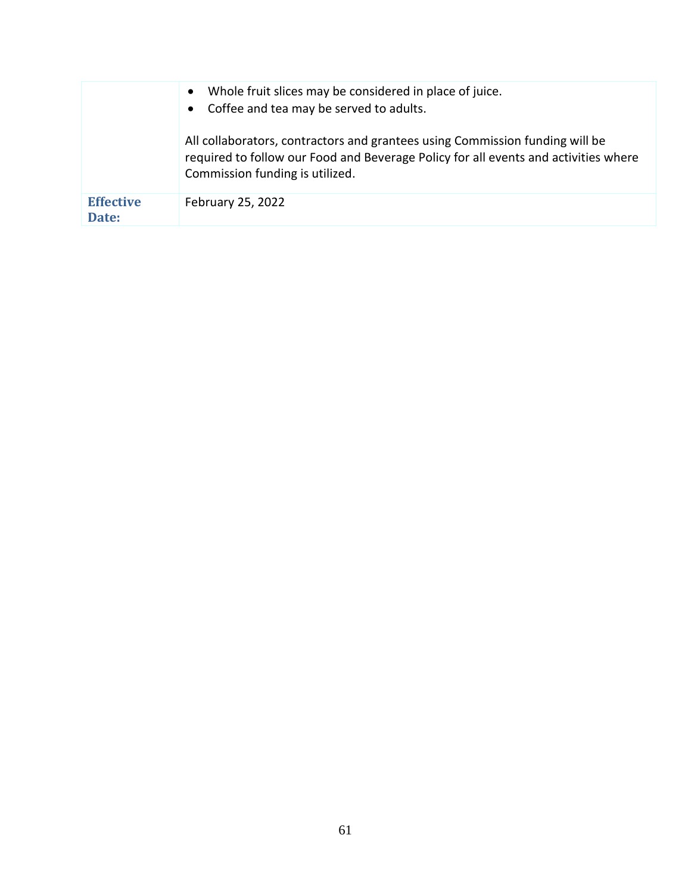| | |
|---|---|
| | • Whole fruit slices may be considered in place of juice.<br>• Coffee and tea may be served to adults.<br><br>All collaborators, contractors and grantees using Commission funding will be required to follow our Food and Beverage Policy for all events and activities where Commission funding is utilized. |
| **Effective Date:** | February 25, 2022 |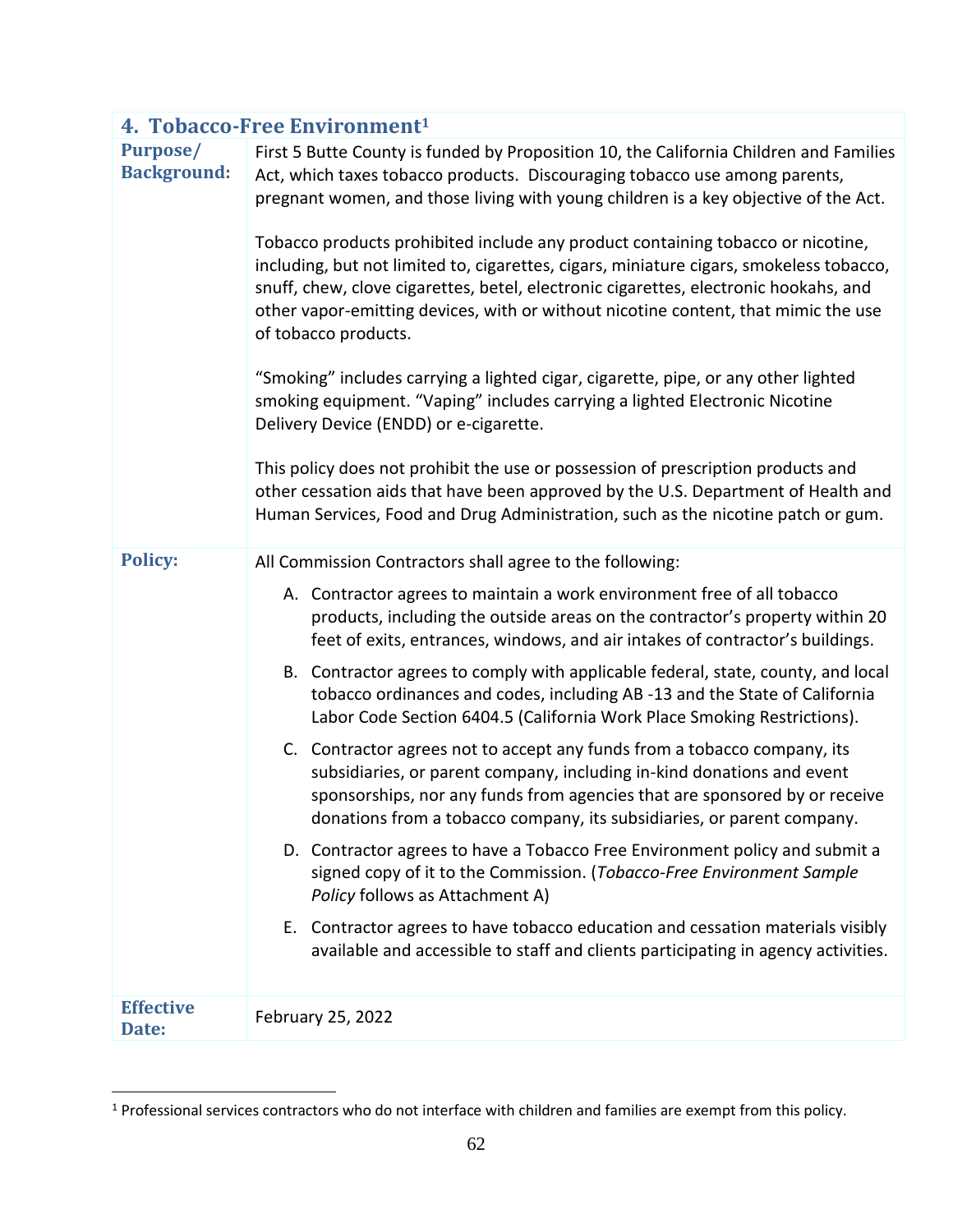## 4. Tobacco-Free Environment[1]

| | |
|---|---|
| **Purpose/ Background:** | First 5 Butte County is funded by Proposition 10, the California Children and Families Act, which taxes tobacco products. Discouraging tobacco use among parents, pregnant women, and those living with young children is a key objective of the Act.<br><br>Tobacco products prohibited include any product containing tobacco or nicotine, including, but not limited to, cigarettes, cigars, miniature cigars, smokeless tobacco, snuff, chew, clove cigarettes, betel, electronic cigarettes, electronic hookahs, and other vapor-emitting devices, with or without nicotine content, that mimic the use of tobacco products.<br><br>"Smoking" includes carrying a lighted cigar, cigarette, pipe, or any other lighted smoking equipment. "Vaping" includes carrying a lighted Electronic Nicotine Delivery Device (ENDD) or e-cigarette.<br><br>This policy does not prohibit the use or possession of prescription products and other cessation aids that have been approved by the U.S. Department of Health and Human Services, Food and Drug Administration, such as the nicotine patch or gum. |
| **Policy:** | All Commission Contractors shall agree to the following:<br><br>A. Contractor agrees to maintain a work environment free of all tobacco products, including the outside areas on the contractor's property within 20 feet of exits, entrances, windows, and air intakes of contractor's buildings.<br><br>B. Contractor agrees to comply with applicable federal, state, county, and local tobacco ordinances and codes, including AB -13 and the State of California Labor Code Section 6404.5 (California Work Place Smoking Restrictions).<br><br>C. Contractor agrees not to accept any funds from a tobacco company, its subsidiaries, or parent company, including in-kind donations and event sponsorships, nor any funds from agencies that are sponsored by or receive donations from a tobacco company, its subsidiaries, or parent company.<br><br>D. Contractor agrees to have a Tobacco Free Environment policy and submit a signed copy of it to the Commission. (*Tobacco-Free Environment Sample Policy* follows as Attachment A)<br><br>E. Contractor agrees to have tobacco education and cessation materials visibly available and accessible to staff and clients participating in agency activities. |
| **Effective Date:** | February 25, 2022 |

[1] Professional services contractors who do not interface with children and families are exempt from this policy.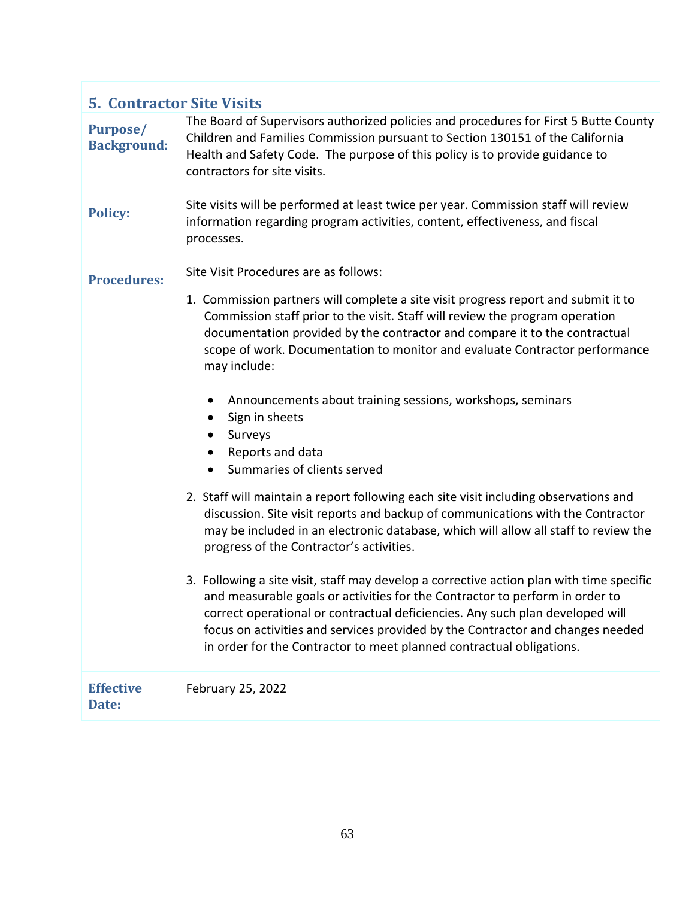## 5. Contractor Site Visits

| | |
|---|---|
| **Purpose/ Background:** | The Board of Supervisors authorized policies and procedures for First 5 Butte County Children and Families Commission pursuant to Section 130151 of the California Health and Safety Code. The purpose of this policy is to provide guidance to contractors for site visits. |
| **Policy:** | Site visits will be performed at least twice per year. Commission staff will review information regarding program activities, content, effectiveness, and fiscal processes. |
| **Procedures:** | Site Visit Procedures are as follows:<br><br>1. Commission partners will complete a site visit progress report and submit it to Commission staff prior to the visit. Staff will review the program operation documentation provided by the contractor and compare it to the contractual scope of work. Documentation to monitor and evaluate Contractor performance may include:<br><br>• Announcements about training sessions, workshops, seminars<br>• Sign in sheets<br>• Surveys<br>• Reports and data<br>• Summaries of clients served<br><br>2. Staff will maintain a report following each site visit including observations and discussion. Site visit reports and backup of communications with the Contractor may be included in an electronic database, which will allow all staff to review the progress of the Contractor's activities.<br><br>3. Following a site visit, staff may develop a corrective action plan with time specific and measurable goals or activities for the Contractor to perform in order to correct operational or contractual deficiencies. Any such plan developed will focus on activities and services provided by the Contractor and changes needed in order for the Contractor to meet planned contractual obligations. |
| **Effective Date:** | February 25, 2022 |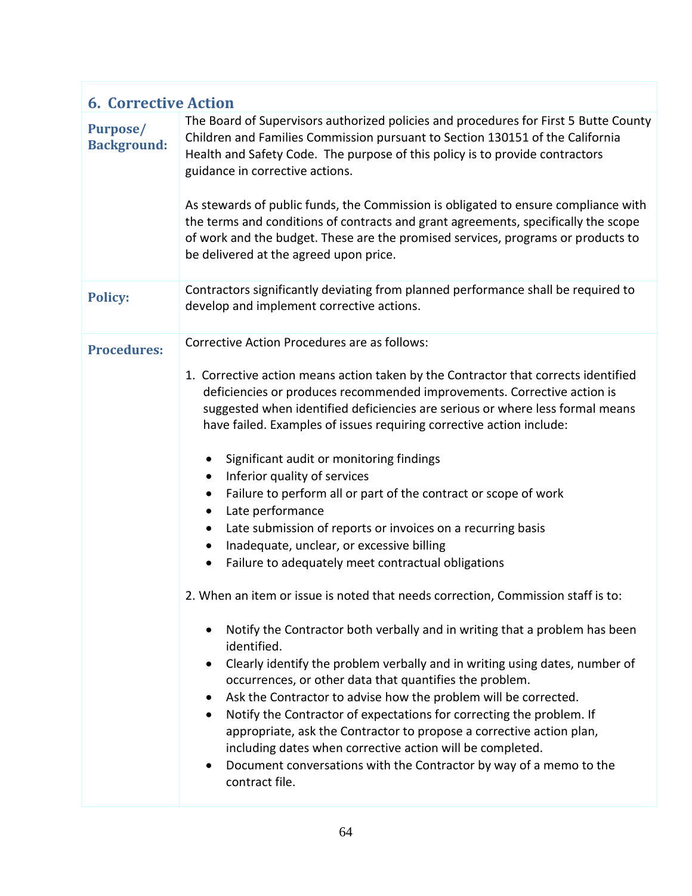## 6. Corrective Action

**Purpose/ Background:**

The Board of Supervisors authorized policies and procedures for First 5 Butte County Children and Families Commission pursuant to Section 130151 of the California Health and Safety Code. The purpose of this policy is to provide contractors guidance in corrective actions.

As stewards of public funds, the Commission is obligated to ensure compliance with the terms and conditions of contracts and grant agreements, specifically the scope of work and the budget. These are the promised services, programs or products to be delivered at the agreed upon price.

**Policy:**

Contractors significantly deviating from planned performance shall be required to develop and implement corrective actions.

**Procedures:**

Corrective Action Procedures are as follows:

1. Corrective action means action taken by the Contractor that corrects identified deficiencies or produces recommended improvements. Corrective action is suggested when identified deficiencies are serious or where less formal means have failed. Examples of issues requiring corrective action include:

   - Significant audit or monitoring findings
   - Inferior quality of services
   - Failure to perform all or part of the contract or scope of work
   - Late performance
   - Late submission of reports or invoices on a recurring basis
   - Inadequate, unclear, or excessive billing
   - Failure to adequately meet contractual obligations

2. When an item or issue is noted that needs correction, Commission staff is to:

   - Notify the Contractor both verbally and in writing that a problem has been identified.
   - Clearly identify the problem verbally and in writing using dates, number of occurrences, or other data that quantifies the problem.
   - Ask the Contractor to advise how the problem will be corrected.
   - Notify the Contractor of expectations for correcting the problem. If appropriate, ask the Contractor to propose a corrective action plan, including dates when corrective action will be completed.
   - Document conversations with the Contractor by way of a memo to the contract file.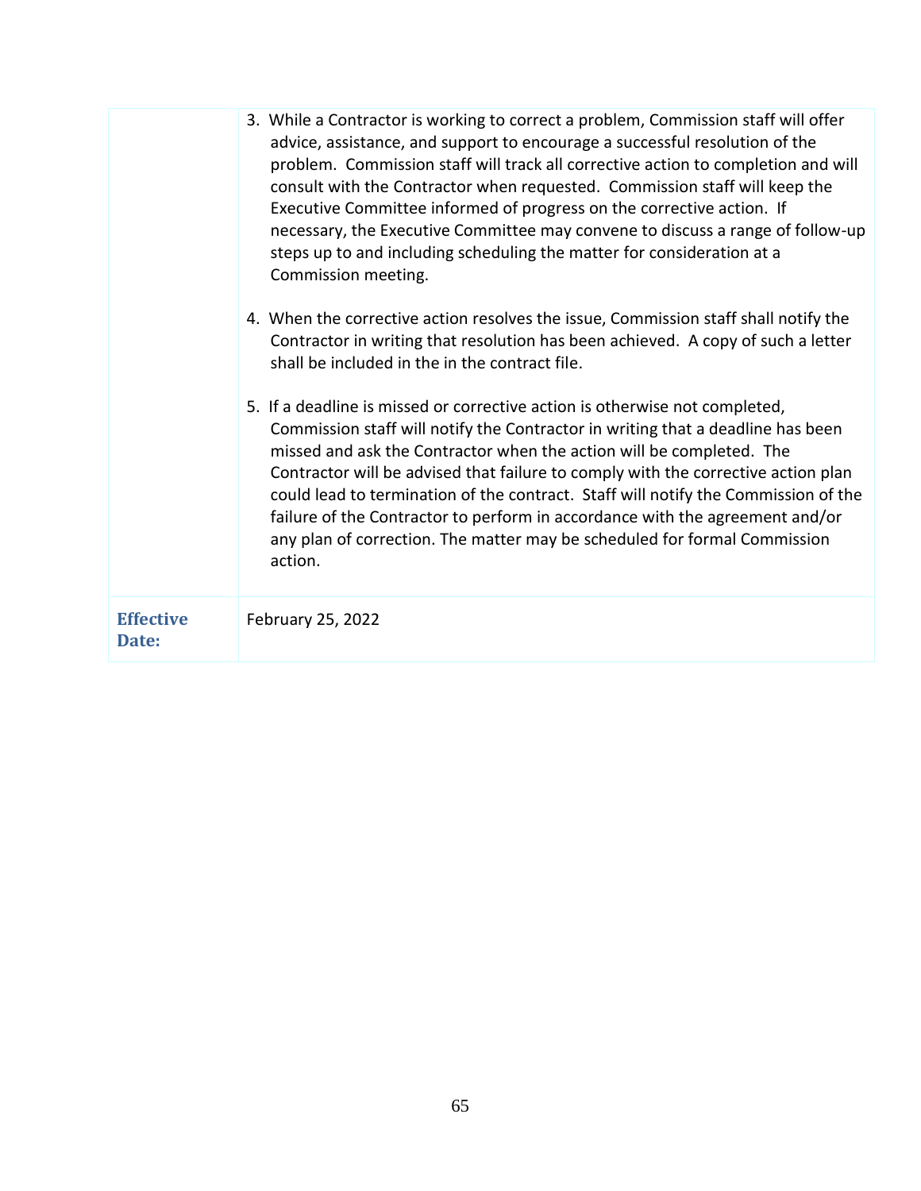| | |
|---|---|
| | 3. While a Contractor is working to correct a problem, Commission staff will offer advice, assistance, and support to encourage a successful resolution of the problem. Commission staff will track all corrective action to completion and will consult with the Contractor when requested. Commission staff will keep the Executive Committee informed of progress on the corrective action. If necessary, the Executive Committee may convene to discuss a range of follow-up steps up to and including scheduling the matter for consideration at a Commission meeting.<br><br>4. When the corrective action resolves the issue, Commission staff shall notify the Contractor in writing that resolution has been achieved. A copy of such a letter shall be included in the in the contract file.<br><br>5. If a deadline is missed or corrective action is otherwise not completed, Commission staff will notify the Contractor in writing that a deadline has been missed and ask the Contractor when the action will be completed. The Contractor will be advised that failure to comply with the corrective action plan could lead to termination of the contract. Staff will notify the Commission of the failure of the Contractor to perform in accordance with the agreement and/or any plan of correction. The matter may be scheduled for formal Commission action. |
| **Effective Date:** | February 25, 2022 |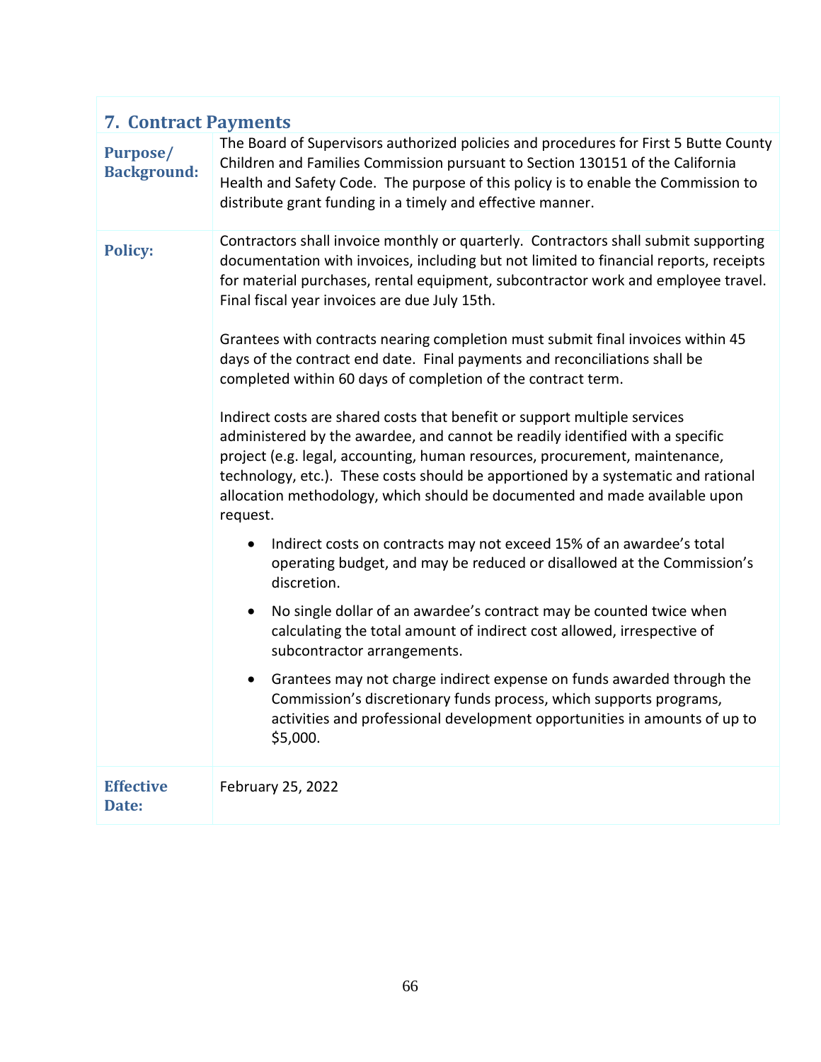## 7. Contract Payments

| | |
|---|---|
| **Purpose/ Background:** | The Board of Supervisors authorized policies and procedures for First 5 Butte County Children and Families Commission pursuant to Section 130151 of the California Health and Safety Code. The purpose of this policy is to enable the Commission to distribute grant funding in a timely and effective manner. |
| **Policy:** | Contractors shall invoice monthly or quarterly. Contractors shall submit supporting documentation with invoices, including but not limited to financial reports, receipts for material purchases, rental equipment, subcontractor work and employee travel. Final fiscal year invoices are due July 15th.<br><br>Grantees with contracts nearing completion must submit final invoices within 45 days of the contract end date. Final payments and reconciliations shall be completed within 60 days of completion of the contract term.<br><br>Indirect costs are shared costs that benefit or support multiple services administered by the awardee, and cannot be readily identified with a specific project (e.g. legal, accounting, human resources, procurement, maintenance, technology, etc.). These costs should be apportioned by a systematic and rational allocation methodology, which should be documented and made available upon request.<br><br>• Indirect costs on contracts may not exceed 15% of an awardee's total operating budget, and may be reduced or disallowed at the Commission's discretion.<br>• No single dollar of an awardee's contract may be counted twice when calculating the total amount of indirect cost allowed, irrespective of subcontractor arrangements.<br>• Grantees may not charge indirect expense on funds awarded through the Commission's discretionary funds process, which supports programs, activities and professional development opportunities in amounts of up to $5,000. |
| **Effective Date:** | February 25, 2022 |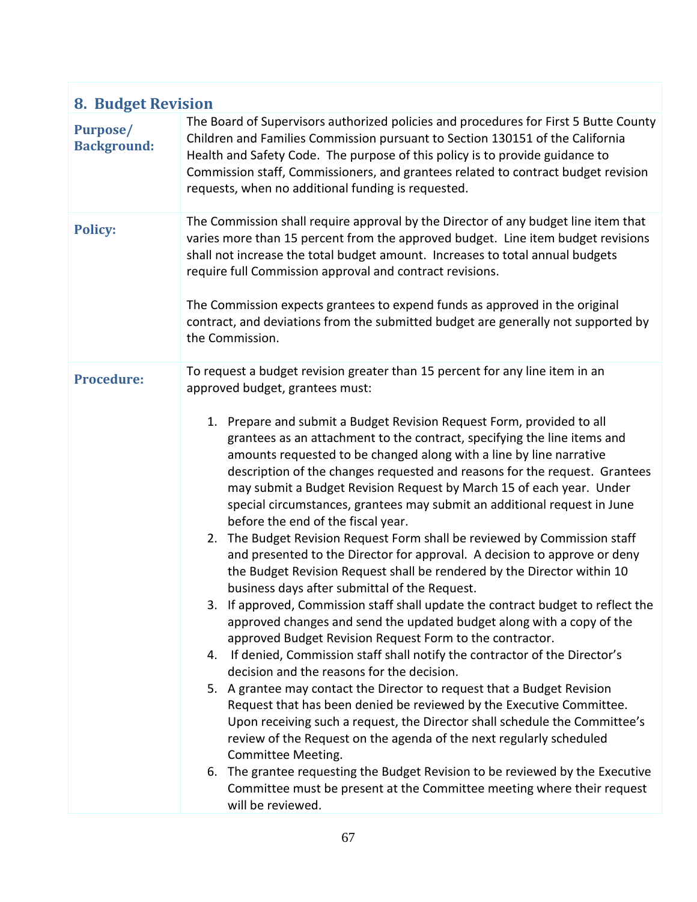## 8. Budget Revision

**Purpose/ Background:**

The Board of Supervisors authorized policies and procedures for First 5 Butte County Children and Families Commission pursuant to Section 130151 of the California Health and Safety Code. The purpose of this policy is to provide guidance to Commission staff, Commissioners, and grantees related to contract budget revision requests, when no additional funding is requested.

**Policy:**

The Commission shall require approval by the Director of any budget line item that varies more than 15 percent from the approved budget. Line item budget revisions shall not increase the total budget amount. Increases to total annual budgets require full Commission approval and contract revisions.

The Commission expects grantees to expend funds as approved in the original contract, and deviations from the submitted budget are generally not supported by the Commission.

**Procedure:**

To request a budget revision greater than 15 percent for any line item in an approved budget, grantees must:

1. Prepare and submit a Budget Revision Request Form, provided to all grantees as an attachment to the contract, specifying the line items and amounts requested to be changed along with a line by line narrative description of the changes requested and reasons for the request. Grantees may submit a Budget Revision Request by March 15 of each year. Under special circumstances, grantees may submit an additional request in June before the end of the fiscal year.
2. The Budget Revision Request Form shall be reviewed by Commission staff and presented to the Director for approval. A decision to approve or deny the Budget Revision Request shall be rendered by the Director within 10 business days after submittal of the Request.
3. If approved, Commission staff shall update the contract budget to reflect the approved changes and send the updated budget along with a copy of the approved Budget Revision Request Form to the contractor.
4. If denied, Commission staff shall notify the contractor of the Director's decision and the reasons for the decision.
5. A grantee may contact the Director to request that a Budget Revision Request that has been denied be reviewed by the Executive Committee. Upon receiving such a request, the Director shall schedule the Committee's review of the Request on the agenda of the next regularly scheduled Committee Meeting.
6. The grantee requesting the Budget Revision to be reviewed by the Executive Committee must be present at the Committee meeting where their request will be reviewed.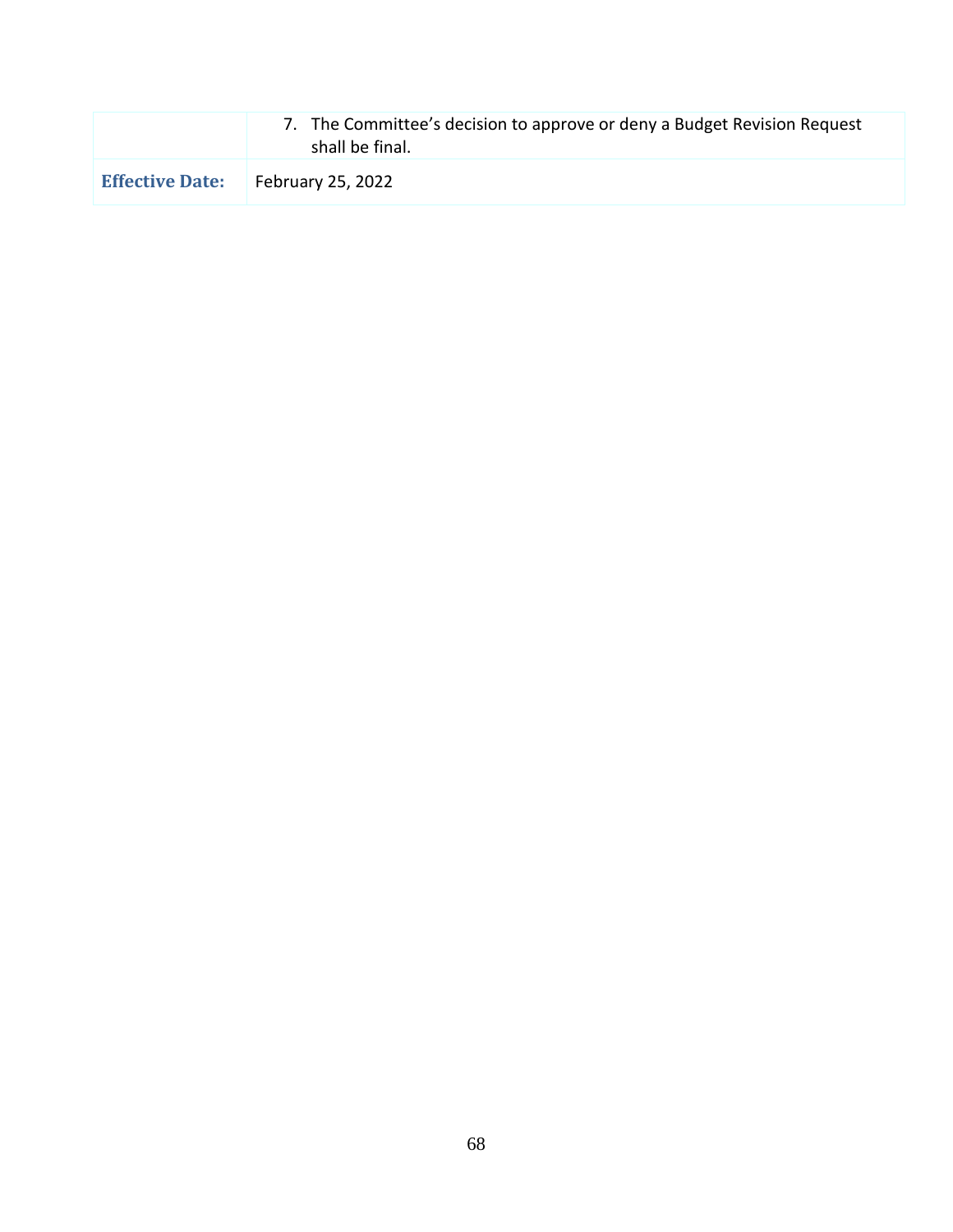|  |  |
| --- | --- |
|  | 7. The Committee's decision to approve or deny a Budget Revision Request shall be final. |
| **Effective Date:** | February 25, 2022 |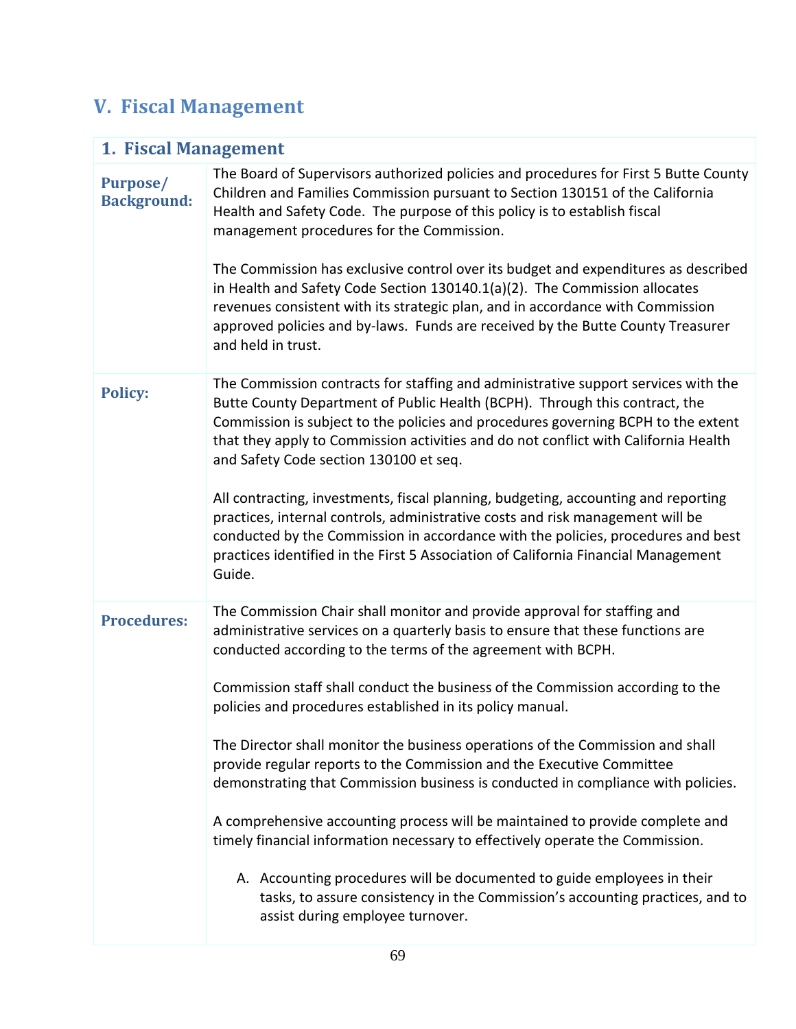# V. Fiscal Management

## 1. Fiscal Management

**Purpose/ Background:**

The Board of Supervisors authorized policies and procedures for First 5 Butte County Children and Families Commission pursuant to Section 130151 of the California Health and Safety Code. The purpose of this policy is to establish fiscal management procedures for the Commission.

The Commission has exclusive control over its budget and expenditures as described in Health and Safety Code Section 130140.1(a)(2). The Commission allocates revenues consistent with its strategic plan, and in accordance with Commission approved policies and by-laws. Funds are received by the Butte County Treasurer and held in trust.

**Policy:**

The Commission contracts for staffing and administrative support services with the Butte County Department of Public Health (BCPH). Through this contract, the Commission is subject to the policies and procedures governing BCPH to the extent that they apply to Commission activities and do not conflict with California Health and Safety Code section 130100 et seq.

All contracting, investments, fiscal planning, budgeting, accounting and reporting practices, internal controls, administrative costs and risk management will be conducted by the Commission in accordance with the policies, procedures and best practices identified in the First 5 Association of California Financial Management Guide.

**Procedures:**

The Commission Chair shall monitor and provide approval for staffing and administrative services on a quarterly basis to ensure that these functions are conducted according to the terms of the agreement with BCPH.

Commission staff shall conduct the business of the Commission according to the policies and procedures established in its policy manual.

The Director shall monitor the business operations of the Commission and shall provide regular reports to the Commission and the Executive Committee demonstrating that Commission business is conducted in compliance with policies.

A comprehensive accounting process will be maintained to provide complete and timely financial information necessary to effectively operate the Commission.

A. Accounting procedures will be documented to guide employees in their tasks, to assure consistency in the Commission's accounting practices, and to assist during employee turnover.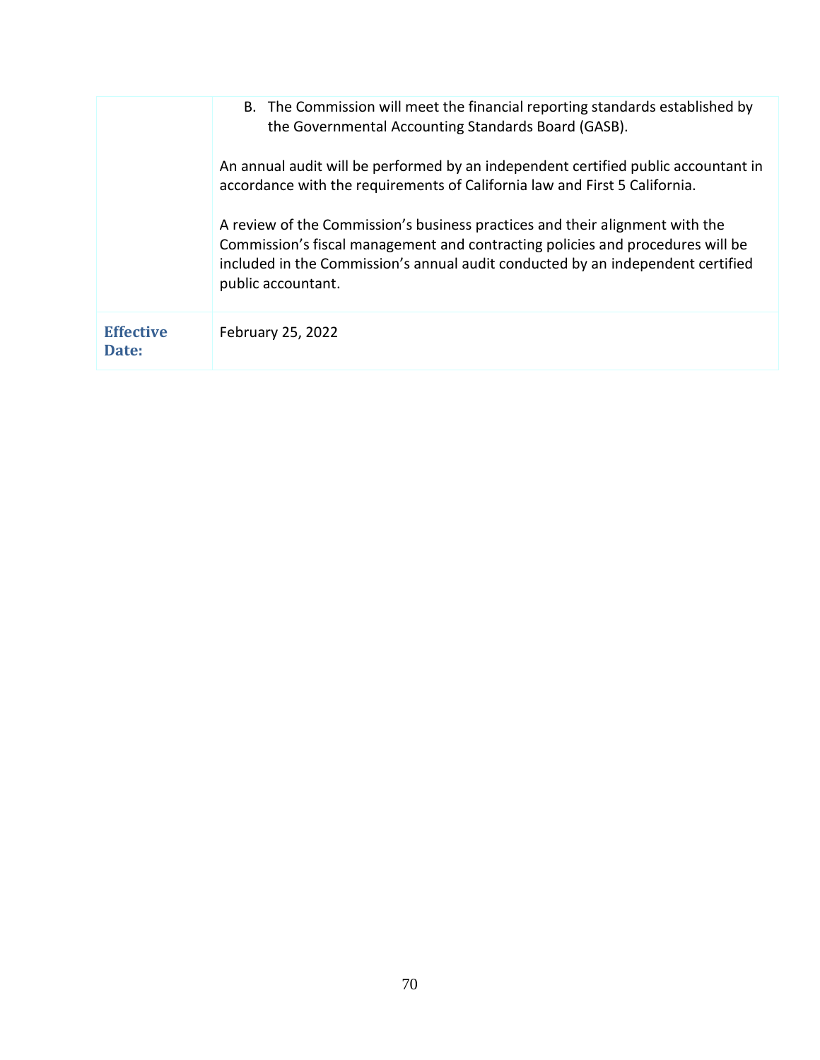| | |
|---|---|
| | B. The Commission will meet the financial reporting standards established by the Governmental Accounting Standards Board (GASB).<br><br>An annual audit will be performed by an independent certified public accountant in accordance with the requirements of California law and First 5 California.<br><br>A review of the Commission's business practices and their alignment with the Commission's fiscal management and contracting policies and procedures will be included in the Commission's annual audit conducted by an independent certified public accountant. |
| **Effective Date:** | February 25, 2022 |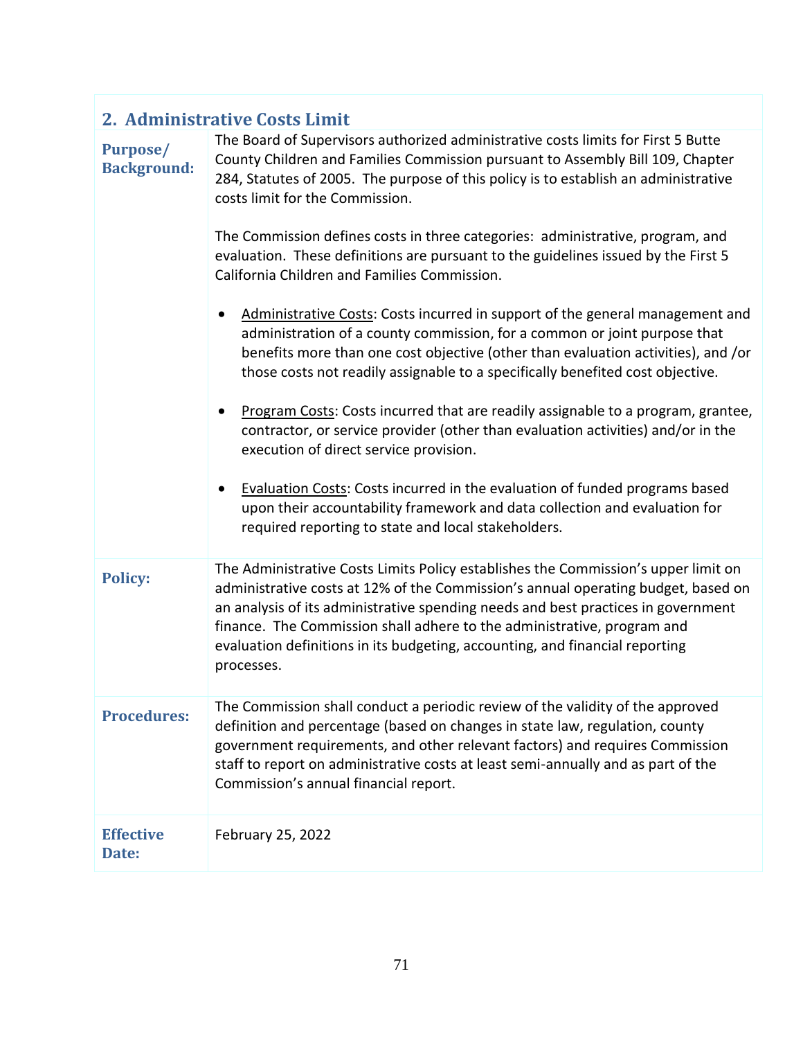## 2. Administrative Costs Limit

| | |
|---|---|
| **Purpose/ Background:** | The Board of Supervisors authorized administrative costs limits for First 5 Butte County Children and Families Commission pursuant to Assembly Bill 109, Chapter 284, Statutes of 2005. The purpose of this policy is to establish an administrative costs limit for the Commission.<br><br>The Commission defines costs in three categories: administrative, program, and evaluation. These definitions are pursuant to the guidelines issued by the First 5 California Children and Families Commission.<br><br>• <u>Administrative Costs</u>: Costs incurred in support of the general management and administration of a county commission, for a common or joint purpose that benefits more than one cost objective (other than evaluation activities), and /or those costs not readily assignable to a specifically benefited cost objective.<br><br>• <u>Program Costs</u>: Costs incurred that are readily assignable to a program, grantee, contractor, or service provider (other than evaluation activities) and/or in the execution of direct service provision.<br><br>• <u>Evaluation Costs</u>: Costs incurred in the evaluation of funded programs based upon their accountability framework and data collection and evaluation for required reporting to state and local stakeholders. |
| **Policy:** | The Administrative Costs Limits Policy establishes the Commission's upper limit on administrative costs at 12% of the Commission's annual operating budget, based on an analysis of its administrative spending needs and best practices in government finance. The Commission shall adhere to the administrative, program and evaluation definitions in its budgeting, accounting, and financial reporting processes. |
| **Procedures:** | The Commission shall conduct a periodic review of the validity of the approved definition and percentage (based on changes in state law, regulation, county government requirements, and other relevant factors) and requires Commission staff to report on administrative costs at least semi-annually and as part of the Commission's annual financial report. |
| **Effective Date:** | February 25, 2022 |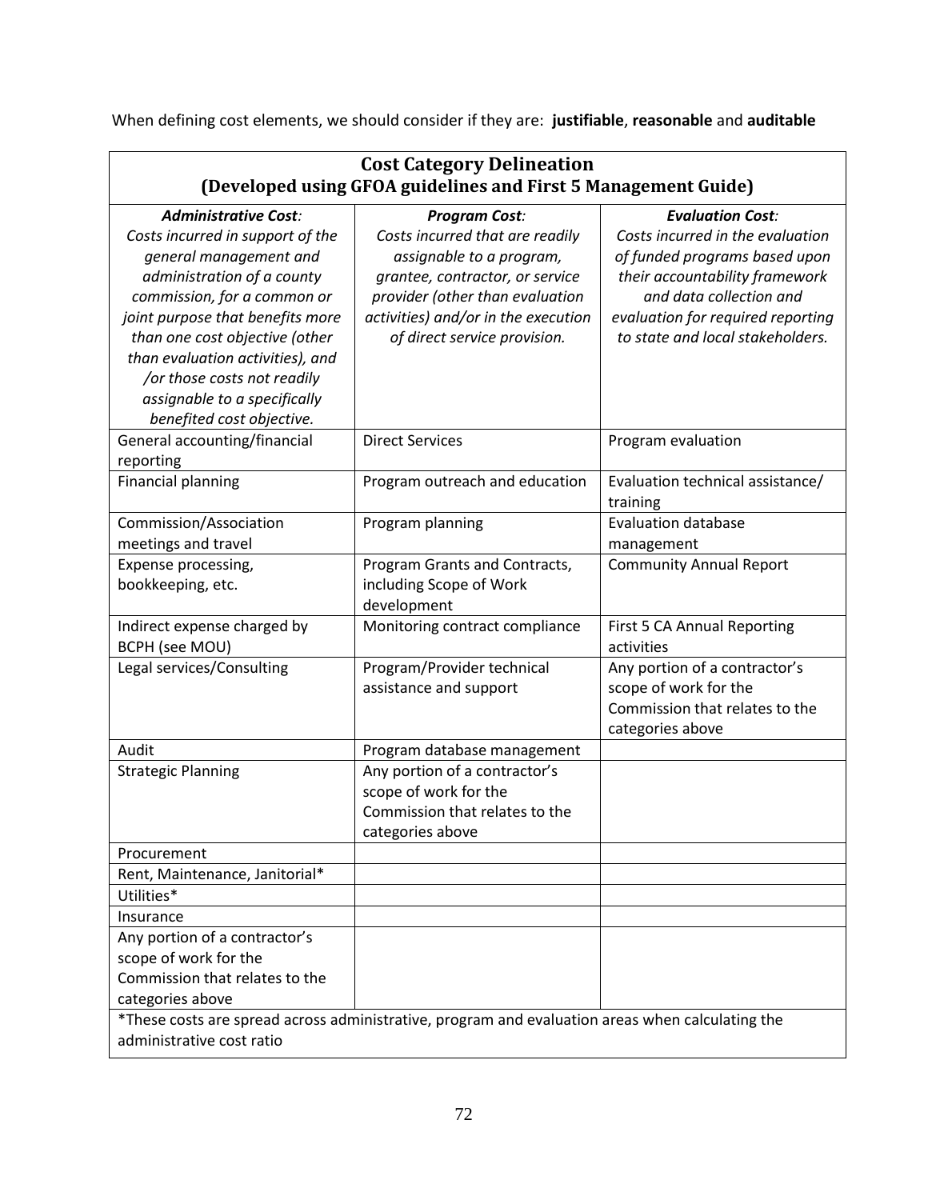When defining cost elements, we should consider if they are: **justifiable**, **reasonable** and **auditable**

| **Cost Category Delineation (Developed using GFOA guidelines and First 5 Management Guide)** | | |
|---|---|---|
| ***Administrative Cost:*** *Costs incurred in support of the general management and administration of a county commission, for a common or joint purpose that benefits more than one cost objective (other than evaluation activities), and /or those costs not readily assignable to a specifically benefited cost objective.* | ***Program Cost:*** *Costs incurred that are readily assignable to a program, grantee, contractor, or service provider (other than evaluation activities) and/or in the execution of direct service provision.* | ***Evaluation Cost:*** *Costs incurred in the evaluation of funded programs based upon their accountability framework and data collection and evaluation for required reporting to state and local stakeholders.* |
| General accounting/financial reporting | Direct Services | Program evaluation |
| Financial planning | Program outreach and education | Evaluation technical assistance/ training |
| Commission/Association meetings and travel | Program planning | Evaluation database management |
| Expense processing, bookkeeping, etc. | Program Grants and Contracts, including Scope of Work development | Community Annual Report |
| Indirect expense charged by BCPH (see MOU) | Monitoring contract compliance | First 5 CA Annual Reporting activities |
| Legal services/Consulting | Program/Provider technical assistance and support | Any portion of a contractor's scope of work for the Commission that relates to the categories above |
| Audit | Program database management | |
| Strategic Planning | Any portion of a contractor's scope of work for the Commission that relates to the categories above | |
| Procurement | | |
| Rent, Maintenance, Janitorial* | | |
| Utilities* | | |
| Insurance | | |
| Any portion of a contractor's scope of work for the Commission that relates to the categories above | | |
| *These costs are spread across administrative, program and evaluation areas when calculating the administrative cost ratio | | |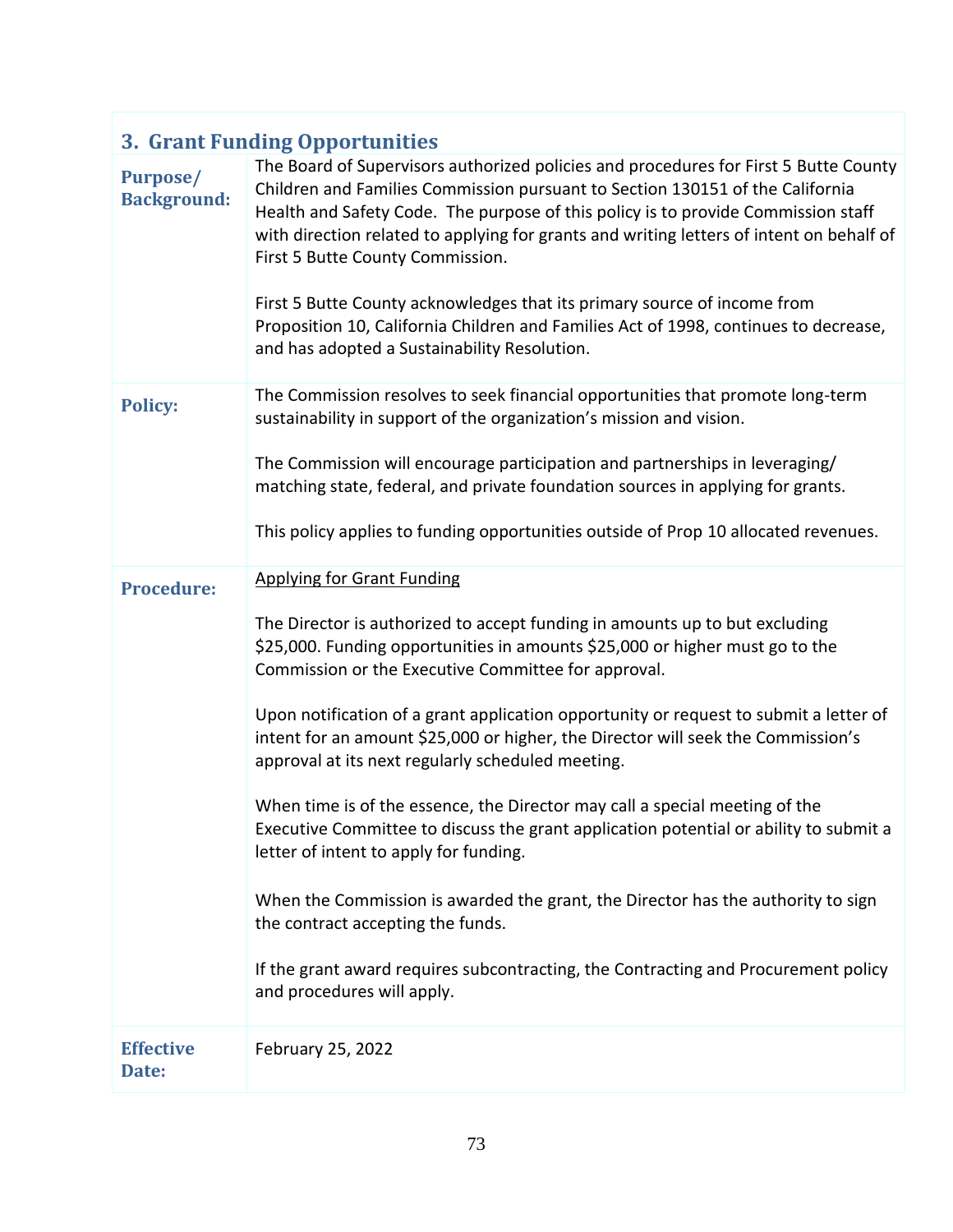## 3. Grant Funding Opportunities

| | |
|---|---|
| **Purpose/ Background:** | The Board of Supervisors authorized policies and procedures for First 5 Butte County Children and Families Commission pursuant to Section 130151 of the California Health and Safety Code. The purpose of this policy is to provide Commission staff with direction related to applying for grants and writing letters of intent on behalf of First 5 Butte County Commission.<br><br>First 5 Butte County acknowledges that its primary source of income from Proposition 10, California Children and Families Act of 1998, continues to decrease, and has adopted a Sustainability Resolution. |
| **Policy:** | The Commission resolves to seek financial opportunities that promote long-term sustainability in support of the organization's mission and vision.<br><br>The Commission will encourage participation and partnerships in leveraging/ matching state, federal, and private foundation sources in applying for grants.<br><br>This policy applies to funding opportunities outside of Prop 10 allocated revenues. |
| **Procedure:** | <u>Applying for Grant Funding</u><br><br>The Director is authorized to accept funding in amounts up to but excluding $25,000. Funding opportunities in amounts $25,000 or higher must go to the Commission or the Executive Committee for approval.<br><br>Upon notification of a grant application opportunity or request to submit a letter of intent for an amount $25,000 or higher, the Director will seek the Commission's approval at its next regularly scheduled meeting.<br><br>When time is of the essence, the Director may call a special meeting of the Executive Committee to discuss the grant application potential or ability to submit a letter of intent to apply for funding.<br><br>When the Commission is awarded the grant, the Director has the authority to sign the contract accepting the funds.<br><br>If the grant award requires subcontracting, the Contracting and Procurement policy and procedures will apply. |
| **Effective Date:** | February 25, 2022 |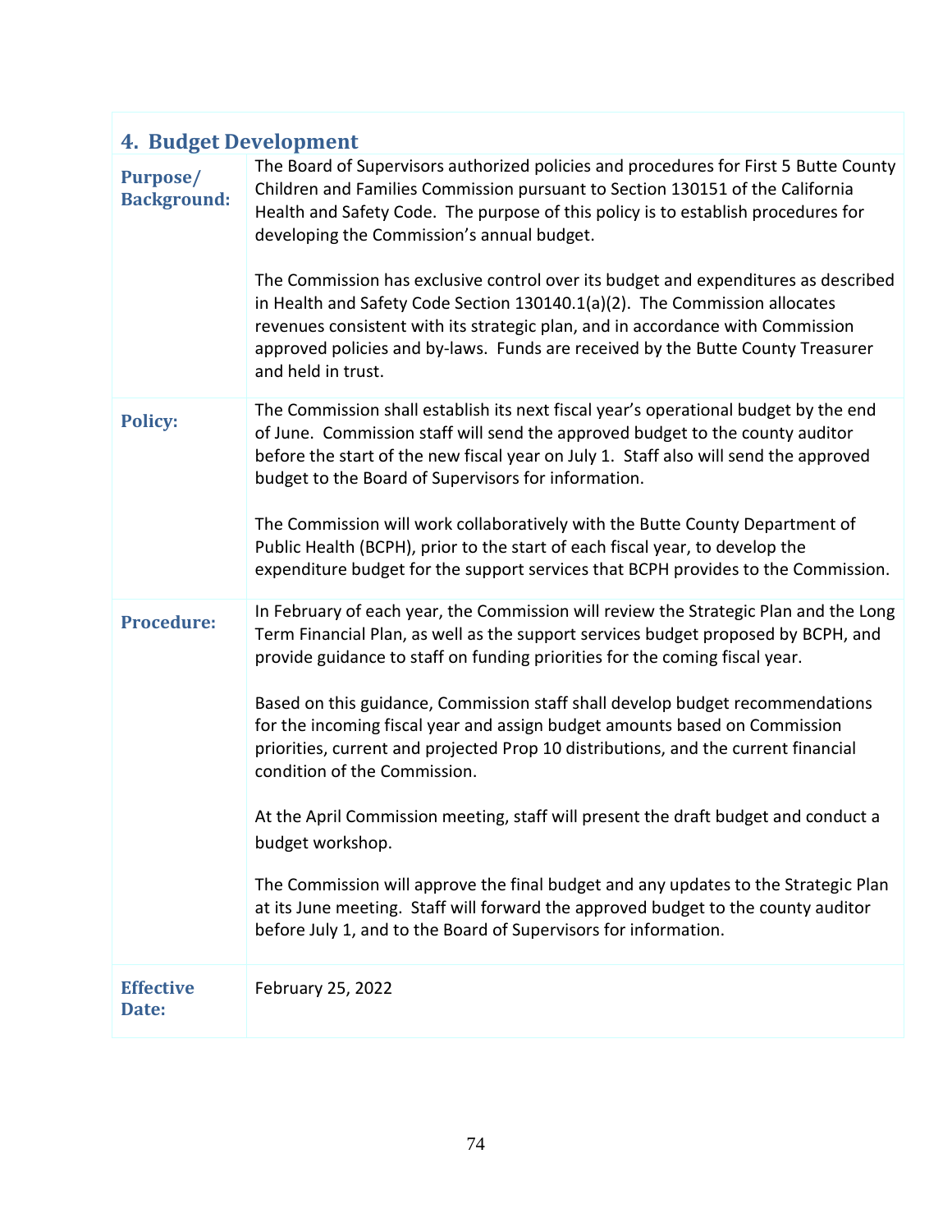## 4. Budget Development

| | |
|---|---|
| **Purpose/ Background:** | The Board of Supervisors authorized policies and procedures for First 5 Butte County Children and Families Commission pursuant to Section 130151 of the California Health and Safety Code. The purpose of this policy is to establish procedures for developing the Commission's annual budget.<br><br>The Commission has exclusive control over its budget and expenditures as described in Health and Safety Code Section 130140.1(a)(2). The Commission allocates revenues consistent with its strategic plan, and in accordance with Commission approved policies and by-laws. Funds are received by the Butte County Treasurer and held in trust. |
| **Policy:** | The Commission shall establish its next fiscal year's operational budget by the end of June. Commission staff will send the approved budget to the county auditor before the start of the new fiscal year on July 1. Staff also will send the approved budget to the Board of Supervisors for information.<br><br>The Commission will work collaboratively with the Butte County Department of Public Health (BCPH), prior to the start of each fiscal year, to develop the expenditure budget for the support services that BCPH provides to the Commission. |
| **Procedure:** | In February of each year, the Commission will review the Strategic Plan and the Long Term Financial Plan, as well as the support services budget proposed by BCPH, and provide guidance to staff on funding priorities for the coming fiscal year.<br><br>Based on this guidance, Commission staff shall develop budget recommendations for the incoming fiscal year and assign budget amounts based on Commission priorities, current and projected Prop 10 distributions, and the current financial condition of the Commission.<br><br>At the April Commission meeting, staff will present the draft budget and conduct a budget workshop.<br><br>The Commission will approve the final budget and any updates to the Strategic Plan at its June meeting. Staff will forward the approved budget to the county auditor before July 1, and to the Board of Supervisors for information. |
| **Effective Date:** | February 25, 2022 |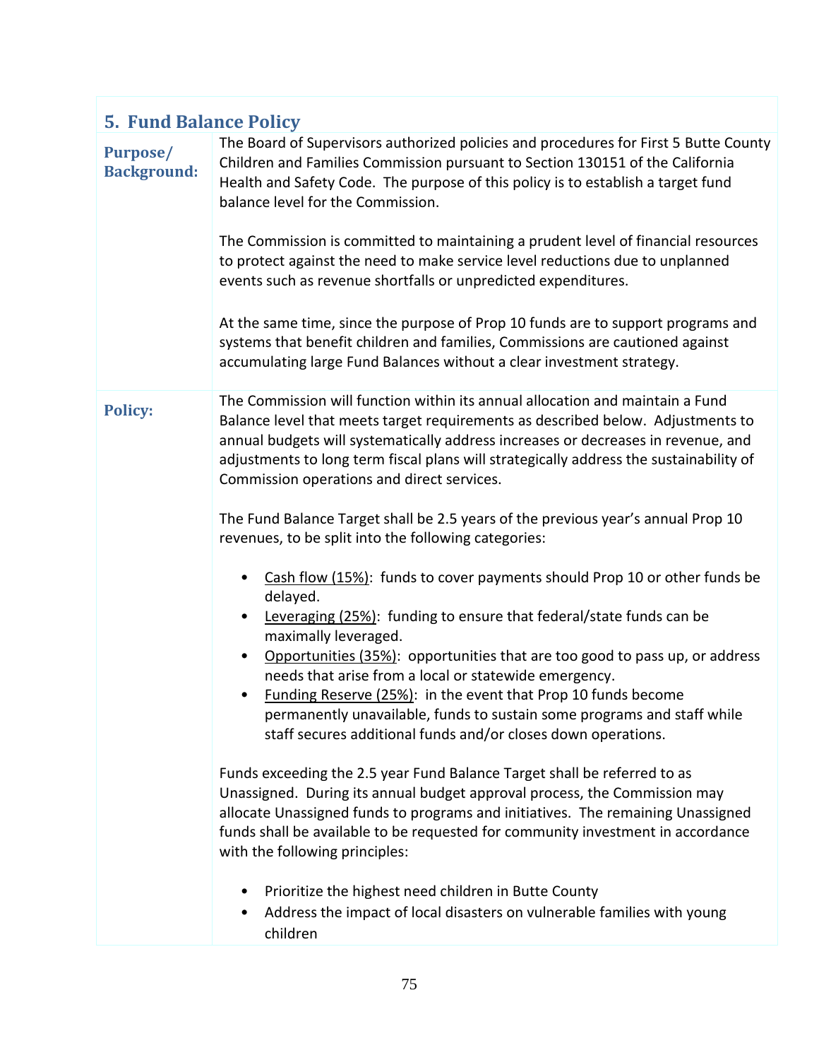## 5. Fund Balance Policy

**Purpose/ Background:**

The Board of Supervisors authorized policies and procedures for First 5 Butte County Children and Families Commission pursuant to Section 130151 of the California Health and Safety Code. The purpose of this policy is to establish a target fund balance level for the Commission.

The Commission is committed to maintaining a prudent level of financial resources to protect against the need to make service level reductions due to unplanned events such as revenue shortfalls or unpredicted expenditures.

At the same time, since the purpose of Prop 10 funds are to support programs and systems that benefit children and families, Commissions are cautioned against accumulating large Fund Balances without a clear investment strategy.

**Policy:**

The Commission will function within its annual allocation and maintain a Fund Balance level that meets target requirements as described below. Adjustments to annual budgets will systematically address increases or decreases in revenue, and adjustments to long term fiscal plans will strategically address the sustainability of Commission operations and direct services.

The Fund Balance Target shall be 2.5 years of the previous year's annual Prop 10 revenues, to be split into the following categories:

- Cash flow (15%): funds to cover payments should Prop 10 or other funds be delayed.
- Leveraging (25%): funding to ensure that federal/state funds can be maximally leveraged.
- Opportunities (35%): opportunities that are too good to pass up, or address needs that arise from a local or statewide emergency.
- Funding Reserve (25%): in the event that Prop 10 funds become permanently unavailable, funds to sustain some programs and staff while staff secures additional funds and/or closes down operations.

Funds exceeding the 2.5 year Fund Balance Target shall be referred to as Unassigned. During its annual budget approval process, the Commission may allocate Unassigned funds to programs and initiatives. The remaining Unassigned funds shall be available to be requested for community investment in accordance with the following principles:

- Prioritize the highest need children in Butte County
- Address the impact of local disasters on vulnerable families with young children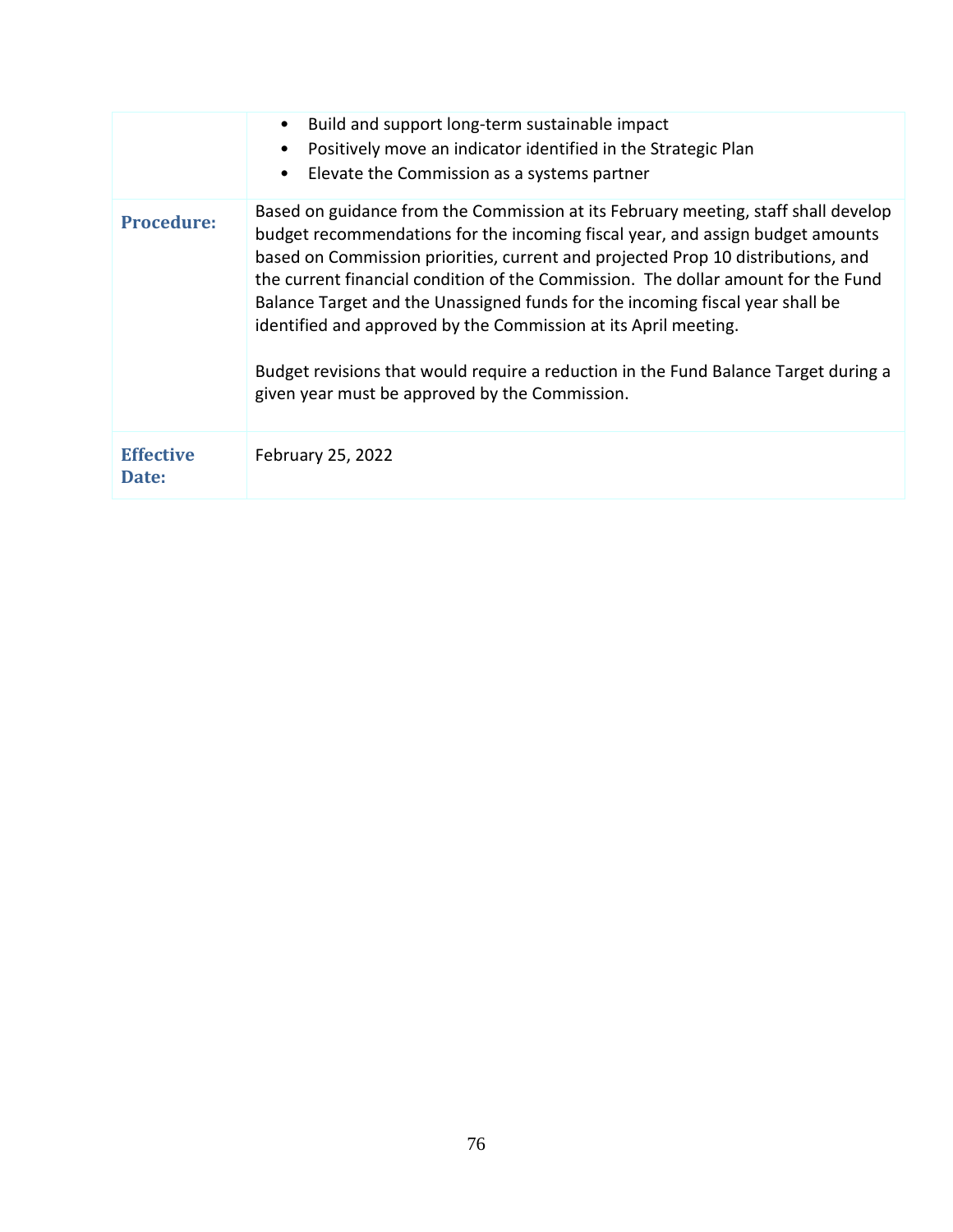| | |
|---|---|
| | • Build and support long-term sustainable impact<br>• Positively move an indicator identified in the Strategic Plan<br>• Elevate the Commission as a systems partner |
| **Procedure:** | Based on guidance from the Commission at its February meeting, staff shall develop budget recommendations for the incoming fiscal year, and assign budget amounts based on Commission priorities, current and projected Prop 10 distributions, and the current financial condition of the Commission. The dollar amount for the Fund Balance Target and the Unassigned funds for the incoming fiscal year shall be identified and approved by the Commission at its April meeting.<br><br>Budget revisions that would require a reduction in the Fund Balance Target during a given year must be approved by the Commission. |
| **Effective Date:** | February 25, 2022 |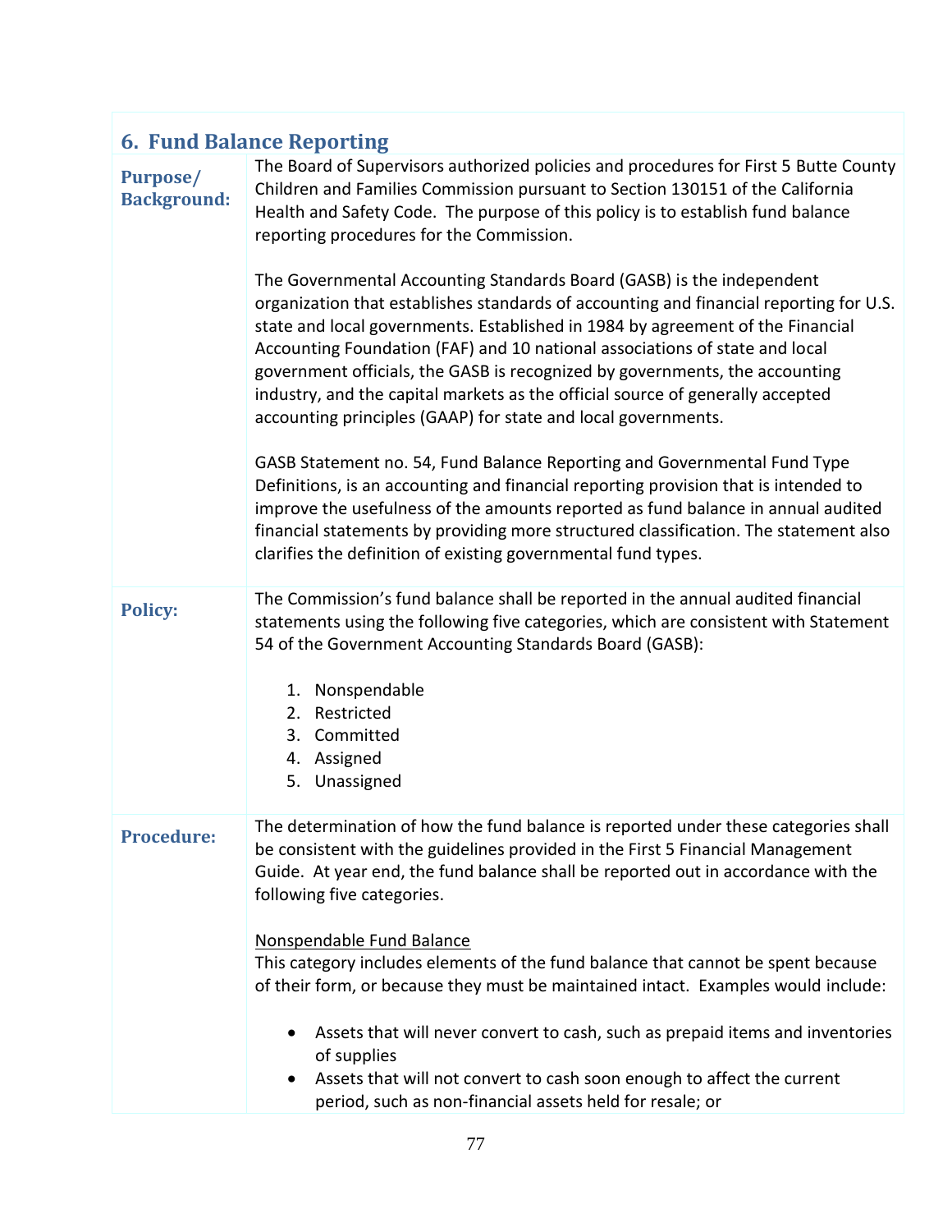## 6. Fund Balance Reporting

**Purpose/ Background:**

The Board of Supervisors authorized policies and procedures for First 5 Butte County Children and Families Commission pursuant to Section 130151 of the California Health and Safety Code. The purpose of this policy is to establish fund balance reporting procedures for the Commission.

The Governmental Accounting Standards Board (GASB) is the independent organization that establishes standards of accounting and financial reporting for U.S. state and local governments. Established in 1984 by agreement of the Financial Accounting Foundation (FAF) and 10 national associations of state and local government officials, the GASB is recognized by governments, the accounting industry, and the capital markets as the official source of generally accepted accounting principles (GAAP) for state and local governments.

GASB Statement no. 54, Fund Balance Reporting and Governmental Fund Type Definitions, is an accounting and financial reporting provision that is intended to improve the usefulness of the amounts reported as fund balance in annual audited financial statements by providing more structured classification. The statement also clarifies the definition of existing governmental fund types.

**Policy:**

The Commission's fund balance shall be reported in the annual audited financial statements using the following five categories, which are consistent with Statement 54 of the Government Accounting Standards Board (GASB):

1. Nonspendable
2. Restricted
3. Committed
4. Assigned
5. Unassigned

**Procedure:**

The determination of how the fund balance is reported under these categories shall be consistent with the guidelines provided in the First 5 Financial Management Guide. At year end, the fund balance shall be reported out in accordance with the following five categories.

Nonspendable Fund Balance

This category includes elements of the fund balance that cannot be spent because of their form, or because they must be maintained intact. Examples would include:

- Assets that will never convert to cash, such as prepaid items and inventories of supplies
- Assets that will not convert to cash soon enough to affect the current period, such as non-financial assets held for resale; or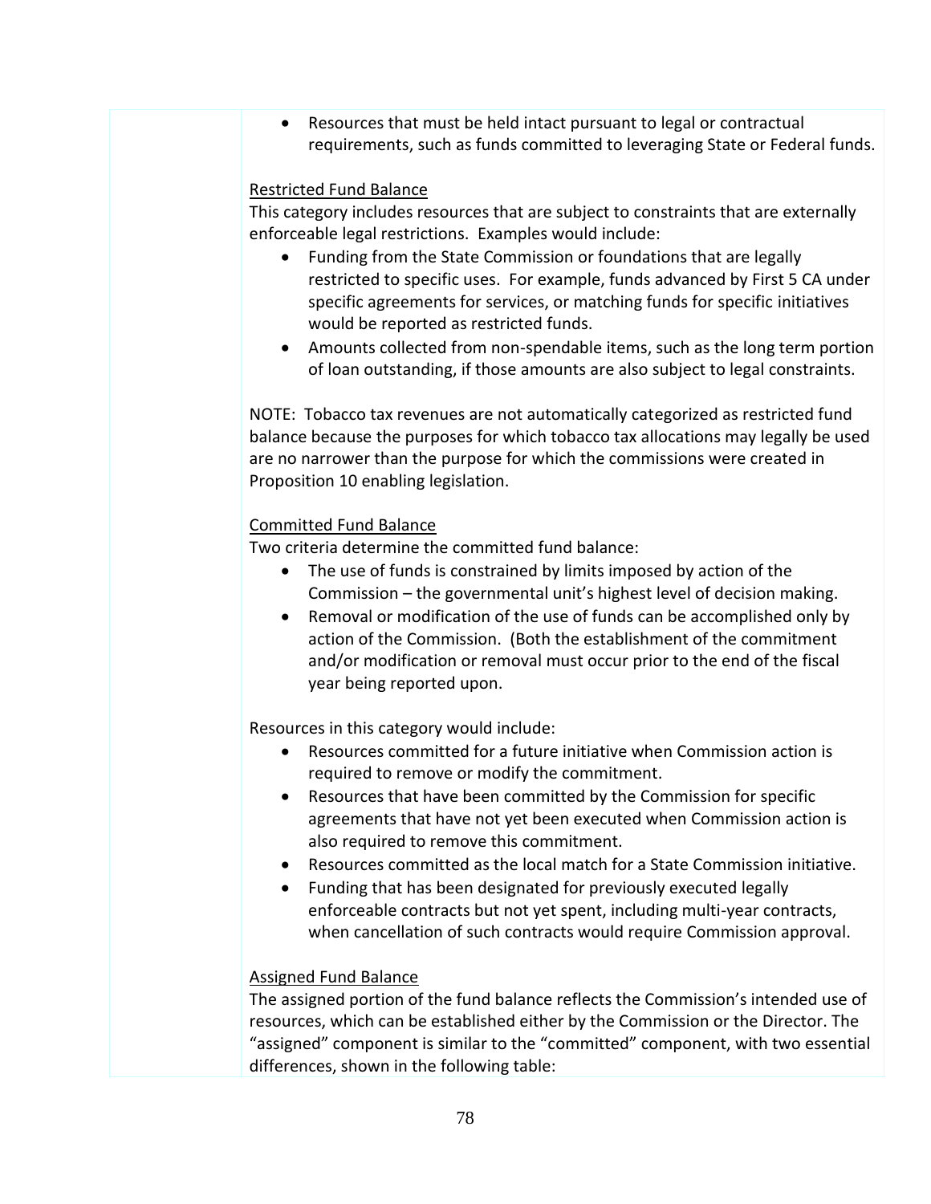- Resources that must be held intact pursuant to legal or contractual requirements, such as funds committed to leveraging State or Federal funds.

<u>Restricted Fund Balance</u>

This category includes resources that are subject to constraints that are externally enforceable legal restrictions. Examples would include:

- Funding from the State Commission or foundations that are legally restricted to specific uses. For example, funds advanced by First 5 CA under specific agreements for services, or matching funds for specific initiatives would be reported as restricted funds.
- Amounts collected from non-spendable items, such as the long term portion of loan outstanding, if those amounts are also subject to legal constraints.

NOTE: Tobacco tax revenues are not automatically categorized as restricted fund balance because the purposes for which tobacco tax allocations may legally be used are no narrower than the purpose for which the commissions were created in Proposition 10 enabling legislation.

<u>Committed Fund Balance</u>

Two criteria determine the committed fund balance:

- The use of funds is constrained by limits imposed by action of the Commission – the governmental unit's highest level of decision making.
- Removal or modification of the use of funds can be accomplished only by action of the Commission. (Both the establishment of the commitment and/or modification or removal must occur prior to the end of the fiscal year being reported upon.

Resources in this category would include:

- Resources committed for a future initiative when Commission action is required to remove or modify the commitment.
- Resources that have been committed by the Commission for specific agreements that have not yet been executed when Commission action is also required to remove this commitment.
- Resources committed as the local match for a State Commission initiative.
- Funding that has been designated for previously executed legally enforceable contracts but not yet spent, including multi-year contracts, when cancellation of such contracts would require Commission approval.

<u>Assigned Fund Balance</u>

The assigned portion of the fund balance reflects the Commission's intended use of resources, which can be established either by the Commission or the Director. The "assigned" component is similar to the "committed" component, with two essential differences, shown in the following table: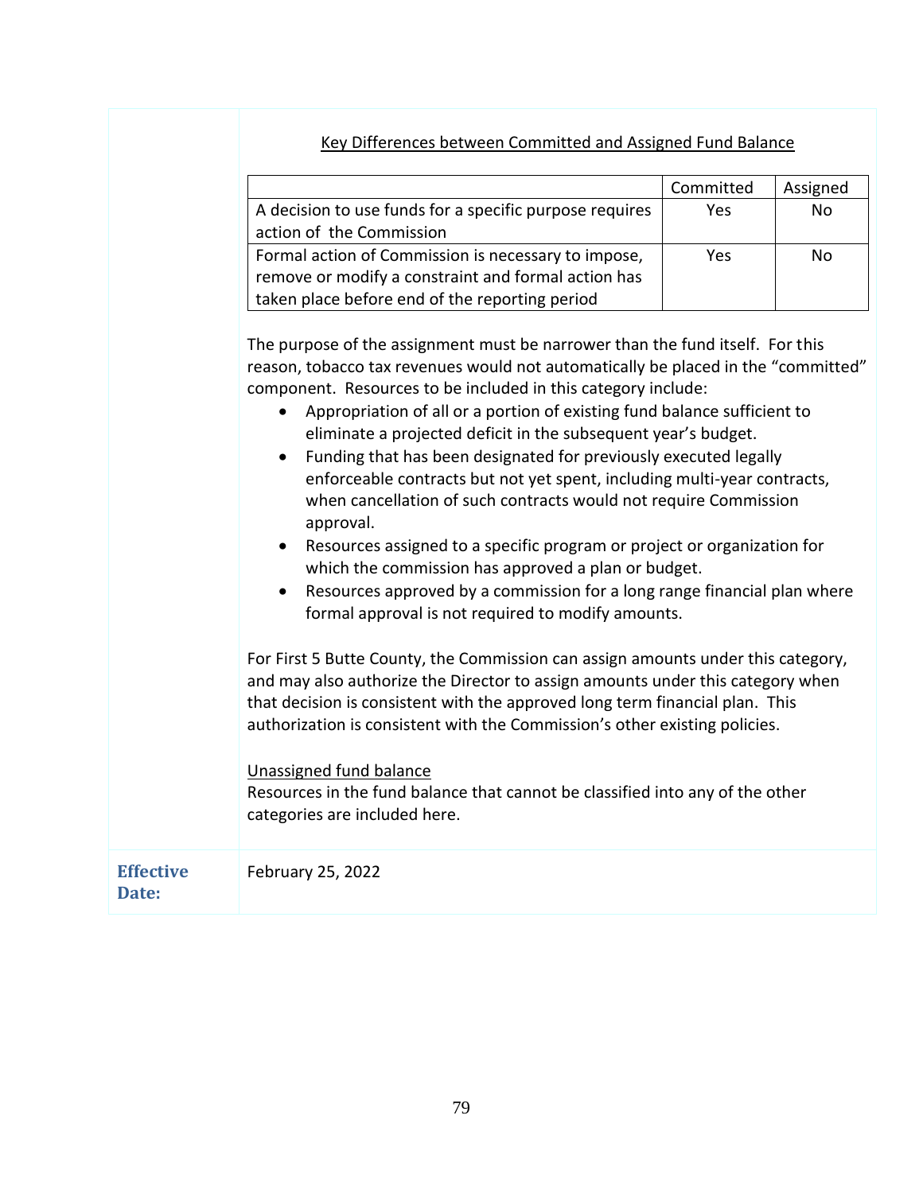<u>Key Differences between Committed and Assigned Fund Balance</u>

| | Committed | Assigned |
|---|---|---|
| A decision to use funds for a specific purpose requires action of the Commission | Yes | No |
| Formal action of Commission is necessary to impose, remove or modify a constraint and formal action has taken place before end of the reporting period | Yes | No |

The purpose of the assignment must be narrower than the fund itself. For this reason, tobacco tax revenues would not automatically be placed in the "committed" component. Resources to be included in this category include:

- Appropriation of all or a portion of existing fund balance sufficient to eliminate a projected deficit in the subsequent year's budget.
- Funding that has been designated for previously executed legally enforceable contracts but not yet spent, including multi-year contracts, when cancellation of such contracts would not require Commission approval.
- Resources assigned to a specific program or project or organization for which the commission has approved a plan or budget.
- Resources approved by a commission for a long range financial plan where formal approval is not required to modify amounts.

For First 5 Butte County, the Commission can assign amounts under this category, and may also authorize the Director to assign amounts under this category when that decision is consistent with the approved long term financial plan. This authorization is consistent with the Commission's other existing policies.

<u>Unassigned fund balance</u>
Resources in the fund balance that cannot be classified into any of the other categories are included here.

**Effective Date:** February 25, 2022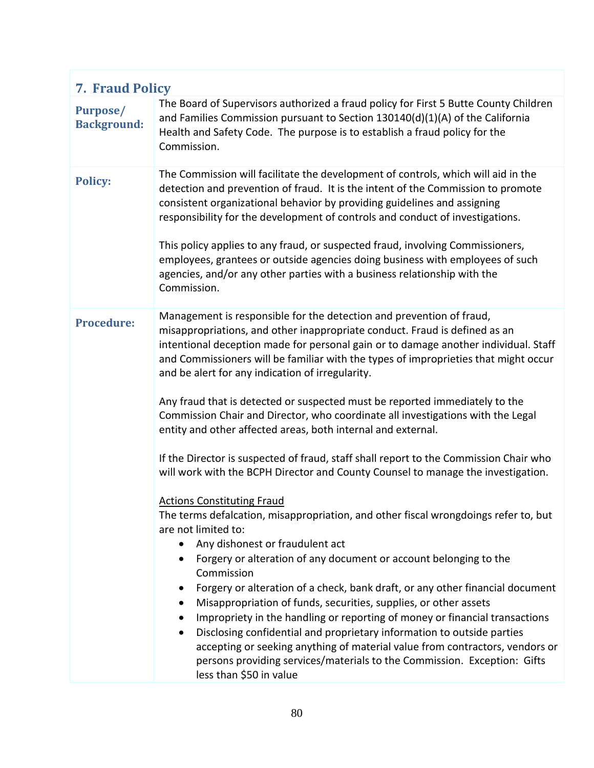## 7. Fraud Policy

**Purpose/ Background:**

The Board of Supervisors authorized a fraud policy for First 5 Butte County Children and Families Commission pursuant to Section 130140(d)(1)(A) of the California Health and Safety Code. The purpose is to establish a fraud policy for the Commission.

**Policy:**

The Commission will facilitate the development of controls, which will aid in the detection and prevention of fraud. It is the intent of the Commission to promote consistent organizational behavior by providing guidelines and assigning responsibility for the development of controls and conduct of investigations.

This policy applies to any fraud, or suspected fraud, involving Commissioners, employees, grantees or outside agencies doing business with employees of such agencies, and/or any other parties with a business relationship with the Commission.

**Procedure:**

Management is responsible for the detection and prevention of fraud, misappropriations, and other inappropriate conduct. Fraud is defined as an intentional deception made for personal gain or to damage another individual. Staff and Commissioners will be familiar with the types of improprieties that might occur and be alert for any indication of irregularity.

Any fraud that is detected or suspected must be reported immediately to the Commission Chair and Director, who coordinate all investigations with the Legal entity and other affected areas, both internal and external.

If the Director is suspected of fraud, staff shall report to the Commission Chair who will work with the BCPH Director and County Counsel to manage the investigation.

Actions Constituting Fraud

The terms defalcation, misappropriation, and other fiscal wrongdoings refer to, but are not limited to:

- Any dishonest or fraudulent act
- Forgery or alteration of any document or account belonging to the Commission
- Forgery or alteration of a check, bank draft, or any other financial document
- Misappropriation of funds, securities, supplies, or other assets
- Impropriety in the handling or reporting of money or financial transactions
- Disclosing confidential and proprietary information to outside parties accepting or seeking anything of material value from contractors, vendors or persons providing services/materials to the Commission. Exception: Gifts less than $50 in value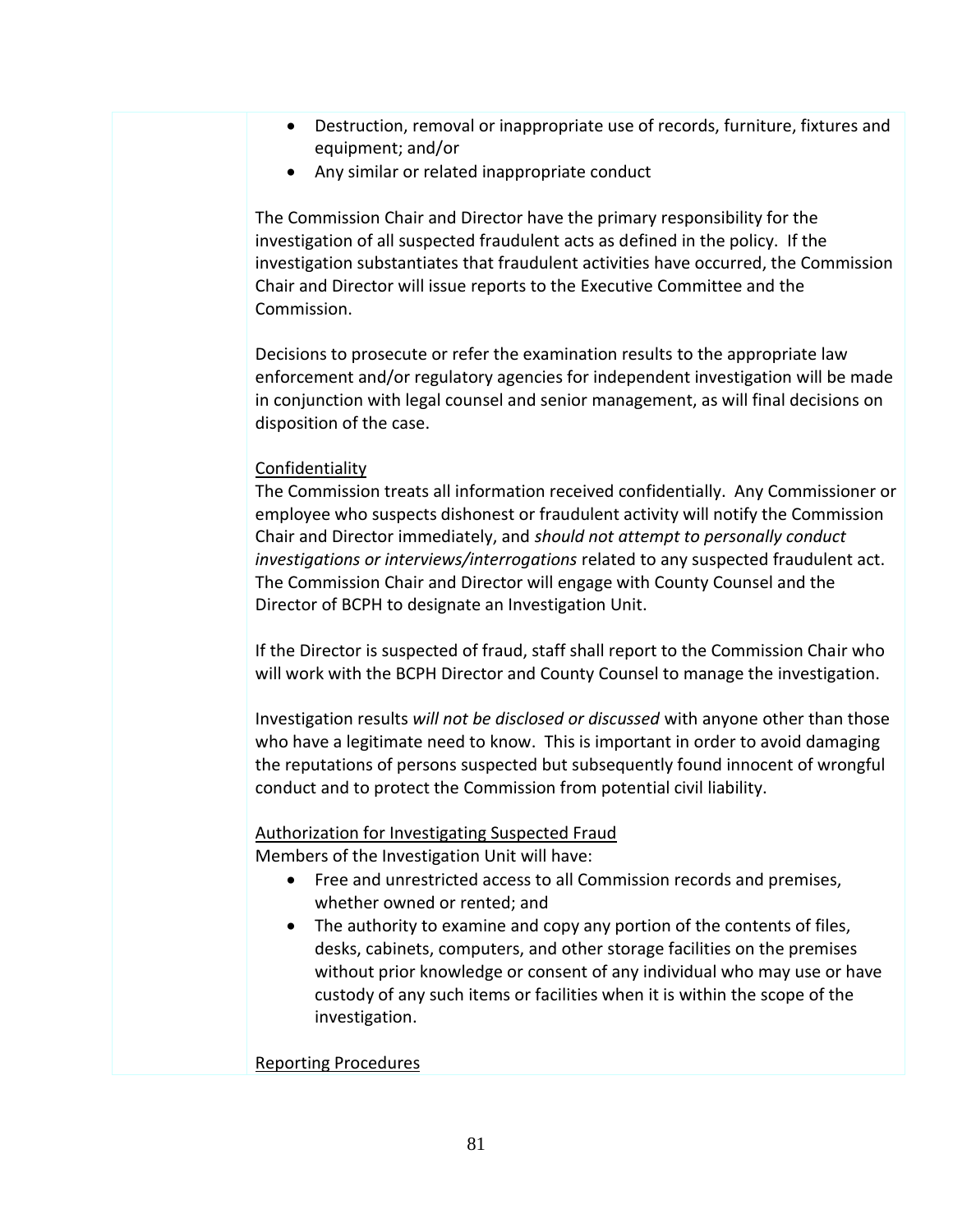- Destruction, removal or inappropriate use of records, furniture, fixtures and equipment; and/or
- Any similar or related inappropriate conduct

The Commission Chair and Director have the primary responsibility for the investigation of all suspected fraudulent acts as defined in the policy. If the investigation substantiates that fraudulent activities have occurred, the Commission Chair and Director will issue reports to the Executive Committee and the Commission.

Decisions to prosecute or refer the examination results to the appropriate law enforcement and/or regulatory agencies for independent investigation will be made in conjunction with legal counsel and senior management, as will final decisions on disposition of the case.

<u>Confidentiality</u>

The Commission treats all information received confidentially. Any Commissioner or employee who suspects dishonest or fraudulent activity will notify the Commission Chair and Director immediately, and *should not attempt to personally conduct investigations or interviews/interrogations* related to any suspected fraudulent act. The Commission Chair and Director will engage with County Counsel and the Director of BCPH to designate an Investigation Unit.

If the Director is suspected of fraud, staff shall report to the Commission Chair who will work with the BCPH Director and County Counsel to manage the investigation.

Investigation results *will not be disclosed or discussed* with anyone other than those who have a legitimate need to know. This is important in order to avoid damaging the reputations of persons suspected but subsequently found innocent of wrongful conduct and to protect the Commission from potential civil liability.

<u>Authorization for Investigating Suspected Fraud</u>

Members of the Investigation Unit will have:

- Free and unrestricted access to all Commission records and premises, whether owned or rented; and
- The authority to examine and copy any portion of the contents of files, desks, cabinets, computers, and other storage facilities on the premises without prior knowledge or consent of any individual who may use or have custody of any such items or facilities when it is within the scope of the investigation.

<u>Reporting Procedures</u>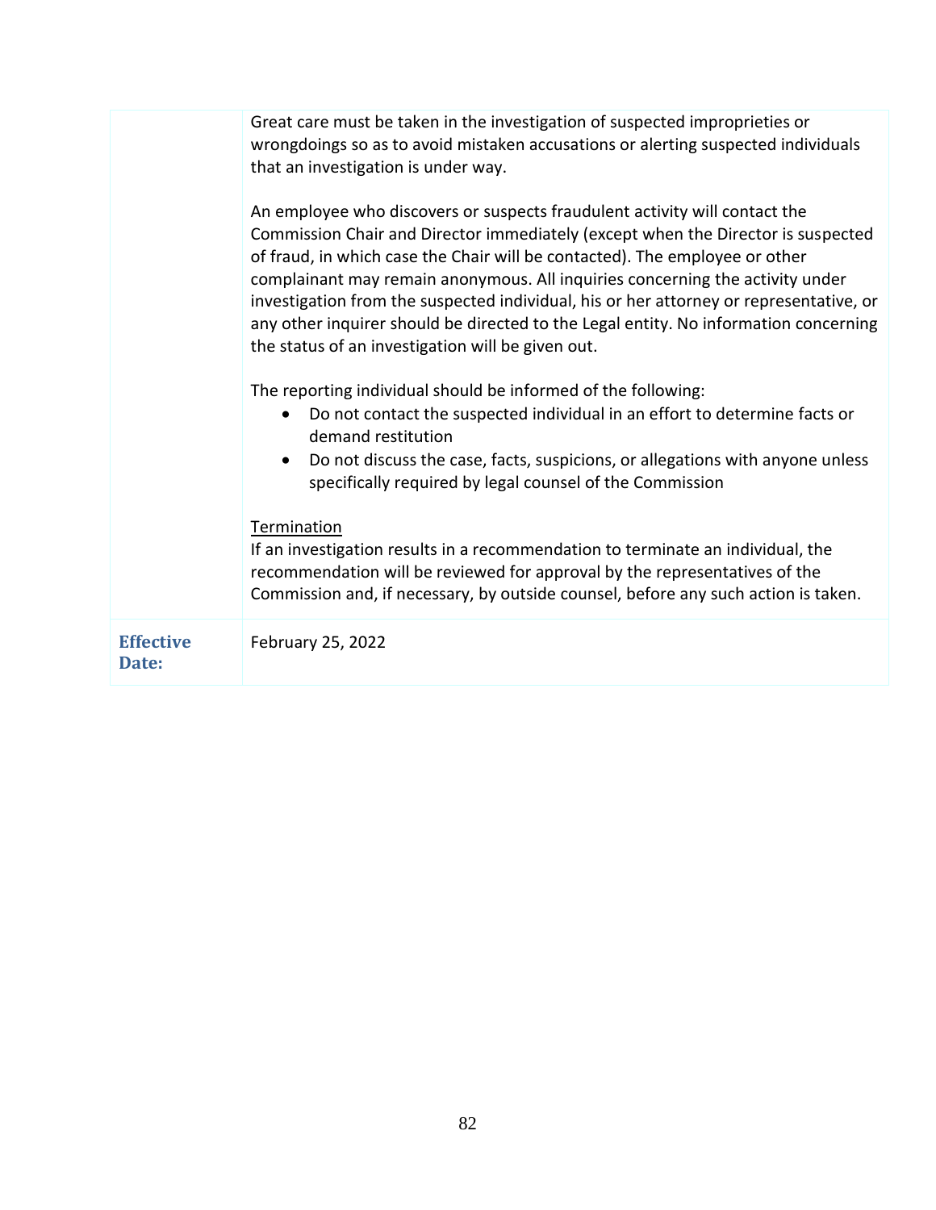| | |
|---|---|
| | Great care must be taken in the investigation of suspected improprieties or wrongdoings so as to avoid mistaken accusations or alerting suspected individuals that an investigation is under way.<br><br>An employee who discovers or suspects fraudulent activity will contact the Commission Chair and Director immediately (except when the Director is suspected of fraud, in which case the Chair will be contacted). The employee or other complainant may remain anonymous. All inquiries concerning the activity under investigation from the suspected individual, his or her attorney or representative, or any other inquirer should be directed to the Legal entity. No information concerning the status of an investigation will be given out.<br><br>The reporting individual should be informed of the following:<br>• Do not contact the suspected individual in an effort to determine facts or demand restitution<br>• Do not discuss the case, facts, suspicions, or allegations with anyone unless specifically required by legal counsel of the Commission<br><br><u>Termination</u><br>If an investigation results in a recommendation to terminate an individual, the recommendation will be reviewed for approval by the representatives of the Commission and, if necessary, by outside counsel, before any such action is taken. |
| **Effective Date:** | February 25, 2022 |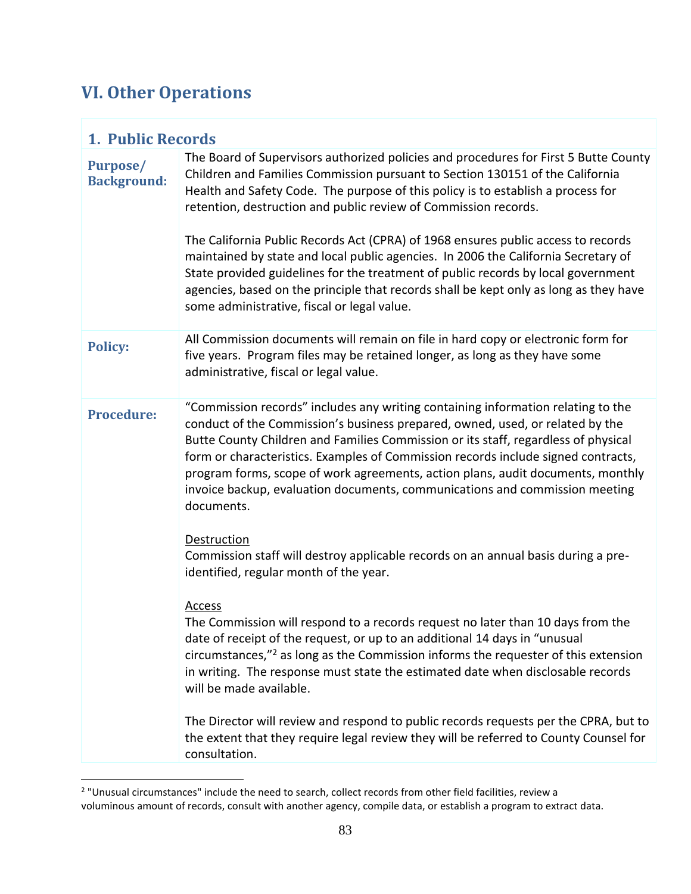# VI. Other Operations

## 1. Public Records

| | |
|---|---|
| **Purpose/ Background:** | The Board of Supervisors authorized policies and procedures for First 5 Butte County Children and Families Commission pursuant to Section 130151 of the California Health and Safety Code. The purpose of this policy is to establish a process for retention, destruction and public review of Commission records.<br><br>The California Public Records Act (CPRA) of 1968 ensures public access to records maintained by state and local public agencies. In 2006 the California Secretary of State provided guidelines for the treatment of public records by local government agencies, based on the principle that records shall be kept only as long as they have some administrative, fiscal or legal value. |
| **Policy:** | All Commission documents will remain on file in hard copy or electronic form for five years. Program files may be retained longer, as long as they have some administrative, fiscal or legal value. |
| **Procedure:** | "Commission records" includes any writing containing information relating to the conduct of the Commission's business prepared, owned, used, or related by the Butte County Children and Families Commission or its staff, regardless of physical form or characteristics. Examples of Commission records include signed contracts, program forms, scope of work agreements, action plans, audit documents, monthly invoice backup, evaluation documents, communications and commission meeting documents.<br><br><u>Destruction</u><br>Commission staff will destroy applicable records on an annual basis during a pre-identified, regular month of the year.<br><br><u>Access</u><br>The Commission will respond to a records request no later than 10 days from the date of receipt of the request, or up to an additional 14 days in "unusual circumstances,"[2] as long as the Commission informs the requester of this extension in writing. The response must state the estimated date when disclosable records will be made available.<br><br>The Director will review and respond to public records requests per the CPRA, but to the extent that they require legal review they will be referred to County Counsel for consultation. |

[2] "Unusual circumstances" include the need to search, collect records from other field facilities, review a voluminous amount of records, consult with another agency, compile data, or establish a program to extract data.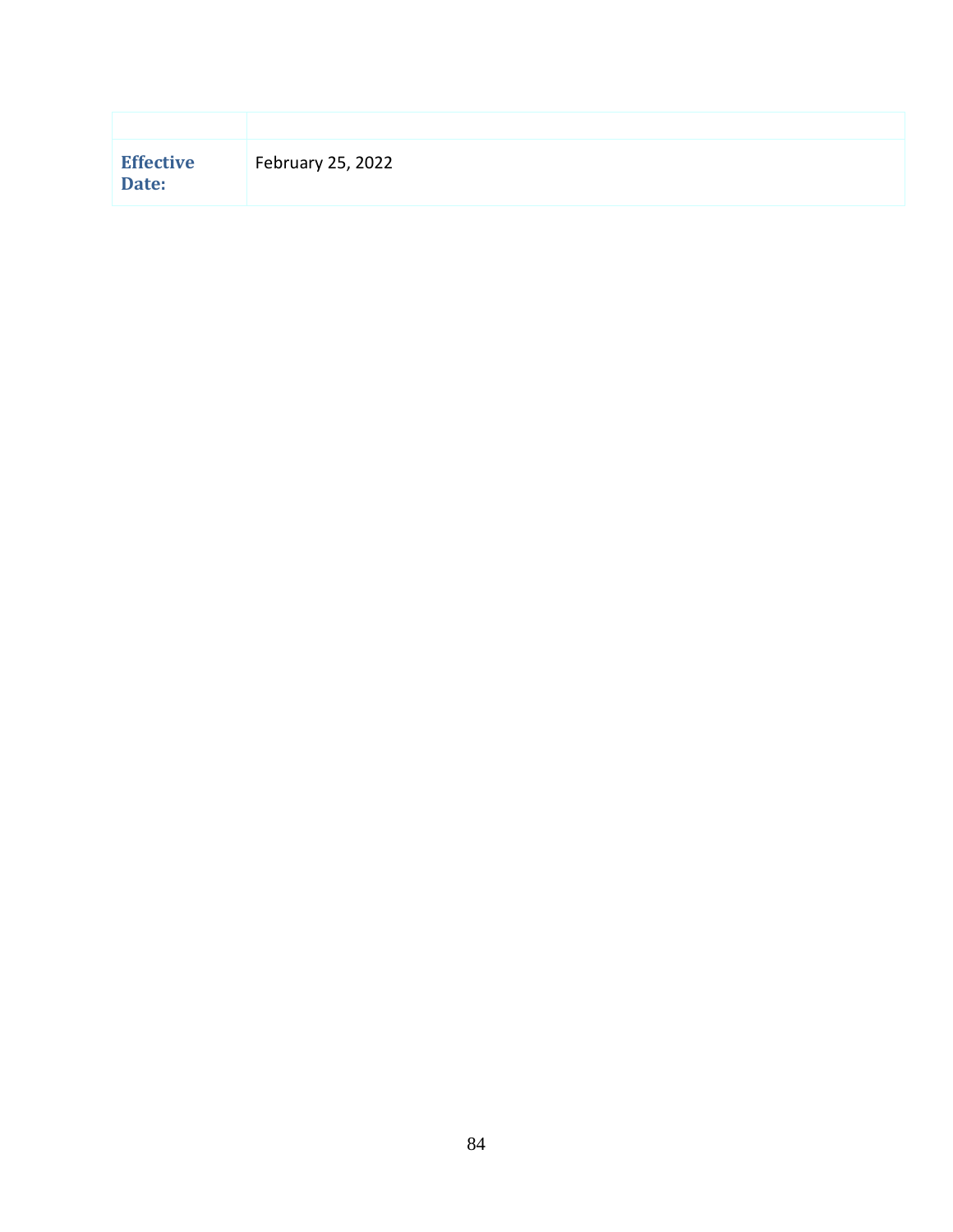| | |
|---|---|
| **Effective Date:** | February 25, 2022 |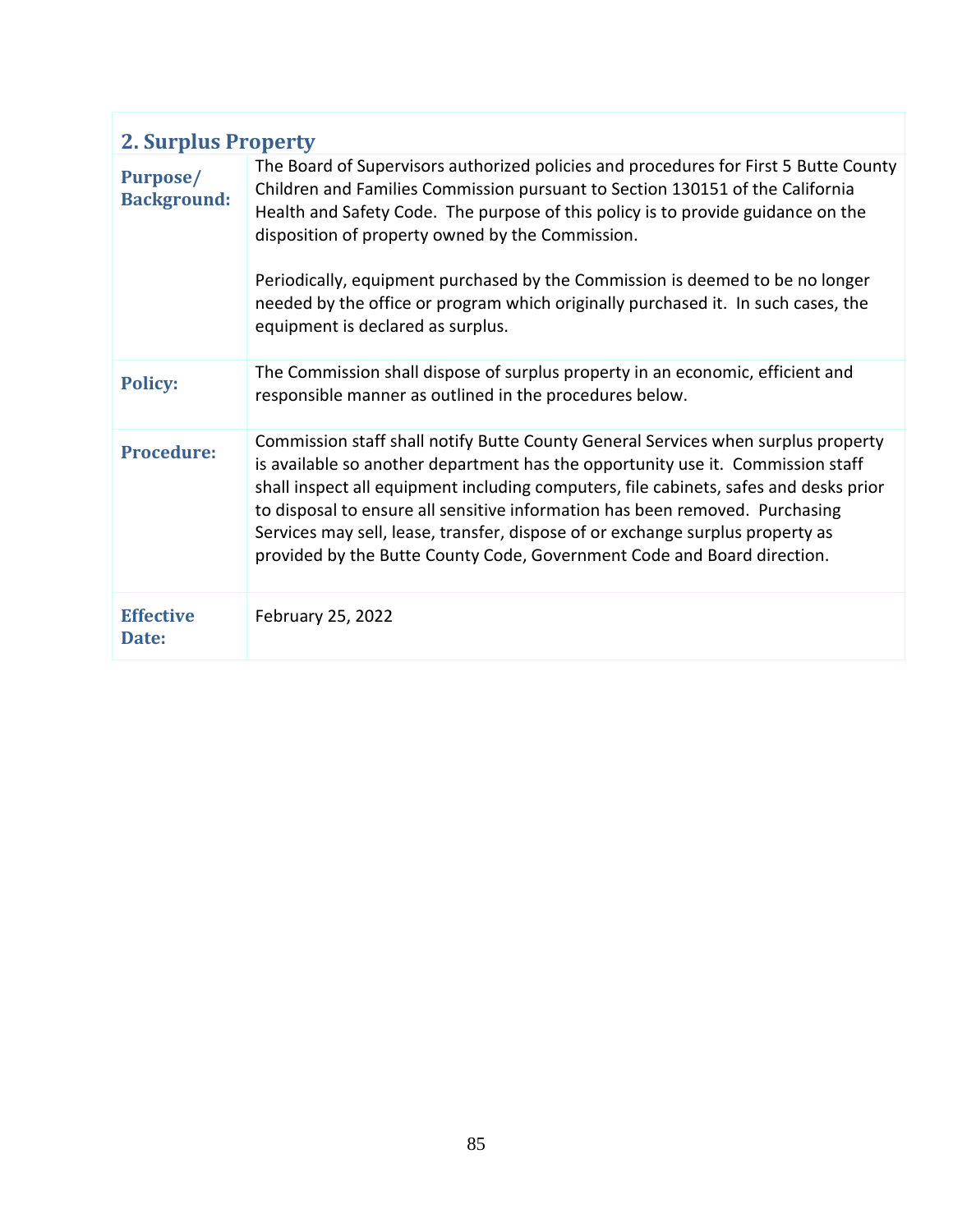## 2. Surplus Property

| | |
|---|---|
| **Purpose/ Background:** | The Board of Supervisors authorized policies and procedures for First 5 Butte County Children and Families Commission pursuant to Section 130151 of the California Health and Safety Code. The purpose of this policy is to provide guidance on the disposition of property owned by the Commission.<br><br>Periodically, equipment purchased by the Commission is deemed to be no longer needed by the office or program which originally purchased it. In such cases, the equipment is declared as surplus. |
| **Policy:** | The Commission shall dispose of surplus property in an economic, efficient and responsible manner as outlined in the procedures below. |
| **Procedure:** | Commission staff shall notify Butte County General Services when surplus property is available so another department has the opportunity use it. Commission staff shall inspect all equipment including computers, file cabinets, safes and desks prior to disposal to ensure all sensitive information has been removed. Purchasing Services may sell, lease, transfer, dispose of or exchange surplus property as provided by the Butte County Code, Government Code and Board direction. |
| **Effective Date:** | February 25, 2022 |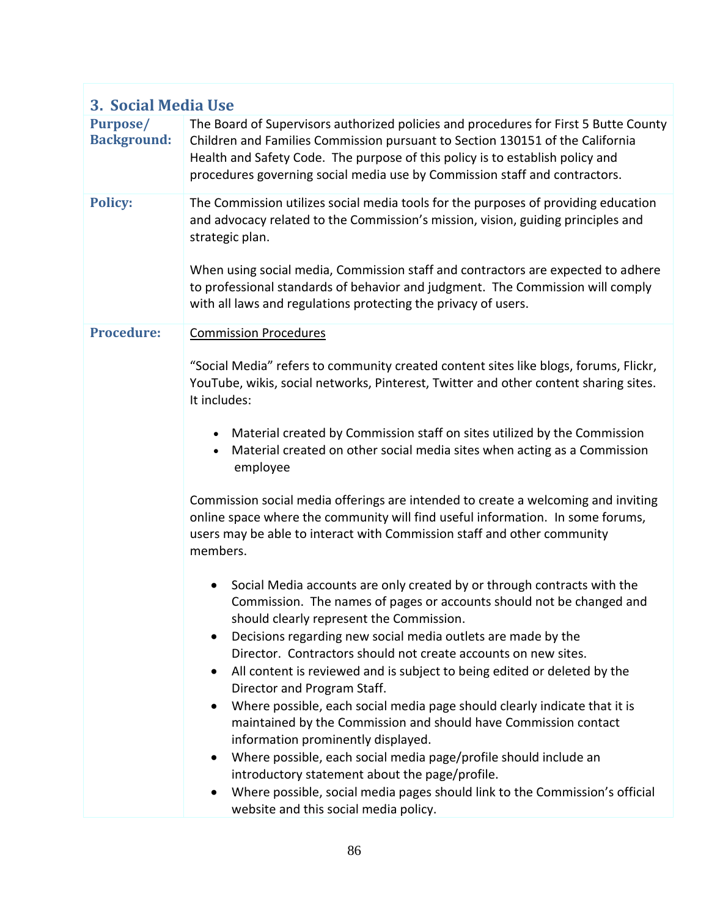## 3. Social Media Use

| | |
|---|---|
| **Purpose/ Background:** | The Board of Supervisors authorized policies and procedures for First 5 Butte County Children and Families Commission pursuant to Section 130151 of the California Health and Safety Code. The purpose of this policy is to establish policy and procedures governing social media use by Commission staff and contractors. |
| **Policy:** | The Commission utilizes social media tools for the purposes of providing education and advocacy related to the Commission's mission, vision, guiding principles and strategic plan.<br><br>When using social media, Commission staff and contractors are expected to adhere to professional standards of behavior and judgment. The Commission will comply with all laws and regulations protecting the privacy of users. |
| **Procedure:** | <u>Commission Procedures</u><br><br>"Social Media" refers to community created content sites like blogs, forums, Flickr, YouTube, wikis, social networks, Pinterest, Twitter and other content sharing sites. It includes:<br><br>• Material created by Commission staff on sites utilized by the Commission<br>• Material created on other social media sites when acting as a Commission employee<br><br>Commission social media offerings are intended to create a welcoming and inviting online space where the community will find useful information. In some forums, users may be able to interact with Commission staff and other community members.<br><br>• Social Media accounts are only created by or through contracts with the Commission. The names of pages or accounts should not be changed and should clearly represent the Commission.<br>• Decisions regarding new social media outlets are made by the Director. Contractors should not create accounts on new sites.<br>• All content is reviewed and is subject to being edited or deleted by the Director and Program Staff.<br>• Where possible, each social media page should clearly indicate that it is maintained by the Commission and should have Commission contact information prominently displayed.<br>• Where possible, each social media page/profile should include an introductory statement about the page/profile.<br>• Where possible, social media pages should link to the Commission's official website and this social media policy. |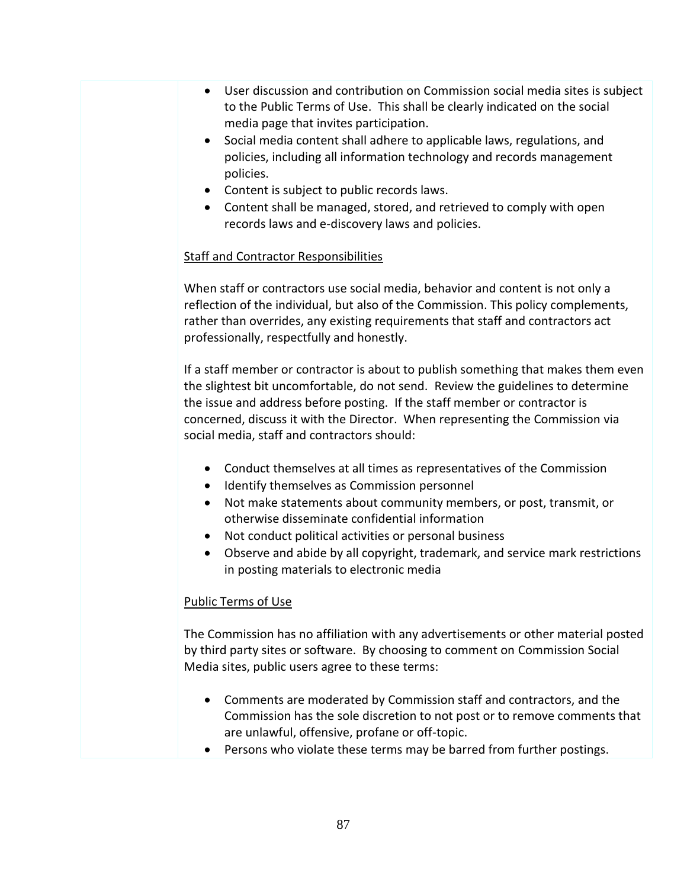- User discussion and contribution on Commission social media sites is subject to the Public Terms of Use. This shall be clearly indicated on the social media page that invites participation.
- Social media content shall adhere to applicable laws, regulations, and policies, including all information technology and records management policies.
- Content is subject to public records laws.
- Content shall be managed, stored, and retrieved to comply with open records laws and e-discovery laws and policies.

<u>Staff and Contractor Responsibilities</u>

When staff or contractors use social media, behavior and content is not only a reflection of the individual, but also of the Commission. This policy complements, rather than overrides, any existing requirements that staff and contractors act professionally, respectfully and honestly.

If a staff member or contractor is about to publish something that makes them even the slightest bit uncomfortable, do not send. Review the guidelines to determine the issue and address before posting. If the staff member or contractor is concerned, discuss it with the Director. When representing the Commission via social media, staff and contractors should:

- Conduct themselves at all times as representatives of the Commission
- Identify themselves as Commission personnel
- Not make statements about community members, or post, transmit, or otherwise disseminate confidential information
- Not conduct political activities or personal business
- Observe and abide by all copyright, trademark, and service mark restrictions in posting materials to electronic media

<u>Public Terms of Use</u>

The Commission has no affiliation with any advertisements or other material posted by third party sites or software. By choosing to comment on Commission Social Media sites, public users agree to these terms:

- Comments are moderated by Commission staff and contractors, and the Commission has the sole discretion to not post or to remove comments that are unlawful, offensive, profane or off-topic.
- Persons who violate these terms may be barred from further postings.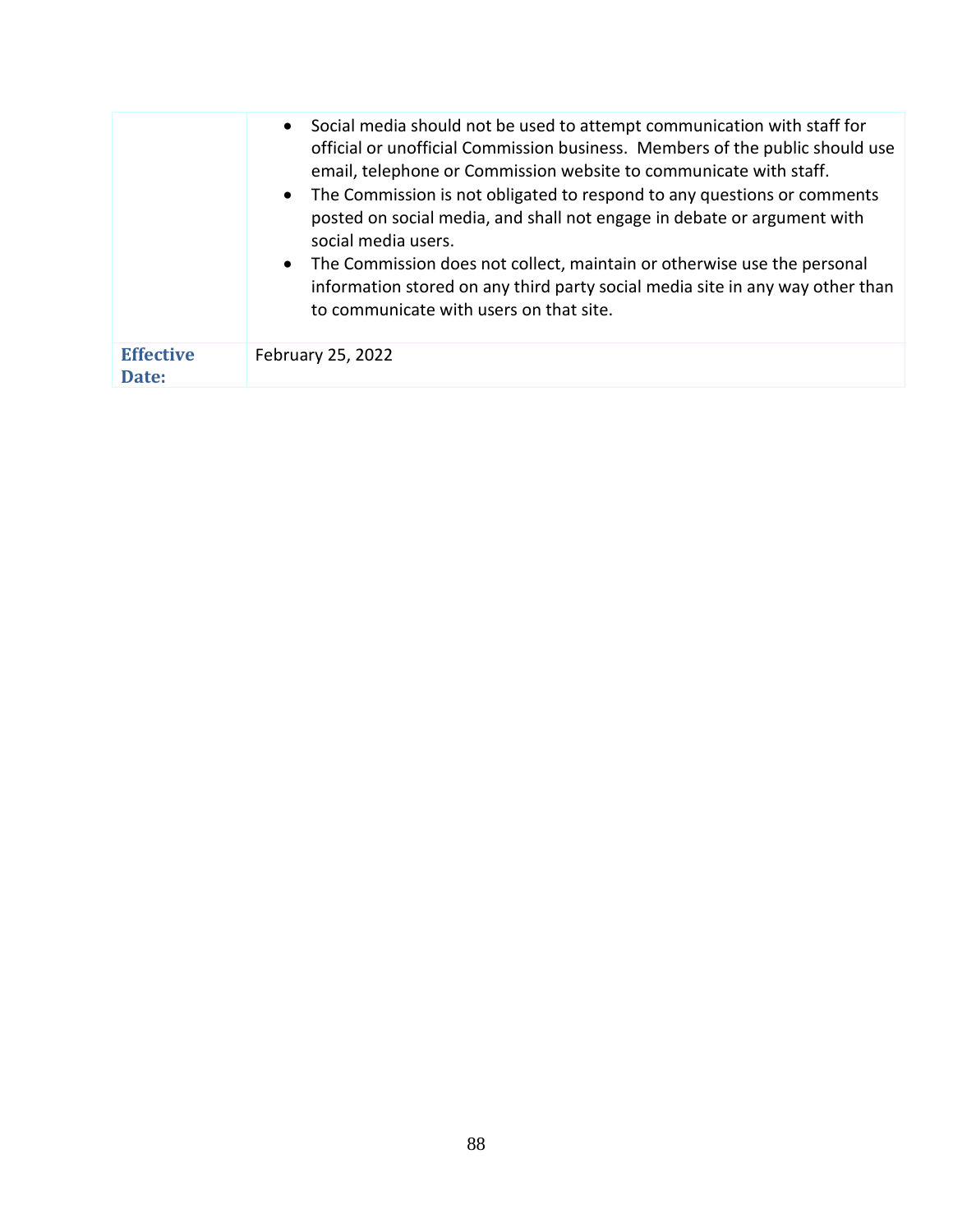| | |
|---|---|
| | • Social media should not be used to attempt communication with staff for official or unofficial Commission business. Members of the public should use email, telephone or Commission website to communicate with staff.<br>• The Commission is not obligated to respond to any questions or comments posted on social media, and shall not engage in debate or argument with social media users.<br>• The Commission does not collect, maintain or otherwise use the personal information stored on any third party social media site in any way other than to communicate with users on that site. |
| **Effective Date:** | February 25, 2022 |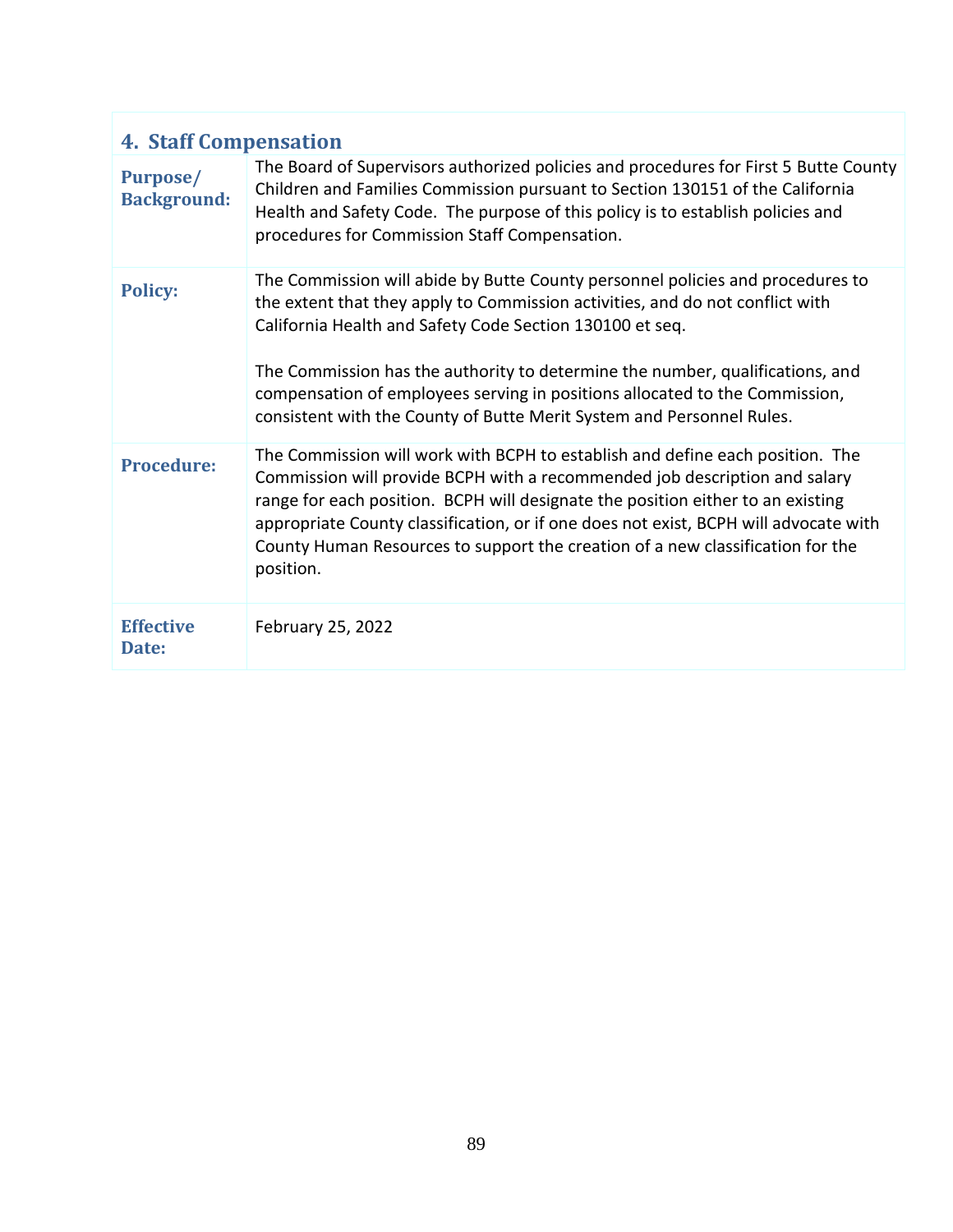## 4. Staff Compensation

| | |
|---|---|
| **Purpose/ Background:** | The Board of Supervisors authorized policies and procedures for First 5 Butte County Children and Families Commission pursuant to Section 130151 of the California Health and Safety Code. The purpose of this policy is to establish policies and procedures for Commission Staff Compensation. |
| **Policy:** | The Commission will abide by Butte County personnel policies and procedures to the extent that they apply to Commission activities, and do not conflict with California Health and Safety Code Section 130100 et seq.<br><br>The Commission has the authority to determine the number, qualifications, and compensation of employees serving in positions allocated to the Commission, consistent with the County of Butte Merit System and Personnel Rules. |
| **Procedure:** | The Commission will work with BCPH to establish and define each position. The Commission will provide BCPH with a recommended job description and salary range for each position. BCPH will designate the position either to an existing appropriate County classification, or if one does not exist, BCPH will advocate with County Human Resources to support the creation of a new classification for the position. |
| **Effective Date:** | February 25, 2022 |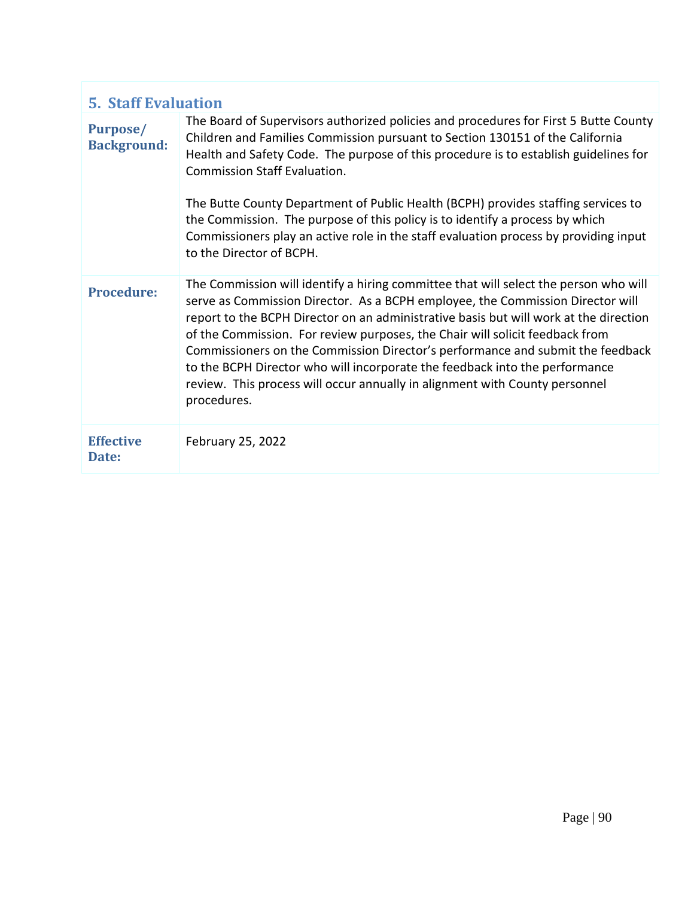## 5. Staff Evaluation

| | |
|---|---|
| **Purpose/ Background:** | The Board of Supervisors authorized policies and procedures for First 5 Butte County Children and Families Commission pursuant to Section 130151 of the California Health and Safety Code. The purpose of this procedure is to establish guidelines for Commission Staff Evaluation.<br><br>The Butte County Department of Public Health (BCPH) provides staffing services to the Commission. The purpose of this policy is to identify a process by which Commissioners play an active role in the staff evaluation process by providing input to the Director of BCPH. |
| **Procedure:** | The Commission will identify a hiring committee that will select the person who will serve as Commission Director. As a BCPH employee, the Commission Director will report to the BCPH Director on an administrative basis but will work at the direction of the Commission. For review purposes, the Chair will solicit feedback from Commissioners on the Commission Director's performance and submit the feedback to the BCPH Director who will incorporate the feedback into the performance review. This process will occur annually in alignment with County personnel procedures. |
| **Effective Date:** | February 25, 2022 |